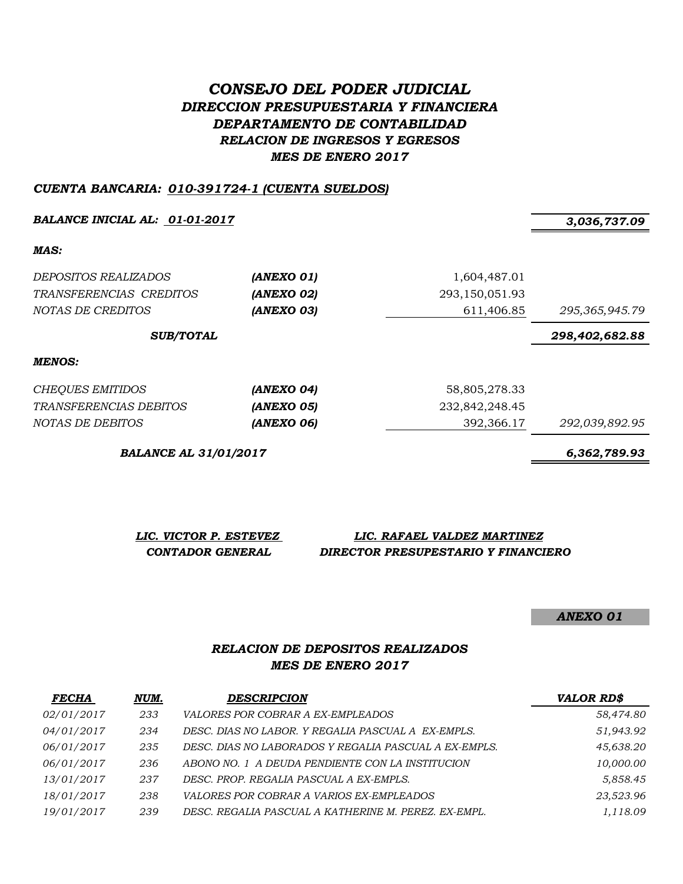# *CONSEJO DEL PODER JUDICIAL*
## *DIRECCION PRESUPUESTARIA Y FINANCIERA*
## *DEPARTAMENTO DE CONTABILIDAD*
### *RELACION DE INGRESOS Y EGRESOS*
### *MES DE ENERO 2017*

***CUENTA BANCARIA: 010-391724-1 (CUENTA SUELDOS)***

| | | | |
|---|---|---|---|
| ***BALANCE INICIAL AL: 01-01-2017*** | | | ***3,036,737.09*** |
| ***MAS:*** | | | |
| *DEPOSITOS REALIZADOS* | ***(ANEXO 01)*** | 1,604,487.01 | |
| *TRANSFERENCIAS CREDITOS* | ***(ANEXO 02)*** | 293,150,051.93 | |
| *NOTAS DE CREDITOS* | ***(ANEXO 03)*** | 611,406.85 | *295,365,945.79* |
| ***SUB/TOTAL*** | | | ***298,402,682.88*** |
| ***MENOS:*** | | | |
| *CHEQUES EMITIDOS* | ***(ANEXO 04)*** | 58,805,278.33 | |
| *TRANSFERENCIAS DEBITOS* | ***(ANEXO 05)*** | 232,842,248.45 | |
| *NOTAS DE DEBITOS* | ***(ANEXO 06)*** | 392,366.17 | *292,039,892.95* |
| ***BALANCE AL 31/01/2017*** | | | ***6,362,789.93*** |

| | |
|---|---|
| ***LIC. VICTOR P. ESTEVEZ*** | ***LIC. RAFAEL VALDEZ MARTINEZ*** |
| ***CONTADOR GENERAL*** | ***DIRECTOR PRESUPESTARIO Y FINANCIERO*** |

***ANEXO 01***

### *RELACION DE DEPOSITOS REALIZADOS*
### *MES DE ENERO 2017*

| ***FECHA*** | ***NUM.*** | ***DESCRIPCION*** | ***VALOR RD$*** |
|---|---|---|---|
| *02/01/2017* | *233* | *VALORES POR COBRAR A EX-EMPLEADOS* | *58,474.80* |
| *04/01/2017* | *234* | *DESC. DIAS NO LABOR. Y REGALIA PASCUAL A EX-EMPLS.* | *51,943.92* |
| *06/01/2017* | *235* | *DESC. DIAS NO LABORADOS Y REGALIA PASCUAL A EX-EMPLS.* | *45,638.20* |
| *06/01/2017* | *236* | *ABONO NO. 1 A DEUDA PENDIENTE CON LA INSTITUCION* | *10,000.00* |
| *13/01/2017* | *237* | *DESC. PROP. REGALIA PASCUAL A EX-EMPLS.* | *5,858.45* |
| *18/01/2017* | *238* | *VALORES POR COBRAR A VARIOS EX-EMPLEADOS* | *23,523.96* |
| *19/01/2017* | *239* | *DESC. REGALIA PASCUAL A KATHERINE M. PEREZ. EX-EMPL.* | *1,118.09* |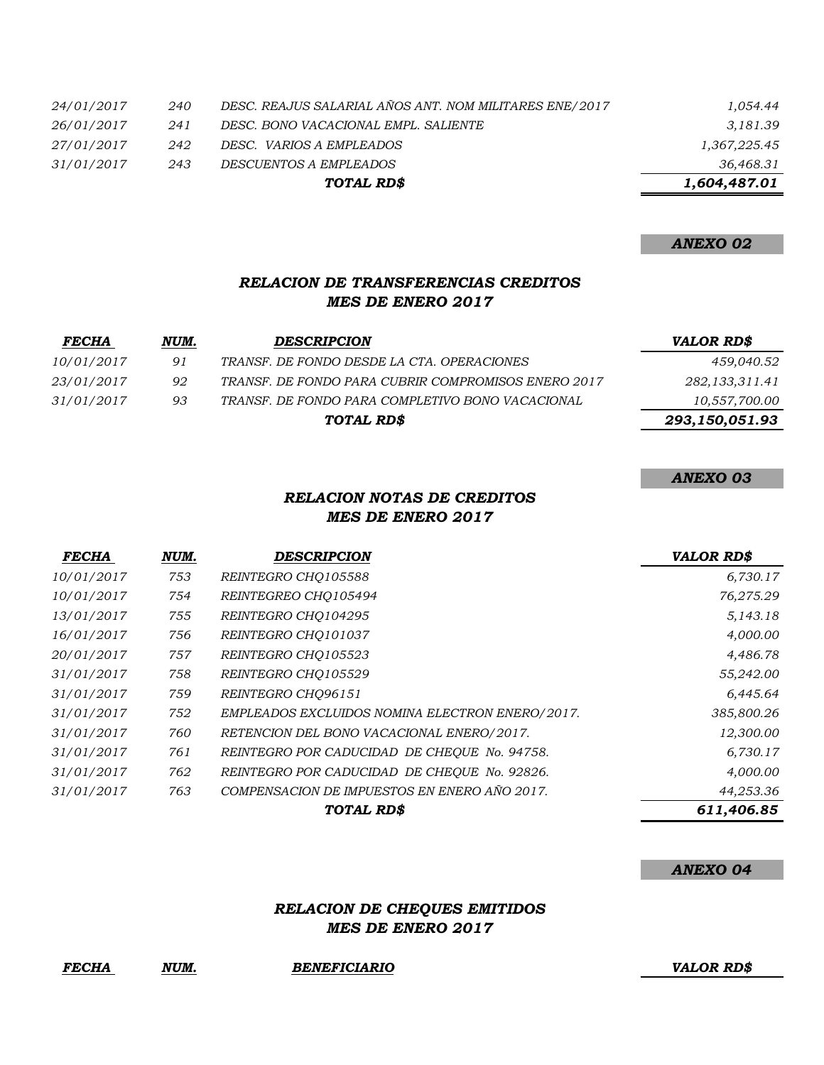| | | | |
|---|---|---|---|
| *24/01/2017* | *240* | *DESC. REAJUS SALARIAL AÑOS ANT. NOM MILITARES ENE/2017* | *1,054.44* |
| *26/01/2017* | *241* | *DESC. BONO VACACIONAL EMPL. SALIENTE* | *3,181.39* |
| *27/01/2017* | *242* | *DESC. VARIOS A EMPLEADOS* | *1,367,225.45* |
| *31/01/2017* | *243* | *DESCUENTOS A EMPLEADOS* | *36,468.31* |
| | | ***TOTAL RD$*** | ***1,604,487.01*** |

***ANEXO 02***

## *RELACION DE TRANSFERENCIAS CREDITOS*
## *MES DE ENERO 2017*

| *FECHA* | *NUM.* | *DESCRIPCION* | *VALOR RD$* |
|---|---|---|---|
| *10/01/2017* | *91* | *TRANSF. DE FONDO DESDE LA CTA. OPERACIONES* | *459,040.52* |
| *23/01/2017* | *92* | *TRANSF. DE FONDO PARA CUBRIR COMPROMISOS ENERO 2017* | *282,133,311.41* |
| *31/01/2017* | *93* | *TRANSF. DE FONDO PARA COMPLETIVO BONO VACACIONAL* | *10,557,700.00* |
| | | ***TOTAL RD$*** | ***293,150,051.93*** |

***ANEXO 03***

## *RELACION NOTAS DE CREDITOS*
## *MES DE ENERO 2017*

| *FECHA* | *NUM.* | *DESCRIPCION* | *VALOR RD$* |
|---|---|---|---|
| *10/01/2017* | *753* | *REINTEGRO CHQ105588* | *6,730.17* |
| *10/01/2017* | *754* | *REINTEGREO CHQ105494* | *76,275.29* |
| *13/01/2017* | *755* | *REINTEGRO CHQ104295* | *5,143.18* |
| *16/01/2017* | *756* | *REINTEGRO CHQ101037* | *4,000.00* |
| *20/01/2017* | *757* | *REINTEGRO CHQ105523* | *4,486.78* |
| *31/01/2017* | *758* | *REINTEGRO CHQ105529* | *55,242.00* |
| *31/01/2017* | *759* | *REINTEGRO CHQ96151* | *6,445.64* |
| *31/01/2017* | *752* | *EMPLEADOS EXCLUIDOS NOMINA ELECTRON ENERO/2017.* | *385,800.26* |
| *31/01/2017* | *760* | *RETENCION DEL BONO VACACIONAL ENERO/2017.* | *12,300.00* |
| *31/01/2017* | *761* | *REINTEGRO POR CADUCIDAD DE CHEQUE No. 94758.* | *6,730.17* |
| *31/01/2017* | *762* | *REINTEGRO POR CADUCIDAD DE CHEQUE No. 92826.* | *4,000.00* |
| *31/01/2017* | *763* | *COMPENSACION DE IMPUESTOS EN ENERO AÑO 2017.* | *44,253.36* |
| | | ***TOTAL RD$*** | ***611,406.85*** |

***ANEXO 04***

## *RELACION DE CHEQUES EMITIDOS*
## *MES DE ENERO 2017*

| *FECHA* | *NUM.* | *BENEFICIARIO* | *VALOR RD$* |
|---|---|---|---|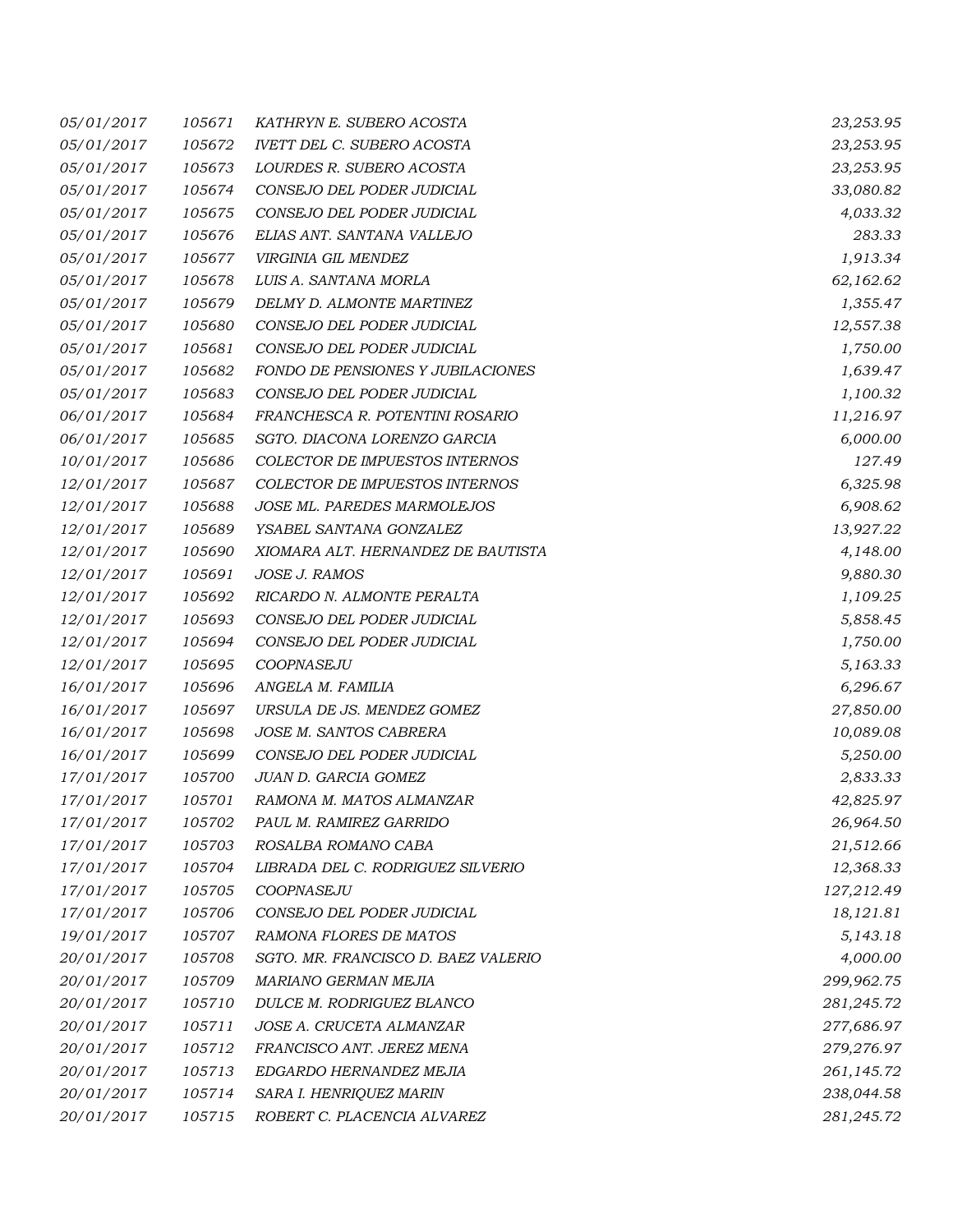| | | | |
|---|---|---|---|
| *05/01/2017* | *105671* | *KATHRYN E. SUBERO ACOSTA* | *23,253.95* |
| *05/01/2017* | *105672* | *IVETT DEL C. SUBERO ACOSTA* | *23,253.95* |
| *05/01/2017* | *105673* | *LOURDES R. SUBERO ACOSTA* | *23,253.95* |
| *05/01/2017* | *105674* | *CONSEJO DEL PODER JUDICIAL* | *33,080.82* |
| *05/01/2017* | *105675* | *CONSEJO DEL PODER JUDICIAL* | *4,033.32* |
| *05/01/2017* | *105676* | *ELIAS ANT. SANTANA VALLEJO* | *283.33* |
| *05/01/2017* | *105677* | *VIRGINIA GIL MENDEZ* | *1,913.34* |
| *05/01/2017* | *105678* | *LUIS A. SANTANA MORLA* | *62,162.62* |
| *05/01/2017* | *105679* | *DELMY D. ALMONTE MARTINEZ* | *1,355.47* |
| *05/01/2017* | *105680* | *CONSEJO DEL PODER JUDICIAL* | *12,557.38* |
| *05/01/2017* | *105681* | *CONSEJO DEL PODER JUDICIAL* | *1,750.00* |
| *05/01/2017* | *105682* | *FONDO DE PENSIONES Y JUBILACIONES* | *1,639.47* |
| *05/01/2017* | *105683* | *CONSEJO DEL PODER JUDICIAL* | *1,100.32* |
| *06/01/2017* | *105684* | *FRANCHESCA R. POTENTINI ROSARIO* | *11,216.97* |
| *06/01/2017* | *105685* | *SGTO. DIACONA LORENZO GARCIA* | *6,000.00* |
| *10/01/2017* | *105686* | *COLECTOR DE IMPUESTOS INTERNOS* | *127.49* |
| *12/01/2017* | *105687* | *COLECTOR DE IMPUESTOS INTERNOS* | *6,325.98* |
| *12/01/2017* | *105688* | *JOSE ML. PAREDES MARMOLEJOS* | *6,908.62* |
| *12/01/2017* | *105689* | *YSABEL SANTANA GONZALEZ* | *13,927.22* |
| *12/01/2017* | *105690* | *XIOMARA ALT. HERNANDEZ DE BAUTISTA* | *4,148.00* |
| *12/01/2017* | *105691* | *JOSE J. RAMOS* | *9,880.30* |
| *12/01/2017* | *105692* | *RICARDO N. ALMONTE PERALTA* | *1,109.25* |
| *12/01/2017* | *105693* | *CONSEJO DEL PODER JUDICIAL* | *5,858.45* |
| *12/01/2017* | *105694* | *CONSEJO DEL PODER JUDICIAL* | *1,750.00* |
| *12/01/2017* | *105695* | *COOPNASEJU* | *5,163.33* |
| *16/01/2017* | *105696* | *ANGELA M. FAMILIA* | *6,296.67* |
| *16/01/2017* | *105697* | *URSULA DE JS. MENDEZ GOMEZ* | *27,850.00* |
| *16/01/2017* | *105698* | *JOSE M. SANTOS CABRERA* | *10,089.08* |
| *16/01/2017* | *105699* | *CONSEJO DEL PODER JUDICIAL* | *5,250.00* |
| *17/01/2017* | *105700* | *JUAN D. GARCIA GOMEZ* | *2,833.33* |
| *17/01/2017* | *105701* | *RAMONA M. MATOS ALMANZAR* | *42,825.97* |
| *17/01/2017* | *105702* | *PAUL M. RAMIREZ GARRIDO* | *26,964.50* |
| *17/01/2017* | *105703* | *ROSALBA ROMANO CABA* | *21,512.66* |
| *17/01/2017* | *105704* | *LIBRADA DEL C. RODRIGUEZ SILVERIO* | *12,368.33* |
| *17/01/2017* | *105705* | *COOPNASEJU* | *127,212.49* |
| *17/01/2017* | *105706* | *CONSEJO DEL PODER JUDICIAL* | *18,121.81* |
| *19/01/2017* | *105707* | *RAMONA FLORES DE MATOS* | *5,143.18* |
| *20/01/2017* | *105708* | *SGTO. MR. FRANCISCO D. BAEZ VALERIO* | *4,000.00* |
| *20/01/2017* | *105709* | *MARIANO GERMAN MEJIA* | *299,962.75* |
| *20/01/2017* | *105710* | *DULCE M. RODRIGUEZ BLANCO* | *281,245.72* |
| *20/01/2017* | *105711* | *JOSE A. CRUCETA ALMANZAR* | *277,686.97* |
| *20/01/2017* | *105712* | *FRANCISCO ANT. JEREZ MENA* | *279,276.97* |
| *20/01/2017* | *105713* | *EDGARDO HERNANDEZ MEJIA* | *261,145.72* |
| *20/01/2017* | *105714* | *SARA I. HENRIQUEZ MARIN* | *238,044.58* |
| *20/01/2017* | *105715* | *ROBERT C. PLACENCIA ALVAREZ* | *281,245.72* |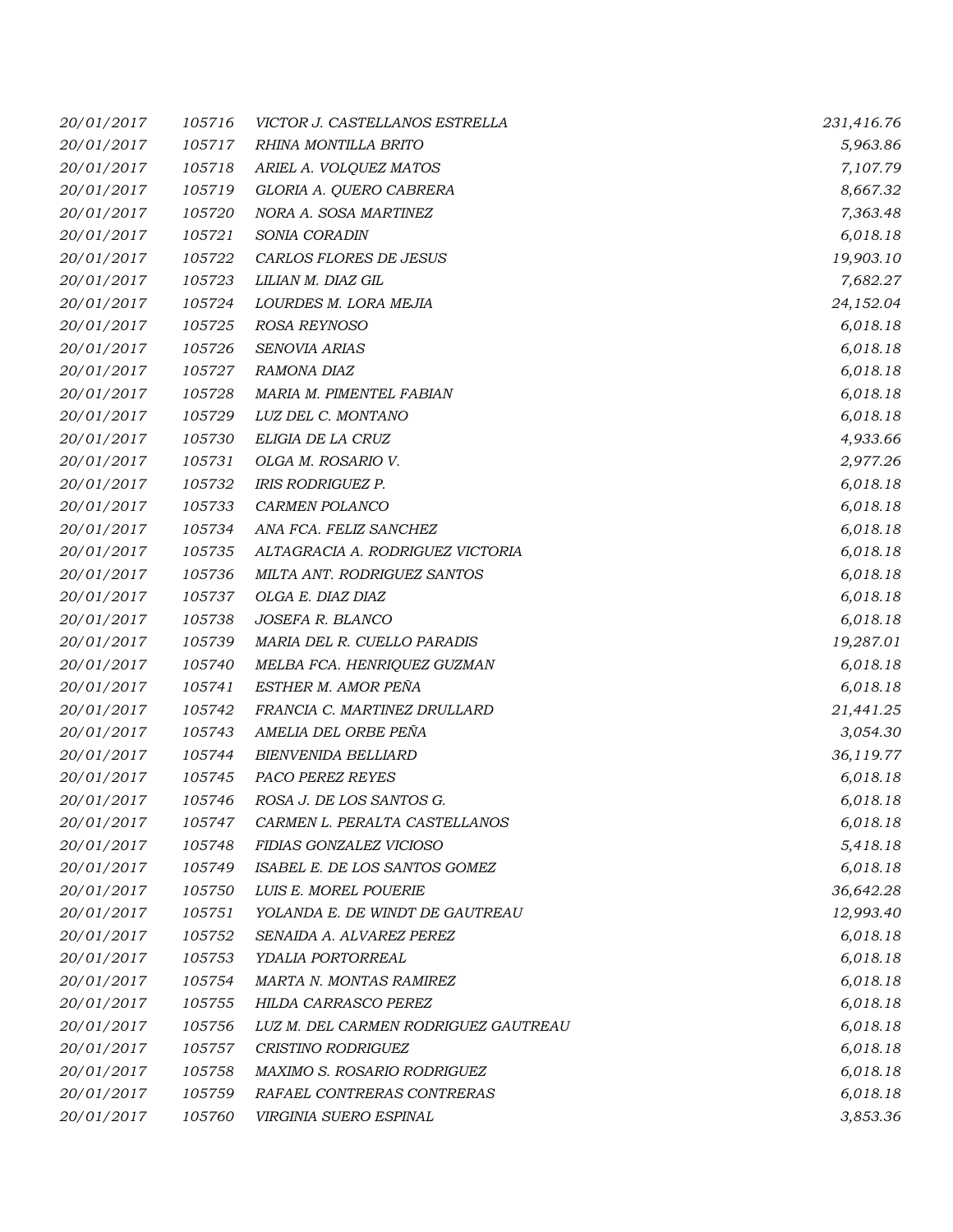| | | | |
|---|---|---|---|
| 20/01/2017 | 105716 | VICTOR J. CASTELLANOS ESTRELLA | 231,416.76 |
| 20/01/2017 | 105717 | RHINA MONTILLA BRITO | 5,963.86 |
| 20/01/2017 | 105718 | ARIEL A. VOLQUEZ MATOS | 7,107.79 |
| 20/01/2017 | 105719 | GLORIA A. QUERO CABRERA | 8,667.32 |
| 20/01/2017 | 105720 | NORA A. SOSA MARTINEZ | 7,363.48 |
| 20/01/2017 | 105721 | SONIA CORADIN | 6,018.18 |
| 20/01/2017 | 105722 | CARLOS FLORES DE JESUS | 19,903.10 |
| 20/01/2017 | 105723 | LILIAN M. DIAZ GIL | 7,682.27 |
| 20/01/2017 | 105724 | LOURDES M. LORA MEJIA | 24,152.04 |
| 20/01/2017 | 105725 | ROSA REYNOSO | 6,018.18 |
| 20/01/2017 | 105726 | SENOVIA ARIAS | 6,018.18 |
| 20/01/2017 | 105727 | RAMONA DIAZ | 6,018.18 |
| 20/01/2017 | 105728 | MARIA M. PIMENTEL FABIAN | 6,018.18 |
| 20/01/2017 | 105729 | LUZ DEL C. MONTANO | 6,018.18 |
| 20/01/2017 | 105730 | ELIGIA DE LA CRUZ | 4,933.66 |
| 20/01/2017 | 105731 | OLGA M. ROSARIO V. | 2,977.26 |
| 20/01/2017 | 105732 | IRIS RODRIGUEZ P. | 6,018.18 |
| 20/01/2017 | 105733 | CARMEN POLANCO | 6,018.18 |
| 20/01/2017 | 105734 | ANA FCA. FELIZ SANCHEZ | 6,018.18 |
| 20/01/2017 | 105735 | ALTAGRACIA A. RODRIGUEZ VICTORIA | 6,018.18 |
| 20/01/2017 | 105736 | MILTA ANT. RODRIGUEZ SANTOS | 6,018.18 |
| 20/01/2017 | 105737 | OLGA E. DIAZ DIAZ | 6,018.18 |
| 20/01/2017 | 105738 | JOSEFA R. BLANCO | 6,018.18 |
| 20/01/2017 | 105739 | MARIA DEL R. CUELLO PARADIS | 19,287.01 |
| 20/01/2017 | 105740 | MELBA FCA. HENRIQUEZ GUZMAN | 6,018.18 |
| 20/01/2017 | 105741 | ESTHER M. AMOR PEÑA | 6,018.18 |
| 20/01/2017 | 105742 | FRANCIA C. MARTINEZ DRULLARD | 21,441.25 |
| 20/01/2017 | 105743 | AMELIA DEL ORBE PEÑA | 3,054.30 |
| 20/01/2017 | 105744 | BIENVENIDA BELLIARD | 36,119.77 |
| 20/01/2017 | 105745 | PACO PEREZ REYES | 6,018.18 |
| 20/01/2017 | 105746 | ROSA J. DE LOS SANTOS G. | 6,018.18 |
| 20/01/2017 | 105747 | CARMEN L. PERALTA CASTELLANOS | 6,018.18 |
| 20/01/2017 | 105748 | FIDIAS GONZALEZ VICIOSO | 5,418.18 |
| 20/01/2017 | 105749 | ISABEL E. DE LOS SANTOS GOMEZ | 6,018.18 |
| 20/01/2017 | 105750 | LUIS E. MOREL POUERIE | 36,642.28 |
| 20/01/2017 | 105751 | YOLANDA E. DE WINDT DE GAUTREAU | 12,993.40 |
| 20/01/2017 | 105752 | SENAIDA A. ALVAREZ PEREZ | 6,018.18 |
| 20/01/2017 | 105753 | YDALIA PORTORREAL | 6,018.18 |
| 20/01/2017 | 105754 | MARTA N. MONTAS RAMIREZ | 6,018.18 |
| 20/01/2017 | 105755 | HILDA CARRASCO PEREZ | 6,018.18 |
| 20/01/2017 | 105756 | LUZ M. DEL CARMEN RODRIGUEZ GAUTREAU | 6,018.18 |
| 20/01/2017 | 105757 | CRISTINO RODRIGUEZ | 6,018.18 |
| 20/01/2017 | 105758 | MAXIMO S. ROSARIO RODRIGUEZ | 6,018.18 |
| 20/01/2017 | 105759 | RAFAEL CONTRERAS CONTRERAS | 6,018.18 |
| 20/01/2017 | 105760 | VIRGINIA SUERO ESPINAL | 3,853.36 |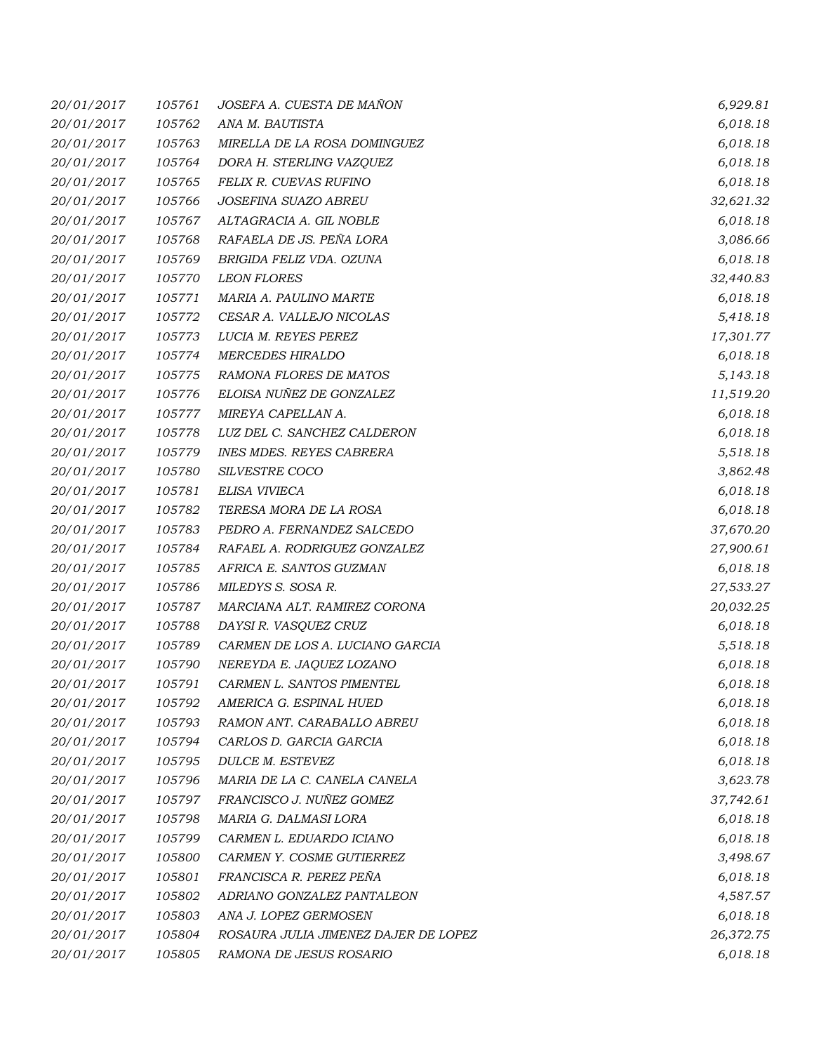| | | | |
|---|---|---|---|
| *20/01/2017* | *105761* | *JOSEFA A. CUESTA DE MAÑON* | *6,929.81* |
| *20/01/2017* | *105762* | *ANA M. BAUTISTA* | *6,018.18* |
| *20/01/2017* | *105763* | *MIRELLA DE LA ROSA DOMINGUEZ* | *6,018.18* |
| *20/01/2017* | *105764* | *DORA H. STERLING VAZQUEZ* | *6,018.18* |
| *20/01/2017* | *105765* | *FELIX R. CUEVAS RUFINO* | *6,018.18* |
| *20/01/2017* | *105766* | *JOSEFINA SUAZO ABREU* | *32,621.32* |
| *20/01/2017* | *105767* | *ALTAGRACIA A. GIL NOBLE* | *6,018.18* |
| *20/01/2017* | *105768* | *RAFAELA DE JS. PEÑA LORA* | *3,086.66* |
| *20/01/2017* | *105769* | *BRIGIDA FELIZ VDA. OZUNA* | *6,018.18* |
| *20/01/2017* | *105770* | *LEON FLORES* | *32,440.83* |
| *20/01/2017* | *105771* | *MARIA A. PAULINO MARTE* | *6,018.18* |
| *20/01/2017* | *105772* | *CESAR A. VALLEJO NICOLAS* | *5,418.18* |
| *20/01/2017* | *105773* | *LUCIA M. REYES PEREZ* | *17,301.77* |
| *20/01/2017* | *105774* | *MERCEDES HIRALDO* | *6,018.18* |
| *20/01/2017* | *105775* | *RAMONA FLORES DE MATOS* | *5,143.18* |
| *20/01/2017* | *105776* | *ELOISA NUÑEZ DE GONZALEZ* | *11,519.20* |
| *20/01/2017* | *105777* | *MIREYA CAPELLAN A.* | *6,018.18* |
| *20/01/2017* | *105778* | *LUZ DEL C. SANCHEZ CALDERON* | *6,018.18* |
| *20/01/2017* | *105779* | *INES MDES. REYES CABRERA* | *5,518.18* |
| *20/01/2017* | *105780* | *SILVESTRE COCO* | *3,862.48* |
| *20/01/2017* | *105781* | *ELISA VIVIECA* | *6,018.18* |
| *20/01/2017* | *105782* | *TERESA MORA DE LA ROSA* | *6,018.18* |
| *20/01/2017* | *105783* | *PEDRO A. FERNANDEZ SALCEDO* | *37,670.20* |
| *20/01/2017* | *105784* | *RAFAEL A. RODRIGUEZ GONZALEZ* | *27,900.61* |
| *20/01/2017* | *105785* | *AFRICA E. SANTOS GUZMAN* | *6,018.18* |
| *20/01/2017* | *105786* | *MILEDYS S. SOSA R.* | *27,533.27* |
| *20/01/2017* | *105787* | *MARCIANA ALT. RAMIREZ CORONA* | *20,032.25* |
| *20/01/2017* | *105788* | *DAYSI R. VASQUEZ CRUZ* | *6,018.18* |
| *20/01/2017* | *105789* | *CARMEN DE LOS A. LUCIANO GARCIA* | *5,518.18* |
| *20/01/2017* | *105790* | *NEREYDA E. JAQUEZ LOZANO* | *6,018.18* |
| *20/01/2017* | *105791* | *CARMEN L. SANTOS PIMENTEL* | *6,018.18* |
| *20/01/2017* | *105792* | *AMERICA G. ESPINAL HUED* | *6,018.18* |
| *20/01/2017* | *105793* | *RAMON ANT. CARABALLO ABREU* | *6,018.18* |
| *20/01/2017* | *105794* | *CARLOS D. GARCIA GARCIA* | *6,018.18* |
| *20/01/2017* | *105795* | *DULCE M. ESTEVEZ* | *6,018.18* |
| *20/01/2017* | *105796* | *MARIA DE LA C. CANELA CANELA* | *3,623.78* |
| *20/01/2017* | *105797* | *FRANCISCO J. NUÑEZ GOMEZ* | *37,742.61* |
| *20/01/2017* | *105798* | *MARIA G. DALMASI LORA* | *6,018.18* |
| *20/01/2017* | *105799* | *CARMEN L. EDUARDO ICIANO* | *6,018.18* |
| *20/01/2017* | *105800* | *CARMEN Y. COSME GUTIERREZ* | *3,498.67* |
| *20/01/2017* | *105801* | *FRANCISCA R. PEREZ PEÑA* | *6,018.18* |
| *20/01/2017* | *105802* | *ADRIANO GONZALEZ PANTALEON* | *4,587.57* |
| *20/01/2017* | *105803* | *ANA J. LOPEZ GERMOSEN* | *6,018.18* |
| *20/01/2017* | *105804* | *ROSAURA JULIA JIMENEZ DAJER DE LOPEZ* | *26,372.75* |
| *20/01/2017* | *105805* | *RAMONA DE JESUS ROSARIO* | *6,018.18* |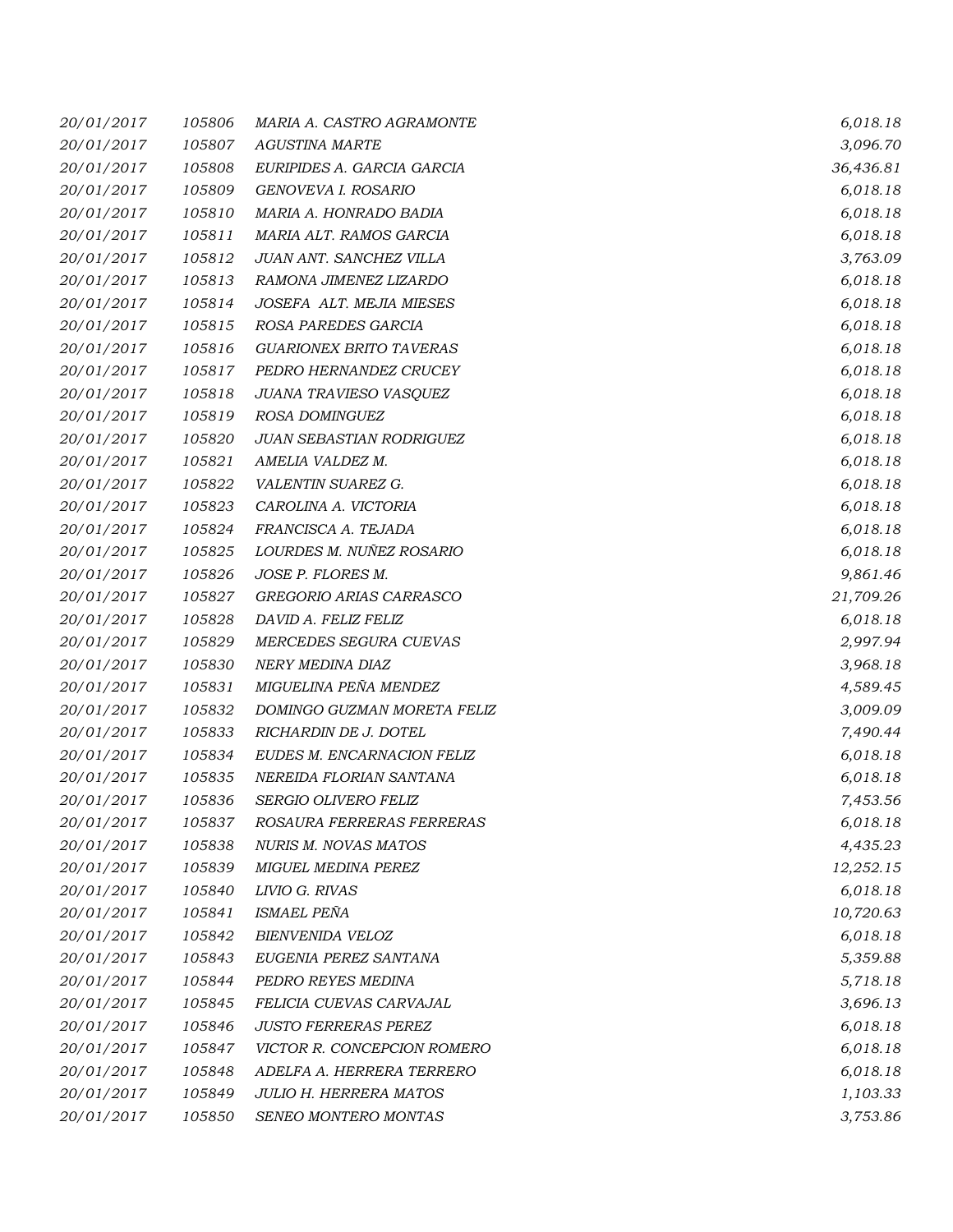| | | | |
|---|---|---|---|
| 20/01/2017 | 105806 | MARIA A. CASTRO AGRAMONTE | 6,018.18 |
| 20/01/2017 | 105807 | AGUSTINA MARTE | 3,096.70 |
| 20/01/2017 | 105808 | EURIPIDES A. GARCIA GARCIA | 36,436.81 |
| 20/01/2017 | 105809 | GENOVEVA I. ROSARIO | 6,018.18 |
| 20/01/2017 | 105810 | MARIA A. HONRADO BADIA | 6,018.18 |
| 20/01/2017 | 105811 | MARIA ALT. RAMOS GARCIA | 6,018.18 |
| 20/01/2017 | 105812 | JUAN ANT. SANCHEZ VILLA | 3,763.09 |
| 20/01/2017 | 105813 | RAMONA JIMENEZ LIZARDO | 6,018.18 |
| 20/01/2017 | 105814 | JOSEFA ALT. MEJIA MIESES | 6,018.18 |
| 20/01/2017 | 105815 | ROSA PAREDES GARCIA | 6,018.18 |
| 20/01/2017 | 105816 | GUARIONEX BRITO TAVERAS | 6,018.18 |
| 20/01/2017 | 105817 | PEDRO HERNANDEZ CRUCEY | 6,018.18 |
| 20/01/2017 | 105818 | JUANA TRAVIESO VASQUEZ | 6,018.18 |
| 20/01/2017 | 105819 | ROSA DOMINGUEZ | 6,018.18 |
| 20/01/2017 | 105820 | JUAN SEBASTIAN RODRIGUEZ | 6,018.18 |
| 20/01/2017 | 105821 | AMELIA VALDEZ M. | 6,018.18 |
| 20/01/2017 | 105822 | VALENTIN SUAREZ G. | 6,018.18 |
| 20/01/2017 | 105823 | CAROLINA A. VICTORIA | 6,018.18 |
| 20/01/2017 | 105824 | FRANCISCA A. TEJADA | 6,018.18 |
| 20/01/2017 | 105825 | LOURDES M. NUÑEZ ROSARIO | 6,018.18 |
| 20/01/2017 | 105826 | JOSE P. FLORES M. | 9,861.46 |
| 20/01/2017 | 105827 | GREGORIO ARIAS CARRASCO | 21,709.26 |
| 20/01/2017 | 105828 | DAVID A. FELIZ FELIZ | 6,018.18 |
| 20/01/2017 | 105829 | MERCEDES SEGURA CUEVAS | 2,997.94 |
| 20/01/2017 | 105830 | NERY MEDINA DIAZ | 3,968.18 |
| 20/01/2017 | 105831 | MIGUELINA PEÑA MENDEZ | 4,589.45 |
| 20/01/2017 | 105832 | DOMINGO GUZMAN MORETA FELIZ | 3,009.09 |
| 20/01/2017 | 105833 | RICHARDIN DE J. DOTEL | 7,490.44 |
| 20/01/2017 | 105834 | EUDES M. ENCARNACION FELIZ | 6,018.18 |
| 20/01/2017 | 105835 | NEREIDA FLORIAN SANTANA | 6,018.18 |
| 20/01/2017 | 105836 | SERGIO OLIVERO FELIZ | 7,453.56 |
| 20/01/2017 | 105837 | ROSAURA FERRERAS FERRERAS | 6,018.18 |
| 20/01/2017 | 105838 | NURIS M. NOVAS MATOS | 4,435.23 |
| 20/01/2017 | 105839 | MIGUEL MEDINA PEREZ | 12,252.15 |
| 20/01/2017 | 105840 | LIVIO G. RIVAS | 6,018.18 |
| 20/01/2017 | 105841 | ISMAEL PEÑA | 10,720.63 |
| 20/01/2017 | 105842 | BIENVENIDA VELOZ | 6,018.18 |
| 20/01/2017 | 105843 | EUGENIA PEREZ SANTANA | 5,359.88 |
| 20/01/2017 | 105844 | PEDRO REYES MEDINA | 5,718.18 |
| 20/01/2017 | 105845 | FELICIA CUEVAS CARVAJAL | 3,696.13 |
| 20/01/2017 | 105846 | JUSTO FERRERAS PEREZ | 6,018.18 |
| 20/01/2017 | 105847 | VICTOR R. CONCEPCION ROMERO | 6,018.18 |
| 20/01/2017 | 105848 | ADELFA A. HERRERA TERRERO | 6,018.18 |
| 20/01/2017 | 105849 | JULIO H. HERRERA MATOS | 1,103.33 |
| 20/01/2017 | 105850 | SENEO MONTERO MONTAS | 3,753.86 |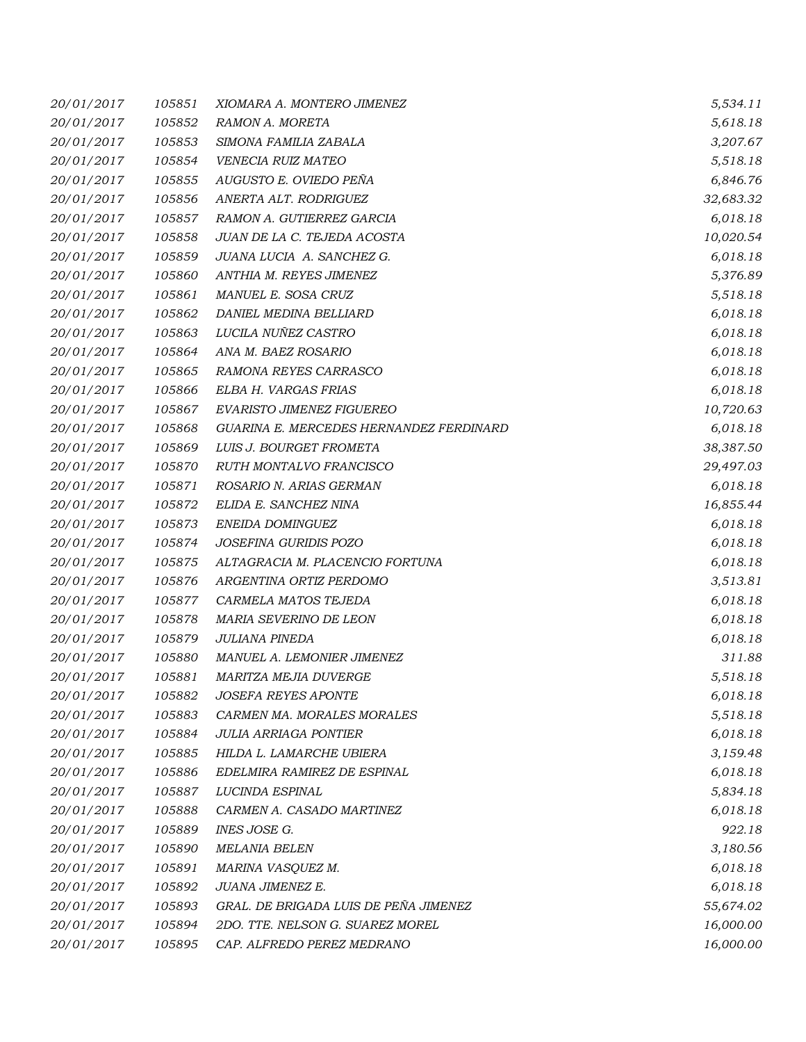| | | | |
|---|---|---|---|
| 20/01/2017 | 105851 | XIOMARA A. MONTERO JIMENEZ | 5,534.11 |
| 20/01/2017 | 105852 | RAMON A. MORETA | 5,618.18 |
| 20/01/2017 | 105853 | SIMONA FAMILIA ZABALA | 3,207.67 |
| 20/01/2017 | 105854 | VENECIA RUIZ MATEO | 5,518.18 |
| 20/01/2017 | 105855 | AUGUSTO E. OVIEDO PEÑA | 6,846.76 |
| 20/01/2017 | 105856 | ANERTA ALT. RODRIGUEZ | 32,683.32 |
| 20/01/2017 | 105857 | RAMON A. GUTIERREZ GARCIA | 6,018.18 |
| 20/01/2017 | 105858 | JUAN DE LA C. TEJEDA ACOSTA | 10,020.54 |
| 20/01/2017 | 105859 | JUANA LUCIA A. SANCHEZ G. | 6,018.18 |
| 20/01/2017 | 105860 | ANTHIA M. REYES JIMENEZ | 5,376.89 |
| 20/01/2017 | 105861 | MANUEL E. SOSA CRUZ | 5,518.18 |
| 20/01/2017 | 105862 | DANIEL MEDINA BELLIARD | 6,018.18 |
| 20/01/2017 | 105863 | LUCILA NUÑEZ CASTRO | 6,018.18 |
| 20/01/2017 | 105864 | ANA M. BAEZ ROSARIO | 6,018.18 |
| 20/01/2017 | 105865 | RAMONA REYES CARRASCO | 6,018.18 |
| 20/01/2017 | 105866 | ELBA H. VARGAS FRIAS | 6,018.18 |
| 20/01/2017 | 105867 | EVARISTO JIMENEZ FIGUEREO | 10,720.63 |
| 20/01/2017 | 105868 | GUARINA E. MERCEDES HERNANDEZ FERDINARD | 6,018.18 |
| 20/01/2017 | 105869 | LUIS J. BOURGET FROMETA | 38,387.50 |
| 20/01/2017 | 105870 | RUTH MONTALVO FRANCISCO | 29,497.03 |
| 20/01/2017 | 105871 | ROSARIO N. ARIAS GERMAN | 6,018.18 |
| 20/01/2017 | 105872 | ELIDA E. SANCHEZ NINA | 16,855.44 |
| 20/01/2017 | 105873 | ENEIDA DOMINGUEZ | 6,018.18 |
| 20/01/2017 | 105874 | JOSEFINA GURIDIS POZO | 6,018.18 |
| 20/01/2017 | 105875 | ALTAGRACIA M. PLACENCIO FORTUNA | 6,018.18 |
| 20/01/2017 | 105876 | ARGENTINA ORTIZ PERDOMO | 3,513.81 |
| 20/01/2017 | 105877 | CARMELA MATOS TEJEDA | 6,018.18 |
| 20/01/2017 | 105878 | MARIA SEVERINO DE LEON | 6,018.18 |
| 20/01/2017 | 105879 | JULIANA PINEDA | 6,018.18 |
| 20/01/2017 | 105880 | MANUEL A. LEMONIER JIMENEZ | 311.88 |
| 20/01/2017 | 105881 | MARITZA MEJIA DUVERGE | 5,518.18 |
| 20/01/2017 | 105882 | JOSEFA REYES APONTE | 6,018.18 |
| 20/01/2017 | 105883 | CARMEN MA. MORALES MORALES | 5,518.18 |
| 20/01/2017 | 105884 | JULIA ARRIAGA PONTIER | 6,018.18 |
| 20/01/2017 | 105885 | HILDA L. LAMARCHE UBIERA | 3,159.48 |
| 20/01/2017 | 105886 | EDELMIRA RAMIREZ DE ESPINAL | 6,018.18 |
| 20/01/2017 | 105887 | LUCINDA ESPINAL | 5,834.18 |
| 20/01/2017 | 105888 | CARMEN A. CASADO MARTINEZ | 6,018.18 |
| 20/01/2017 | 105889 | INES JOSE G. | 922.18 |
| 20/01/2017 | 105890 | MELANIA BELEN | 3,180.56 |
| 20/01/2017 | 105891 | MARINA VASQUEZ M. | 6,018.18 |
| 20/01/2017 | 105892 | JUANA JIMENEZ E. | 6,018.18 |
| 20/01/2017 | 105893 | GRAL. DE BRIGADA LUIS DE PEÑA JIMENEZ | 55,674.02 |
| 20/01/2017 | 105894 | 2DO. TTE. NELSON G. SUAREZ MOREL | 16,000.00 |
| 20/01/2017 | 105895 | CAP. ALFREDO PEREZ MEDRANO | 16,000.00 |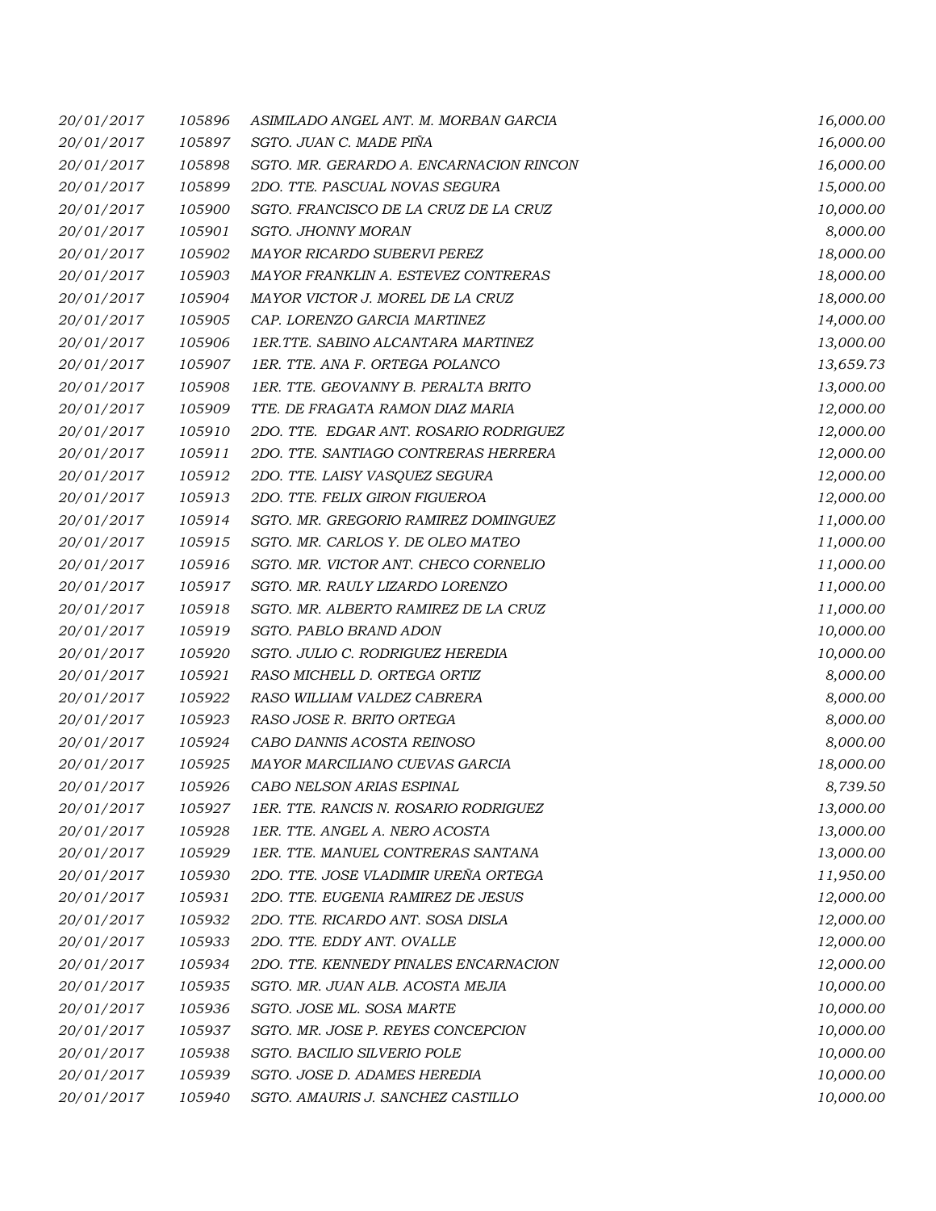| | | | |
|---|---|---|---|
| 20/01/2017 | 105896 | ASIMILADO ANGEL ANT. M. MORBAN GARCIA | 16,000.00 |
| 20/01/2017 | 105897 | SGTO. JUAN C. MADE PIÑA | 16,000.00 |
| 20/01/2017 | 105898 | SGTO. MR. GERARDO A. ENCARNACION RINCON | 16,000.00 |
| 20/01/2017 | 105899 | 2DO. TTE. PASCUAL NOVAS SEGURA | 15,000.00 |
| 20/01/2017 | 105900 | SGTO. FRANCISCO DE LA CRUZ DE LA CRUZ | 10,000.00 |
| 20/01/2017 | 105901 | SGTO. JHONNY MORAN | 8,000.00 |
| 20/01/2017 | 105902 | MAYOR RICARDO SUBERVI PEREZ | 18,000.00 |
| 20/01/2017 | 105903 | MAYOR FRANKLIN A. ESTEVEZ CONTRERAS | 18,000.00 |
| 20/01/2017 | 105904 | MAYOR VICTOR J. MOREL DE LA CRUZ | 18,000.00 |
| 20/01/2017 | 105905 | CAP. LORENZO GARCIA MARTINEZ | 14,000.00 |
| 20/01/2017 | 105906 | 1ER.TTE. SABINO ALCANTARA MARTINEZ | 13,000.00 |
| 20/01/2017 | 105907 | 1ER. TTE. ANA F. ORTEGA POLANCO | 13,659.73 |
| 20/01/2017 | 105908 | 1ER. TTE. GEOVANNY B. PERALTA BRITO | 13,000.00 |
| 20/01/2017 | 105909 | TTE. DE FRAGATA RAMON DIAZ MARIA | 12,000.00 |
| 20/01/2017 | 105910 | 2DO. TTE. EDGAR ANT. ROSARIO RODRIGUEZ | 12,000.00 |
| 20/01/2017 | 105911 | 2DO. TTE. SANTIAGO CONTRERAS HERRERA | 12,000.00 |
| 20/01/2017 | 105912 | 2DO. TTE. LAISY VASQUEZ SEGURA | 12,000.00 |
| 20/01/2017 | 105913 | 2DO. TTE. FELIX GIRON FIGUEROA | 12,000.00 |
| 20/01/2017 | 105914 | SGTO. MR. GREGORIO RAMIREZ DOMINGUEZ | 11,000.00 |
| 20/01/2017 | 105915 | SGTO. MR. CARLOS Y. DE OLEO MATEO | 11,000.00 |
| 20/01/2017 | 105916 | SGTO. MR. VICTOR ANT. CHECO CORNELIO | 11,000.00 |
| 20/01/2017 | 105917 | SGTO. MR. RAULY LIZARDO LORENZO | 11,000.00 |
| 20/01/2017 | 105918 | SGTO. MR. ALBERTO RAMIREZ DE LA CRUZ | 11,000.00 |
| 20/01/2017 | 105919 | SGTO. PABLO BRAND ADON | 10,000.00 |
| 20/01/2017 | 105920 | SGTO. JULIO C. RODRIGUEZ HEREDIA | 10,000.00 |
| 20/01/2017 | 105921 | RASO MICHELL D. ORTEGA ORTIZ | 8,000.00 |
| 20/01/2017 | 105922 | RASO WILLIAM VALDEZ CABRERA | 8,000.00 |
| 20/01/2017 | 105923 | RASO JOSE R. BRITO ORTEGA | 8,000.00 |
| 20/01/2017 | 105924 | CABO DANNIS ACOSTA REINOSO | 8,000.00 |
| 20/01/2017 | 105925 | MAYOR MARCILIANO CUEVAS GARCIA | 18,000.00 |
| 20/01/2017 | 105926 | CABO NELSON ARIAS ESPINAL | 8,739.50 |
| 20/01/2017 | 105927 | 1ER. TTE. RANCIS N. ROSARIO RODRIGUEZ | 13,000.00 |
| 20/01/2017 | 105928 | 1ER. TTE. ANGEL A. NERO ACOSTA | 13,000.00 |
| 20/01/2017 | 105929 | 1ER. TTE. MANUEL CONTRERAS SANTANA | 13,000.00 |
| 20/01/2017 | 105930 | 2DO. TTE. JOSE VLADIMIR UREÑA ORTEGA | 11,950.00 |
| 20/01/2017 | 105931 | 2DO. TTE. EUGENIA RAMIREZ DE JESUS | 12,000.00 |
| 20/01/2017 | 105932 | 2DO. TTE. RICARDO ANT. SOSA DISLA | 12,000.00 |
| 20/01/2017 | 105933 | 2DO. TTE. EDDY ANT. OVALLE | 12,000.00 |
| 20/01/2017 | 105934 | 2DO. TTE. KENNEDY PINALES ENCARNACION | 12,000.00 |
| 20/01/2017 | 105935 | SGTO. MR. JUAN ALB. ACOSTA MEJIA | 10,000.00 |
| 20/01/2017 | 105936 | SGTO. JOSE ML. SOSA MARTE | 10,000.00 |
| 20/01/2017 | 105937 | SGTO. MR. JOSE P. REYES CONCEPCION | 10,000.00 |
| 20/01/2017 | 105938 | SGTO. BACILIO SILVERIO POLE | 10,000.00 |
| 20/01/2017 | 105939 | SGTO. JOSE D. ADAMES HEREDIA | 10,000.00 |
| 20/01/2017 | 105940 | SGTO. AMAURIS J. SANCHEZ CASTILLO | 10,000.00 |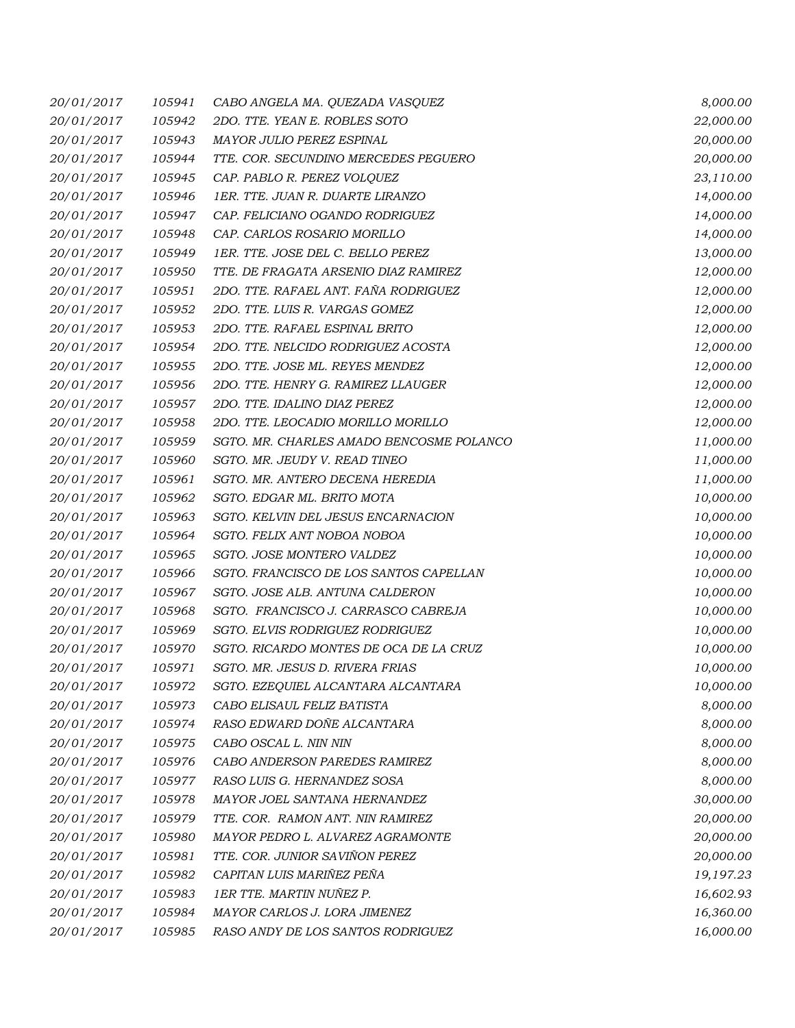| | | | |
|---|---|---|---|
| 20/01/2017 | 105941 | CABO ANGELA MA. QUEZADA VASQUEZ | 8,000.00 |
| 20/01/2017 | 105942 | 2DO. TTE. YEAN E. ROBLES SOTO | 22,000.00 |
| 20/01/2017 | 105943 | MAYOR JULIO PEREZ ESPINAL | 20,000.00 |
| 20/01/2017 | 105944 | TTE. COR. SECUNDINO MERCEDES PEGUERO | 20,000.00 |
| 20/01/2017 | 105945 | CAP. PABLO R. PEREZ VOLQUEZ | 23,110.00 |
| 20/01/2017 | 105946 | 1ER. TTE. JUAN R. DUARTE LIRANZO | 14,000.00 |
| 20/01/2017 | 105947 | CAP. FELICIANO OGANDO RODRIGUEZ | 14,000.00 |
| 20/01/2017 | 105948 | CAP. CARLOS ROSARIO MORILLO | 14,000.00 |
| 20/01/2017 | 105949 | 1ER. TTE. JOSE DEL C. BELLO PEREZ | 13,000.00 |
| 20/01/2017 | 105950 | TTE. DE FRAGATA ARSENIO DIAZ RAMIREZ | 12,000.00 |
| 20/01/2017 | 105951 | 2DO. TTE. RAFAEL ANT. FAÑA RODRIGUEZ | 12,000.00 |
| 20/01/2017 | 105952 | 2DO. TTE. LUIS R. VARGAS GOMEZ | 12,000.00 |
| 20/01/2017 | 105953 | 2DO. TTE. RAFAEL ESPINAL BRITO | 12,000.00 |
| 20/01/2017 | 105954 | 2DO. TTE. NELCIDO RODRIGUEZ ACOSTA | 12,000.00 |
| 20/01/2017 | 105955 | 2DO. TTE. JOSE ML. REYES MENDEZ | 12,000.00 |
| 20/01/2017 | 105956 | 2DO. TTE. HENRY G. RAMIREZ LLAUGER | 12,000.00 |
| 20/01/2017 | 105957 | 2DO. TTE. IDALINO DIAZ PEREZ | 12,000.00 |
| 20/01/2017 | 105958 | 2DO. TTE. LEOCADIO MORILLO MORILLO | 12,000.00 |
| 20/01/2017 | 105959 | SGTO. MR. CHARLES AMADO BENCOSME POLANCO | 11,000.00 |
| 20/01/2017 | 105960 | SGTO. MR. JEUDY V. READ TINEO | 11,000.00 |
| 20/01/2017 | 105961 | SGTO. MR. ANTERO DECENA HEREDIA | 11,000.00 |
| 20/01/2017 | 105962 | SGTO. EDGAR ML. BRITO MOTA | 10,000.00 |
| 20/01/2017 | 105963 | SGTO. KELVIN DEL JESUS ENCARNACION | 10,000.00 |
| 20/01/2017 | 105964 | SGTO. FELIX ANT NOBOA NOBOA | 10,000.00 |
| 20/01/2017 | 105965 | SGTO. JOSE MONTERO VALDEZ | 10,000.00 |
| 20/01/2017 | 105966 | SGTO. FRANCISCO DE LOS SANTOS CAPELLAN | 10,000.00 |
| 20/01/2017 | 105967 | SGTO. JOSE ALB. ANTUNA CALDERON | 10,000.00 |
| 20/01/2017 | 105968 | SGTO. FRANCISCO J. CARRASCO CABREJA | 10,000.00 |
| 20/01/2017 | 105969 | SGTO. ELVIS RODRIGUEZ RODRIGUEZ | 10,000.00 |
| 20/01/2017 | 105970 | SGTO. RICARDO MONTES DE OCA DE LA CRUZ | 10,000.00 |
| 20/01/2017 | 105971 | SGTO. MR. JESUS D. RIVERA FRIAS | 10,000.00 |
| 20/01/2017 | 105972 | SGTO. EZEQUIEL ALCANTARA ALCANTARA | 10,000.00 |
| 20/01/2017 | 105973 | CABO ELISAUL FELIZ BATISTA | 8,000.00 |
| 20/01/2017 | 105974 | RASO EDWARD DOÑE ALCANTARA | 8,000.00 |
| 20/01/2017 | 105975 | CABO OSCAL L. NIN NIN | 8,000.00 |
| 20/01/2017 | 105976 | CABO ANDERSON PAREDES RAMIREZ | 8,000.00 |
| 20/01/2017 | 105977 | RASO LUIS G. HERNANDEZ SOSA | 8,000.00 |
| 20/01/2017 | 105978 | MAYOR JOEL SANTANA HERNANDEZ | 30,000.00 |
| 20/01/2017 | 105979 | TTE. COR. RAMON ANT. NIN RAMIREZ | 20,000.00 |
| 20/01/2017 | 105980 | MAYOR PEDRO L. ALVAREZ AGRAMONTE | 20,000.00 |
| 20/01/2017 | 105981 | TTE. COR. JUNIOR SAVIÑON PEREZ | 20,000.00 |
| 20/01/2017 | 105982 | CAPITAN LUIS MARIÑEZ PEÑA | 19,197.23 |
| 20/01/2017 | 105983 | 1ER TTE. MARTIN NUÑEZ P. | 16,602.93 |
| 20/01/2017 | 105984 | MAYOR CARLOS J. LORA JIMENEZ | 16,360.00 |
| 20/01/2017 | 105985 | RASO ANDY DE LOS SANTOS RODRIGUEZ | 16,000.00 |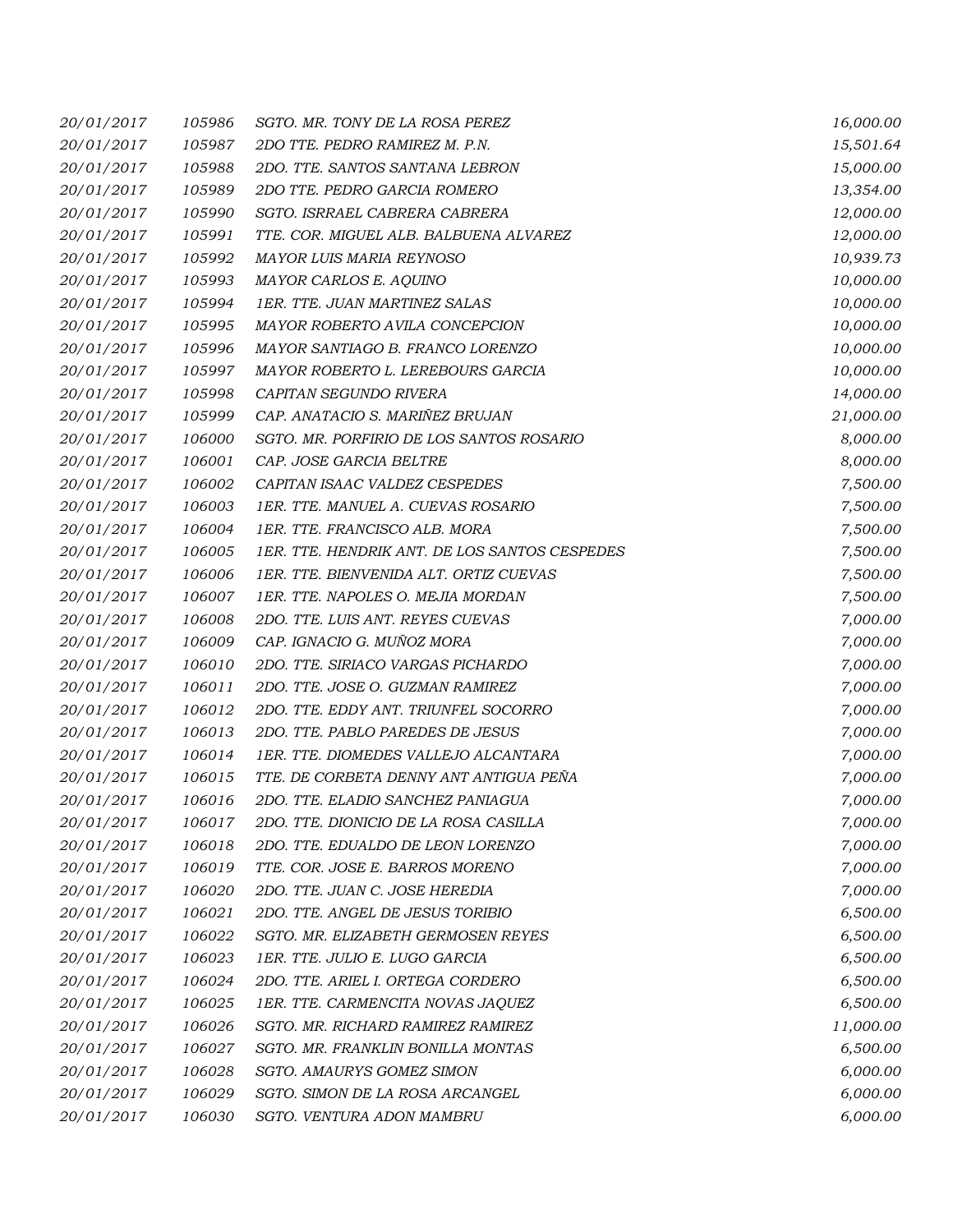| | | | |
|---|---|---|---|
| 20/01/2017 | 105986 | SGTO. MR. TONY DE LA ROSA PEREZ | 16,000.00 |
| 20/01/2017 | 105987 | 2DO TTE. PEDRO RAMIREZ M. P.N. | 15,501.64 |
| 20/01/2017 | 105988 | 2DO. TTE. SANTOS SANTANA LEBRON | 15,000.00 |
| 20/01/2017 | 105989 | 2DO TTE. PEDRO GARCIA ROMERO | 13,354.00 |
| 20/01/2017 | 105990 | SGTO. ISRRAEL CABRERA CABRERA | 12,000.00 |
| 20/01/2017 | 105991 | TTE. COR. MIGUEL ALB. BALBUENA ALVAREZ | 12,000.00 |
| 20/01/2017 | 105992 | MAYOR LUIS MARIA REYNOSO | 10,939.73 |
| 20/01/2017 | 105993 | MAYOR CARLOS E. AQUINO | 10,000.00 |
| 20/01/2017 | 105994 | 1ER. TTE. JUAN MARTINEZ SALAS | 10,000.00 |
| 20/01/2017 | 105995 | MAYOR ROBERTO AVILA CONCEPCION | 10,000.00 |
| 20/01/2017 | 105996 | MAYOR SANTIAGO B. FRANCO LORENZO | 10,000.00 |
| 20/01/2017 | 105997 | MAYOR ROBERTO L. LEREBOURS GARCIA | 10,000.00 |
| 20/01/2017 | 105998 | CAPITAN SEGUNDO RIVERA | 14,000.00 |
| 20/01/2017 | 105999 | CAP. ANATACIO S. MARIÑEZ BRUJAN | 21,000.00 |
| 20/01/2017 | 106000 | SGTO. MR. PORFIRIO DE LOS SANTOS ROSARIO | 8,000.00 |
| 20/01/2017 | 106001 | CAP. JOSE GARCIA BELTRE | 8,000.00 |
| 20/01/2017 | 106002 | CAPITAN ISAAC VALDEZ CESPEDES | 7,500.00 |
| 20/01/2017 | 106003 | 1ER. TTE. MANUEL A. CUEVAS ROSARIO | 7,500.00 |
| 20/01/2017 | 106004 | 1ER. TTE. FRANCISCO ALB. MORA | 7,500.00 |
| 20/01/2017 | 106005 | 1ER. TTE. HENDRIK ANT. DE LOS SANTOS CESPEDES | 7,500.00 |
| 20/01/2017 | 106006 | 1ER. TTE. BIENVENIDA ALT. ORTIZ CUEVAS | 7,500.00 |
| 20/01/2017 | 106007 | 1ER. TTE. NAPOLES O. MEJIA MORDAN | 7,500.00 |
| 20/01/2017 | 106008 | 2DO. TTE. LUIS ANT. REYES CUEVAS | 7,000.00 |
| 20/01/2017 | 106009 | CAP. IGNACIO G. MUÑOZ MORA | 7,000.00 |
| 20/01/2017 | 106010 | 2DO. TTE. SIRIACO VARGAS PICHARDO | 7,000.00 |
| 20/01/2017 | 106011 | 2DO. TTE. JOSE O. GUZMAN RAMIREZ | 7,000.00 |
| 20/01/2017 | 106012 | 2DO. TTE. EDDY ANT. TRIUNFEL SOCORRO | 7,000.00 |
| 20/01/2017 | 106013 | 2DO. TTE. PABLO PAREDES DE JESUS | 7,000.00 |
| 20/01/2017 | 106014 | 1ER. TTE. DIOMEDES VALLEJO ALCANTARA | 7,000.00 |
| 20/01/2017 | 106015 | TTE. DE CORBETA DENNY ANT ANTIGUA PEÑA | 7,000.00 |
| 20/01/2017 | 106016 | 2DO. TTE. ELADIO SANCHEZ PANIAGUA | 7,000.00 |
| 20/01/2017 | 106017 | 2DO. TTE. DIONICIO DE LA ROSA CASILLA | 7,000.00 |
| 20/01/2017 | 106018 | 2DO. TTE. EDUALDO DE LEON LORENZO | 7,000.00 |
| 20/01/2017 | 106019 | TTE. COR. JOSE E. BARROS MORENO | 7,000.00 |
| 20/01/2017 | 106020 | 2DO. TTE. JUAN C. JOSE HEREDIA | 7,000.00 |
| 20/01/2017 | 106021 | 2DO. TTE. ANGEL DE JESUS TORIBIO | 6,500.00 |
| 20/01/2017 | 106022 | SGTO. MR. ELIZABETH GERMOSEN REYES | 6,500.00 |
| 20/01/2017 | 106023 | 1ER. TTE. JULIO E. LUGO GARCIA | 6,500.00 |
| 20/01/2017 | 106024 | 2DO. TTE. ARIEL I. ORTEGA CORDERO | 6,500.00 |
| 20/01/2017 | 106025 | 1ER. TTE. CARMENCITA NOVAS JAQUEZ | 6,500.00 |
| 20/01/2017 | 106026 | SGTO. MR. RICHARD RAMIREZ RAMIREZ | 11,000.00 |
| 20/01/2017 | 106027 | SGTO. MR. FRANKLIN BONILLA MONTAS | 6,500.00 |
| 20/01/2017 | 106028 | SGTO. AMAURYS GOMEZ SIMON | 6,000.00 |
| 20/01/2017 | 106029 | SGTO. SIMON DE LA ROSA ARCANGEL | 6,000.00 |
| 20/01/2017 | 106030 | SGTO. VENTURA ADON MAMBRU | 6,000.00 |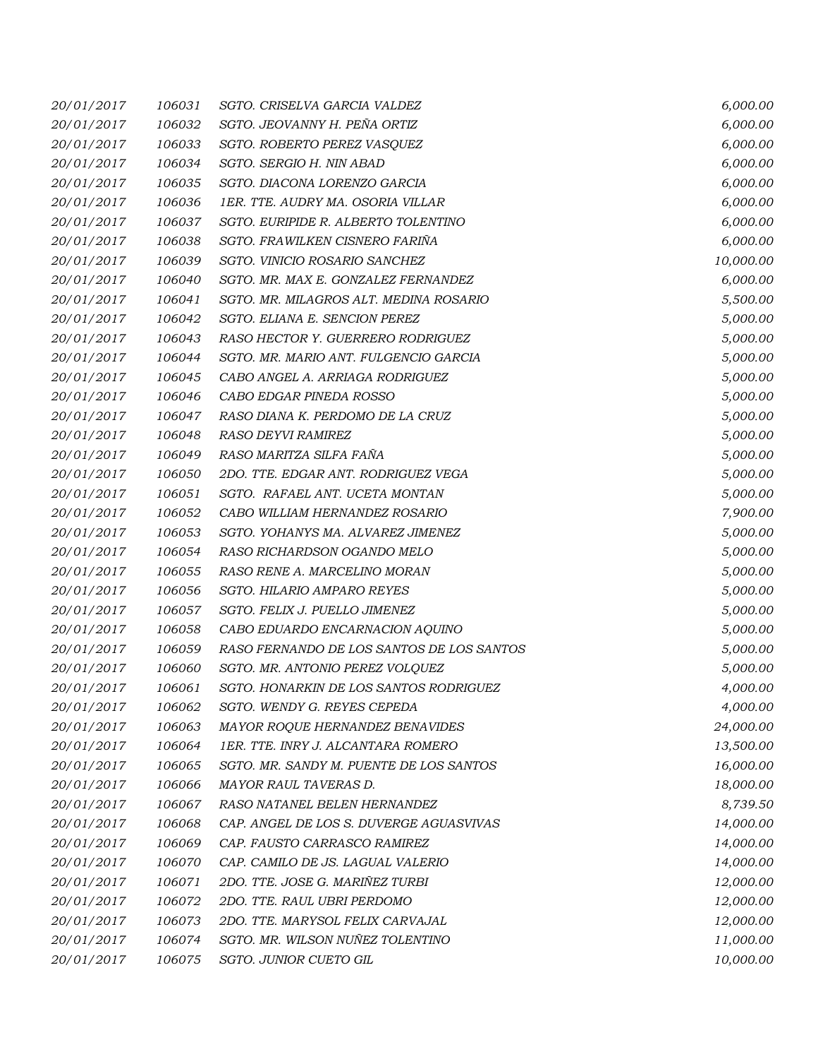| | | | |
|---|---|---|---|
| 20/01/2017 | 106031 | SGTO. CRISELVA GARCIA VALDEZ | 6,000.00 |
| 20/01/2017 | 106032 | SGTO. JEOVANNY H. PEÑA ORTIZ | 6,000.00 |
| 20/01/2017 | 106033 | SGTO. ROBERTO PEREZ VASQUEZ | 6,000.00 |
| 20/01/2017 | 106034 | SGTO. SERGIO H. NIN ABAD | 6,000.00 |
| 20/01/2017 | 106035 | SGTO. DIACONA LORENZO GARCIA | 6,000.00 |
| 20/01/2017 | 106036 | 1ER. TTE. AUDRY MA. OSORIA VILLAR | 6,000.00 |
| 20/01/2017 | 106037 | SGTO. EURIPIDE R. ALBERTO TOLENTINO | 6,000.00 |
| 20/01/2017 | 106038 | SGTO. FRAWILKEN CISNERO FARIÑA | 6,000.00 |
| 20/01/2017 | 106039 | SGTO. VINICIO ROSARIO SANCHEZ | 10,000.00 |
| 20/01/2017 | 106040 | SGTO. MR. MAX E. GONZALEZ FERNANDEZ | 6,000.00 |
| 20/01/2017 | 106041 | SGTO. MR. MILAGROS ALT. MEDINA ROSARIO | 5,500.00 |
| 20/01/2017 | 106042 | SGTO. ELIANA E. SENCION PEREZ | 5,000.00 |
| 20/01/2017 | 106043 | RASO HECTOR Y. GUERRERO RODRIGUEZ | 5,000.00 |
| 20/01/2017 | 106044 | SGTO. MR. MARIO ANT. FULGENCIO GARCIA | 5,000.00 |
| 20/01/2017 | 106045 | CABO ANGEL A. ARRIAGA RODRIGUEZ | 5,000.00 |
| 20/01/2017 | 106046 | CABO EDGAR PINEDA ROSSO | 5,000.00 |
| 20/01/2017 | 106047 | RASO DIANA K. PERDOMO DE LA CRUZ | 5,000.00 |
| 20/01/2017 | 106048 | RASO DEYVI RAMIREZ | 5,000.00 |
| 20/01/2017 | 106049 | RASO MARITZA SILFA FAÑA | 5,000.00 |
| 20/01/2017 | 106050 | 2DO. TTE. EDGAR ANT. RODRIGUEZ VEGA | 5,000.00 |
| 20/01/2017 | 106051 | SGTO. RAFAEL ANT. UCETA MONTAN | 5,000.00 |
| 20/01/2017 | 106052 | CABO WILLIAM HERNANDEZ ROSARIO | 7,900.00 |
| 20/01/2017 | 106053 | SGTO. YOHANYS MA. ALVAREZ JIMENEZ | 5,000.00 |
| 20/01/2017 | 106054 | RASO RICHARDSON OGANDO MELO | 5,000.00 |
| 20/01/2017 | 106055 | RASO RENE A. MARCELINO MORAN | 5,000.00 |
| 20/01/2017 | 106056 | SGTO. HILARIO AMPARO REYES | 5,000.00 |
| 20/01/2017 | 106057 | SGTO. FELIX J. PUELLO JIMENEZ | 5,000.00 |
| 20/01/2017 | 106058 | CABO EDUARDO ENCARNACION AQUINO | 5,000.00 |
| 20/01/2017 | 106059 | RASO FERNANDO DE LOS SANTOS DE LOS SANTOS | 5,000.00 |
| 20/01/2017 | 106060 | SGTO. MR. ANTONIO PEREZ VOLQUEZ | 5,000.00 |
| 20/01/2017 | 106061 | SGTO. HONARKIN DE LOS SANTOS RODRIGUEZ | 4,000.00 |
| 20/01/2017 | 106062 | SGTO. WENDY G. REYES CEPEDA | 4,000.00 |
| 20/01/2017 | 106063 | MAYOR ROQUE HERNANDEZ BENAVIDES | 24,000.00 |
| 20/01/2017 | 106064 | 1ER. TTE. INRY J. ALCANTARA ROMERO | 13,500.00 |
| 20/01/2017 | 106065 | SGTO. MR. SANDY M. PUENTE DE LOS SANTOS | 16,000.00 |
| 20/01/2017 | 106066 | MAYOR RAUL TAVERAS D. | 18,000.00 |
| 20/01/2017 | 106067 | RASO NATANEL BELEN HERNANDEZ | 8,739.50 |
| 20/01/2017 | 106068 | CAP. ANGEL DE LOS S. DUVERGE AGUASVIVAS | 14,000.00 |
| 20/01/2017 | 106069 | CAP. FAUSTO CARRASCO RAMIREZ | 14,000.00 |
| 20/01/2017 | 106070 | CAP. CAMILO DE JS. LAGUAL VALERIO | 14,000.00 |
| 20/01/2017 | 106071 | 2DO. TTE. JOSE G. MARIÑEZ TURBI | 12,000.00 |
| 20/01/2017 | 106072 | 2DO. TTE. RAUL UBRI PERDOMO | 12,000.00 |
| 20/01/2017 | 106073 | 2DO. TTE. MARYSOL FELIX CARVAJAL | 12,000.00 |
| 20/01/2017 | 106074 | SGTO. MR. WILSON NUÑEZ TOLENTINO | 11,000.00 |
| 20/01/2017 | 106075 | SGTO. JUNIOR CUETO GIL | 10,000.00 |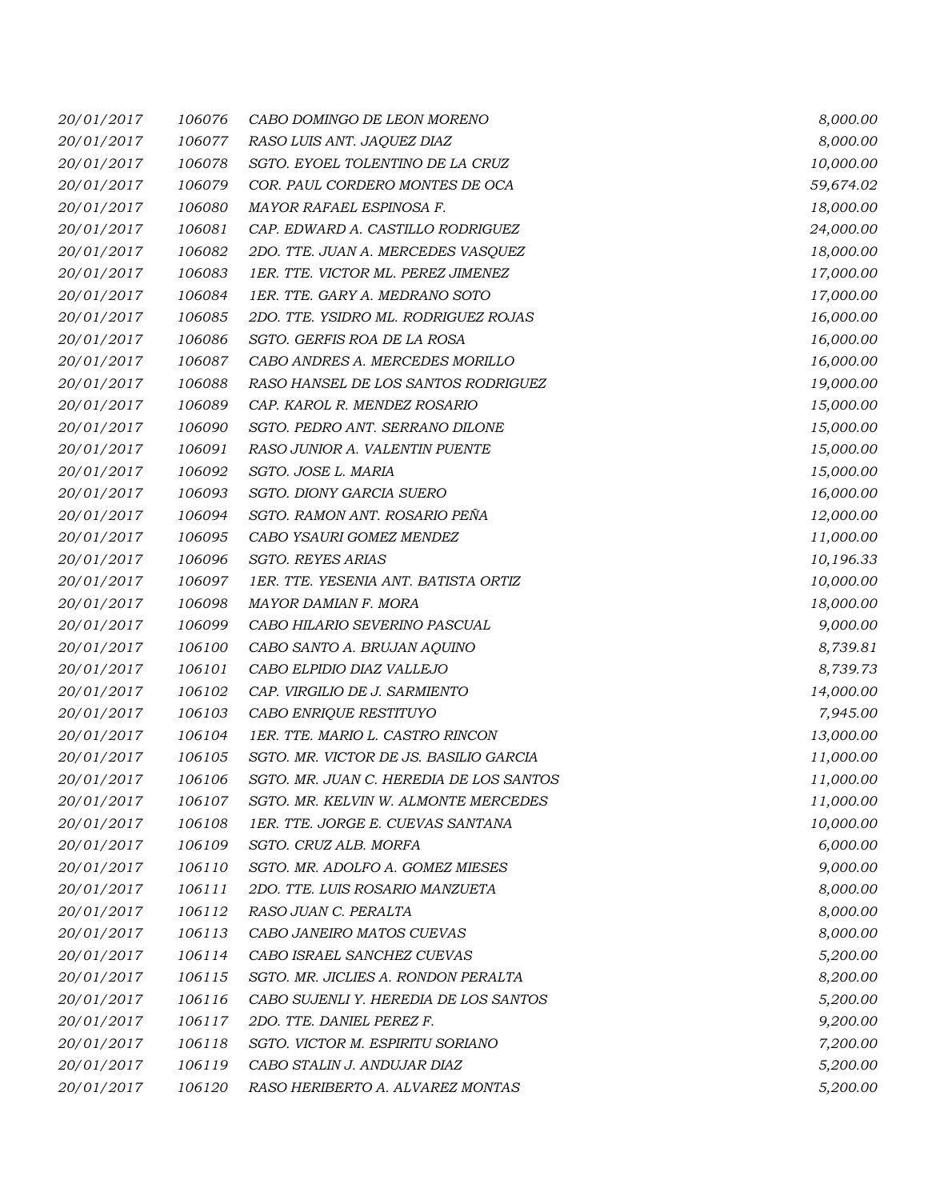| | | | |
|---|---|---|---|
| 20/01/2017 | 106076 | CABO DOMINGO DE LEON MORENO | 8,000.00 |
| 20/01/2017 | 106077 | RASO LUIS ANT. JAQUEZ DIAZ | 8,000.00 |
| 20/01/2017 | 106078 | SGTO. EYOEL TOLENTINO DE LA CRUZ | 10,000.00 |
| 20/01/2017 | 106079 | COR. PAUL CORDERO MONTES DE OCA | 59,674.02 |
| 20/01/2017 | 106080 | MAYOR RAFAEL ESPINOSA F. | 18,000.00 |
| 20/01/2017 | 106081 | CAP. EDWARD A. CASTILLO RODRIGUEZ | 24,000.00 |
| 20/01/2017 | 106082 | 2DO. TTE. JUAN A. MERCEDES VASQUEZ | 18,000.00 |
| 20/01/2017 | 106083 | 1ER. TTE. VICTOR ML. PEREZ JIMENEZ | 17,000.00 |
| 20/01/2017 | 106084 | 1ER. TTE. GARY A. MEDRANO SOTO | 17,000.00 |
| 20/01/2017 | 106085 | 2DO. TTE. YSIDRO ML. RODRIGUEZ ROJAS | 16,000.00 |
| 20/01/2017 | 106086 | SGTO. GERFIS ROA DE LA ROSA | 16,000.00 |
| 20/01/2017 | 106087 | CABO ANDRES A. MERCEDES MORILLO | 16,000.00 |
| 20/01/2017 | 106088 | RASO HANSEL DE LOS SANTOS RODRIGUEZ | 19,000.00 |
| 20/01/2017 | 106089 | CAP. KAROL R. MENDEZ ROSARIO | 15,000.00 |
| 20/01/2017 | 106090 | SGTO. PEDRO ANT. SERRANO DILONE | 15,000.00 |
| 20/01/2017 | 106091 | RASO JUNIOR A. VALENTIN PUENTE | 15,000.00 |
| 20/01/2017 | 106092 | SGTO. JOSE L. MARIA | 15,000.00 |
| 20/01/2017 | 106093 | SGTO. DIONY GARCIA SUERO | 16,000.00 |
| 20/01/2017 | 106094 | SGTO. RAMON ANT. ROSARIO PEÑA | 12,000.00 |
| 20/01/2017 | 106095 | CABO YSAURI GOMEZ MENDEZ | 11,000.00 |
| 20/01/2017 | 106096 | SGTO. REYES ARIAS | 10,196.33 |
| 20/01/2017 | 106097 | 1ER. TTE. YESENIA ANT. BATISTA ORTIZ | 10,000.00 |
| 20/01/2017 | 106098 | MAYOR DAMIAN F. MORA | 18,000.00 |
| 20/01/2017 | 106099 | CABO HILARIO SEVERINO PASCUAL | 9,000.00 |
| 20/01/2017 | 106100 | CABO SANTO A. BRUJAN AQUINO | 8,739.81 |
| 20/01/2017 | 106101 | CABO ELPIDIO DIAZ VALLEJO | 8,739.73 |
| 20/01/2017 | 106102 | CAP. VIRGILIO DE J. SARMIENTO | 14,000.00 |
| 20/01/2017 | 106103 | CABO ENRIQUE RESTITUYO | 7,945.00 |
| 20/01/2017 | 106104 | 1ER. TTE. MARIO L. CASTRO RINCON | 13,000.00 |
| 20/01/2017 | 106105 | SGTO. MR. VICTOR DE JS. BASILIO GARCIA | 11,000.00 |
| 20/01/2017 | 106106 | SGTO. MR. JUAN C. HEREDIA DE LOS SANTOS | 11,000.00 |
| 20/01/2017 | 106107 | SGTO. MR. KELVIN W. ALMONTE MERCEDES | 11,000.00 |
| 20/01/2017 | 106108 | 1ER. TTE. JORGE E. CUEVAS SANTANA | 10,000.00 |
| 20/01/2017 | 106109 | SGTO. CRUZ ALB. MORFA | 6,000.00 |
| 20/01/2017 | 106110 | SGTO. MR. ADOLFO A. GOMEZ MIESES | 9,000.00 |
| 20/01/2017 | 106111 | 2DO. TTE. LUIS ROSARIO MANZUETA | 8,000.00 |
| 20/01/2017 | 106112 | RASO JUAN C. PERALTA | 8,000.00 |
| 20/01/2017 | 106113 | CABO JANEIRO MATOS CUEVAS | 8,000.00 |
| 20/01/2017 | 106114 | CABO ISRAEL SANCHEZ CUEVAS | 5,200.00 |
| 20/01/2017 | 106115 | SGTO. MR. JICLIES A. RONDON PERALTA | 8,200.00 |
| 20/01/2017 | 106116 | CABO SUJENLI Y. HEREDIA DE LOS SANTOS | 5,200.00 |
| 20/01/2017 | 106117 | 2DO. TTE. DANIEL PEREZ F. | 9,200.00 |
| 20/01/2017 | 106118 | SGTO. VICTOR M. ESPIRITU SORIANO | 7,200.00 |
| 20/01/2017 | 106119 | CABO STALIN J. ANDUJAR DIAZ | 5,200.00 |
| 20/01/2017 | 106120 | RASO HERIBERTO A. ALVAREZ MONTAS | 5,200.00 |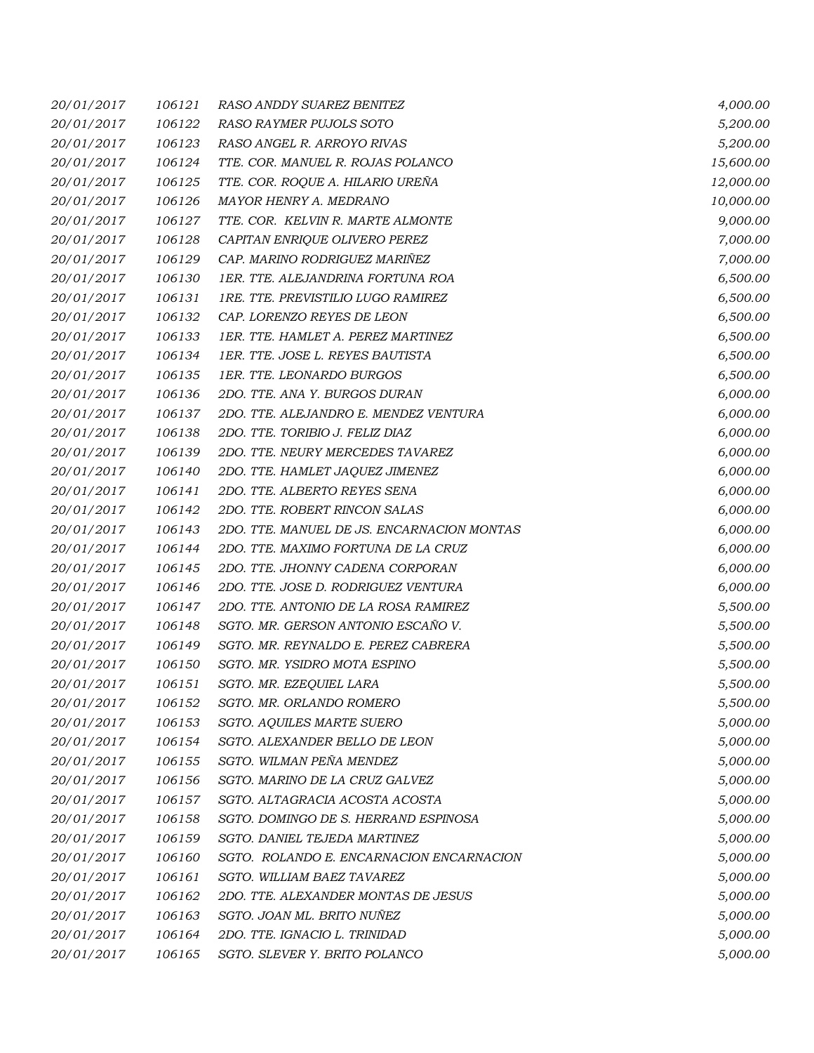| | | | |
|---|---|---|---|
| 20/01/2017 | 106121 | RASO ANDDY SUAREZ BENITEZ | 4,000.00 |
| 20/01/2017 | 106122 | RASO RAYMER PUJOLS SOTO | 5,200.00 |
| 20/01/2017 | 106123 | RASO ANGEL R. ARROYO RIVAS | 5,200.00 |
| 20/01/2017 | 106124 | TTE. COR. MANUEL R. ROJAS POLANCO | 15,600.00 |
| 20/01/2017 | 106125 | TTE. COR. ROQUE A. HILARIO UREÑA | 12,000.00 |
| 20/01/2017 | 106126 | MAYOR HENRY A. MEDRANO | 10,000.00 |
| 20/01/2017 | 106127 | TTE. COR. KELVIN R. MARTE ALMONTE | 9,000.00 |
| 20/01/2017 | 106128 | CAPITAN ENRIQUE OLIVERO PEREZ | 7,000.00 |
| 20/01/2017 | 106129 | CAP. MARINO RODRIGUEZ MARIÑEZ | 7,000.00 |
| 20/01/2017 | 106130 | 1ER. TTE. ALEJANDRINA FORTUNA ROA | 6,500.00 |
| 20/01/2017 | 106131 | 1RE. TTE. PREVISTILIO LUGO RAMIREZ | 6,500.00 |
| 20/01/2017 | 106132 | CAP. LORENZO REYES DE LEON | 6,500.00 |
| 20/01/2017 | 106133 | 1ER. TTE. HAMLET A. PEREZ MARTINEZ | 6,500.00 |
| 20/01/2017 | 106134 | 1ER. TTE. JOSE L. REYES BAUTISTA | 6,500.00 |
| 20/01/2017 | 106135 | 1ER. TTE. LEONARDO BURGOS | 6,500.00 |
| 20/01/2017 | 106136 | 2DO. TTE. ANA Y. BURGOS DURAN | 6,000.00 |
| 20/01/2017 | 106137 | 2DO. TTE. ALEJANDRO E. MENDEZ VENTURA | 6,000.00 |
| 20/01/2017 | 106138 | 2DO. TTE. TORIBIO J. FELIZ DIAZ | 6,000.00 |
| 20/01/2017 | 106139 | 2DO. TTE. NEURY MERCEDES TAVAREZ | 6,000.00 |
| 20/01/2017 | 106140 | 2DO. TTE. HAMLET JAQUEZ JIMENEZ | 6,000.00 |
| 20/01/2017 | 106141 | 2DO. TTE. ALBERTO REYES SENA | 6,000.00 |
| 20/01/2017 | 106142 | 2DO. TTE. ROBERT RINCON SALAS | 6,000.00 |
| 20/01/2017 | 106143 | 2DO. TTE. MANUEL DE JS. ENCARNACION MONTAS | 6,000.00 |
| 20/01/2017 | 106144 | 2DO. TTE. MAXIMO FORTUNA DE LA CRUZ | 6,000.00 |
| 20/01/2017 | 106145 | 2DO. TTE. JHONNY CADENA CORPORAN | 6,000.00 |
| 20/01/2017 | 106146 | 2DO. TTE. JOSE D. RODRIGUEZ VENTURA | 6,000.00 |
| 20/01/2017 | 106147 | 2DO. TTE. ANTONIO DE LA ROSA RAMIREZ | 5,500.00 |
| 20/01/2017 | 106148 | SGTO. MR. GERSON ANTONIO ESCAÑO V. | 5,500.00 |
| 20/01/2017 | 106149 | SGTO. MR. REYNALDO E. PEREZ CABRERA | 5,500.00 |
| 20/01/2017 | 106150 | SGTO. MR. YSIDRO MOTA ESPINO | 5,500.00 |
| 20/01/2017 | 106151 | SGTO. MR. EZEQUIEL LARA | 5,500.00 |
| 20/01/2017 | 106152 | SGTO. MR. ORLANDO ROMERO | 5,500.00 |
| 20/01/2017 | 106153 | SGTO. AQUILES MARTE SUERO | 5,000.00 |
| 20/01/2017 | 106154 | SGTO. ALEXANDER BELLO DE LEON | 5,000.00 |
| 20/01/2017 | 106155 | SGTO. WILMAN PEÑA MENDEZ | 5,000.00 |
| 20/01/2017 | 106156 | SGTO. MARINO DE LA CRUZ GALVEZ | 5,000.00 |
| 20/01/2017 | 106157 | SGTO. ALTAGRACIA ACOSTA ACOSTA | 5,000.00 |
| 20/01/2017 | 106158 | SGTO. DOMINGO DE S. HERRAND ESPINOSA | 5,000.00 |
| 20/01/2017 | 106159 | SGTO. DANIEL TEJEDA MARTINEZ | 5,000.00 |
| 20/01/2017 | 106160 | SGTO. ROLANDO E. ENCARNACION ENCARNACION | 5,000.00 |
| 20/01/2017 | 106161 | SGTO. WILLIAM BAEZ TAVAREZ | 5,000.00 |
| 20/01/2017 | 106162 | 2DO. TTE. ALEXANDER MONTAS DE JESUS | 5,000.00 |
| 20/01/2017 | 106163 | SGTO. JOAN ML. BRITO NUÑEZ | 5,000.00 |
| 20/01/2017 | 106164 | 2DO. TTE. IGNACIO L. TRINIDAD | 5,000.00 |
| 20/01/2017 | 106165 | SGTO. SLEVER Y. BRITO POLANCO | 5,000.00 |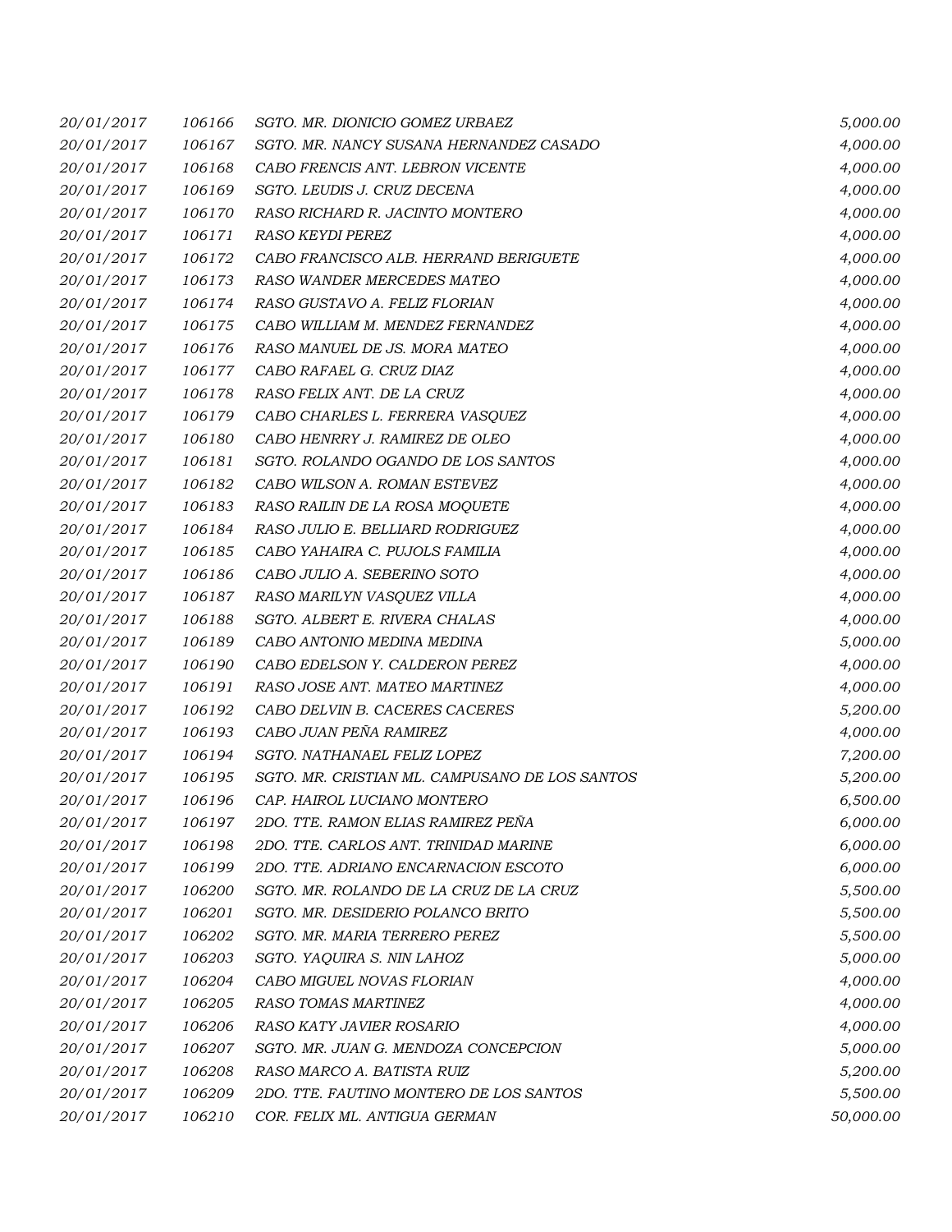| 20/01/2017 | 106166 | SGTO. MR. DIONICIO GOMEZ URBAEZ | 5,000.00 |
|---|---|---|---|
| 20/01/2017 | 106167 | SGTO. MR. NANCY SUSANA HERNANDEZ CASADO | 4,000.00 |
| 20/01/2017 | 106168 | CABO FRENCIS ANT. LEBRON VICENTE | 4,000.00 |
| 20/01/2017 | 106169 | SGTO. LEUDIS J. CRUZ DECENA | 4,000.00 |
| 20/01/2017 | 106170 | RASO RICHARD R. JACINTO MONTERO | 4,000.00 |
| 20/01/2017 | 106171 | RASO KEYDI PEREZ | 4,000.00 |
| 20/01/2017 | 106172 | CABO FRANCISCO ALB. HERRAND BERIGUETE | 4,000.00 |
| 20/01/2017 | 106173 | RASO WANDER MERCEDES MATEO | 4,000.00 |
| 20/01/2017 | 106174 | RASO GUSTAVO A. FELIZ FLORIAN | 4,000.00 |
| 20/01/2017 | 106175 | CABO WILLIAM M. MENDEZ FERNANDEZ | 4,000.00 |
| 20/01/2017 | 106176 | RASO MANUEL DE JS. MORA MATEO | 4,000.00 |
| 20/01/2017 | 106177 | CABO RAFAEL G. CRUZ DIAZ | 4,000.00 |
| 20/01/2017 | 106178 | RASO FELIX ANT. DE LA CRUZ | 4,000.00 |
| 20/01/2017 | 106179 | CABO CHARLES L. FERRERA VASQUEZ | 4,000.00 |
| 20/01/2017 | 106180 | CABO HENRRY J. RAMIREZ DE OLEO | 4,000.00 |
| 20/01/2017 | 106181 | SGTO. ROLANDO OGANDO DE LOS SANTOS | 4,000.00 |
| 20/01/2017 | 106182 | CABO WILSON A. ROMAN ESTEVEZ | 4,000.00 |
| 20/01/2017 | 106183 | RASO RAILIN DE LA ROSA MOQUETE | 4,000.00 |
| 20/01/2017 | 106184 | RASO JULIO E. BELLIARD RODRIGUEZ | 4,000.00 |
| 20/01/2017 | 106185 | CABO YAHAIRA C. PUJOLS FAMILIA | 4,000.00 |
| 20/01/2017 | 106186 | CABO JULIO A. SEBERINO SOTO | 4,000.00 |
| 20/01/2017 | 106187 | RASO MARILYN VASQUEZ VILLA | 4,000.00 |
| 20/01/2017 | 106188 | SGTO. ALBERT E. RIVERA CHALAS | 4,000.00 |
| 20/01/2017 | 106189 | CABO ANTONIO MEDINA MEDINA | 5,000.00 |
| 20/01/2017 | 106190 | CABO EDELSON Y. CALDERON PEREZ | 4,000.00 |
| 20/01/2017 | 106191 | RASO JOSE ANT. MATEO MARTINEZ | 4,000.00 |
| 20/01/2017 | 106192 | CABO DELVIN B. CACERES CACERES | 5,200.00 |
| 20/01/2017 | 106193 | CABO JUAN PEÑA RAMIREZ | 4,000.00 |
| 20/01/2017 | 106194 | SGTO. NATHANAEL FELIZ LOPEZ | 7,200.00 |
| 20/01/2017 | 106195 | SGTO. MR. CRISTIAN ML. CAMPUSANO DE LOS SANTOS | 5,200.00 |
| 20/01/2017 | 106196 | CAP. HAIROL LUCIANO MONTERO | 6,500.00 |
| 20/01/2017 | 106197 | 2DO. TTE. RAMON ELIAS RAMIREZ PEÑA | 6,000.00 |
| 20/01/2017 | 106198 | 2DO. TTE. CARLOS ANT. TRINIDAD MARINE | 6,000.00 |
| 20/01/2017 | 106199 | 2DO. TTE. ADRIANO ENCARNACION ESCOTO | 6,000.00 |
| 20/01/2017 | 106200 | SGTO. MR. ROLANDO DE LA CRUZ DE LA CRUZ | 5,500.00 |
| 20/01/2017 | 106201 | SGTO. MR. DESIDERIO POLANCO BRITO | 5,500.00 |
| 20/01/2017 | 106202 | SGTO. MR. MARIA TERRERO PEREZ | 5,500.00 |
| 20/01/2017 | 106203 | SGTO. YAQUIRA S. NIN LAHOZ | 5,000.00 |
| 20/01/2017 | 106204 | CABO MIGUEL NOVAS FLORIAN | 4,000.00 |
| 20/01/2017 | 106205 | RASO TOMAS MARTINEZ | 4,000.00 |
| 20/01/2017 | 106206 | RASO KATY JAVIER ROSARIO | 4,000.00 |
| 20/01/2017 | 106207 | SGTO. MR. JUAN G. MENDOZA CONCEPCION | 5,000.00 |
| 20/01/2017 | 106208 | RASO MARCO A. BATISTA RUIZ | 5,200.00 |
| 20/01/2017 | 106209 | 2DO. TTE. FAUTINO MONTERO DE LOS SANTOS | 5,500.00 |
| 20/01/2017 | 106210 | COR. FELIX ML. ANTIGUA GERMAN | 50,000.00 |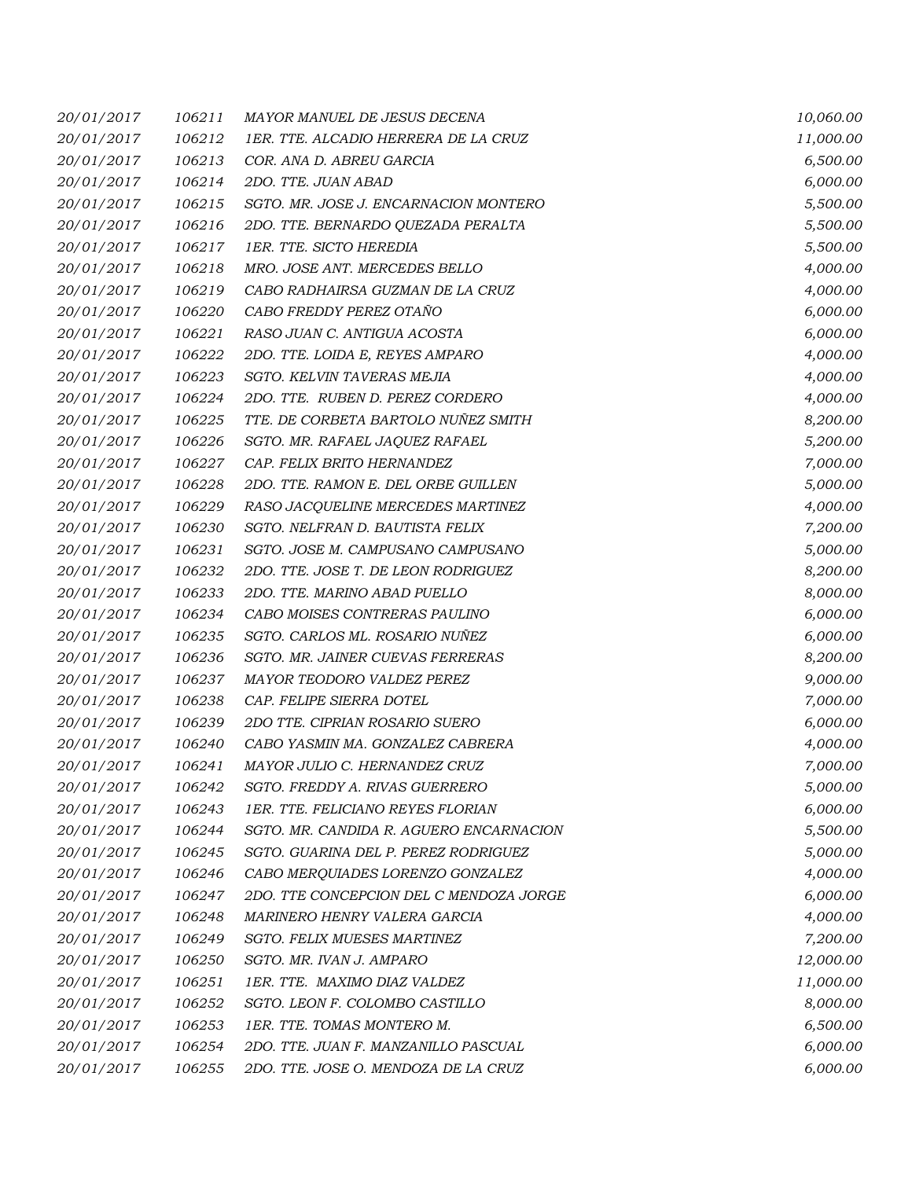| | | | |
|---|---|---|---|
| 20/01/2017 | 106211 | MAYOR MANUEL DE JESUS DECENA | 10,060.00 |
| 20/01/2017 | 106212 | 1ER. TTE. ALCADIO HERRERA DE LA CRUZ | 11,000.00 |
| 20/01/2017 | 106213 | COR. ANA D. ABREU GARCIA | 6,500.00 |
| 20/01/2017 | 106214 | 2DO. TTE. JUAN ABAD | 6,000.00 |
| 20/01/2017 | 106215 | SGTO. MR. JOSE J. ENCARNACION MONTERO | 5,500.00 |
| 20/01/2017 | 106216 | 2DO. TTE. BERNARDO QUEZADA PERALTA | 5,500.00 |
| 20/01/2017 | 106217 | 1ER. TTE. SICTO HEREDIA | 5,500.00 |
| 20/01/2017 | 106218 | MRO. JOSE ANT. MERCEDES BELLO | 4,000.00 |
| 20/01/2017 | 106219 | CABO RADHAIRSA GUZMAN DE LA CRUZ | 4,000.00 |
| 20/01/2017 | 106220 | CABO FREDDY PEREZ OTAÑO | 6,000.00 |
| 20/01/2017 | 106221 | RASO JUAN C. ANTIGUA ACOSTA | 6,000.00 |
| 20/01/2017 | 106222 | 2DO. TTE. LOIDA E, REYES AMPARO | 4,000.00 |
| 20/01/2017 | 106223 | SGTO. KELVIN TAVERAS MEJIA | 4,000.00 |
| 20/01/2017 | 106224 | 2DO. TTE. RUBEN D. PEREZ CORDERO | 4,000.00 |
| 20/01/2017 | 106225 | TTE. DE CORBETA BARTOLO NUÑEZ SMITH | 8,200.00 |
| 20/01/2017 | 106226 | SGTO. MR. RAFAEL JAQUEZ RAFAEL | 5,200.00 |
| 20/01/2017 | 106227 | CAP. FELIX BRITO HERNANDEZ | 7,000.00 |
| 20/01/2017 | 106228 | 2DO. TTE. RAMON E. DEL ORBE GUILLEN | 5,000.00 |
| 20/01/2017 | 106229 | RASO JACQUELINE MERCEDES MARTINEZ | 4,000.00 |
| 20/01/2017 | 106230 | SGTO. NELFRAN D. BAUTISTA FELIX | 7,200.00 |
| 20/01/2017 | 106231 | SGTO. JOSE M. CAMPUSANO CAMPUSANO | 5,000.00 |
| 20/01/2017 | 106232 | 2DO. TTE. JOSE T. DE LEON RODRIGUEZ | 8,200.00 |
| 20/01/2017 | 106233 | 2DO. TTE. MARINO ABAD PUELLO | 8,000.00 |
| 20/01/2017 | 106234 | CABO MOISES CONTRERAS PAULINO | 6,000.00 |
| 20/01/2017 | 106235 | SGTO. CARLOS ML. ROSARIO NUÑEZ | 6,000.00 |
| 20/01/2017 | 106236 | SGTO. MR. JAINER CUEVAS FERRERAS | 8,200.00 |
| 20/01/2017 | 106237 | MAYOR TEODORO VALDEZ PEREZ | 9,000.00 |
| 20/01/2017 | 106238 | CAP. FELIPE SIERRA DOTEL | 7,000.00 |
| 20/01/2017 | 106239 | 2DO TTE. CIPRIAN ROSARIO SUERO | 6,000.00 |
| 20/01/2017 | 106240 | CABO YASMIN MA. GONZALEZ CABRERA | 4,000.00 |
| 20/01/2017 | 106241 | MAYOR JULIO C. HERNANDEZ CRUZ | 7,000.00 |
| 20/01/2017 | 106242 | SGTO. FREDDY A. RIVAS GUERRERO | 5,000.00 |
| 20/01/2017 | 106243 | 1ER. TTE. FELICIANO REYES FLORIAN | 6,000.00 |
| 20/01/2017 | 106244 | SGTO. MR. CANDIDA R. AGUERO ENCARNACION | 5,500.00 |
| 20/01/2017 | 106245 | SGTO. GUARINA DEL P. PEREZ RODRIGUEZ | 5,000.00 |
| 20/01/2017 | 106246 | CABO MERQUIADES LORENZO GONZALEZ | 4,000.00 |
| 20/01/2017 | 106247 | 2DO. TTE CONCEPCION DEL C MENDOZA JORGE | 6,000.00 |
| 20/01/2017 | 106248 | MARINERO HENRY VALERA GARCIA | 4,000.00 |
| 20/01/2017 | 106249 | SGTO. FELIX MUESES MARTINEZ | 7,200.00 |
| 20/01/2017 | 106250 | SGTO. MR. IVAN J. AMPARO | 12,000.00 |
| 20/01/2017 | 106251 | 1ER. TTE. MAXIMO DIAZ VALDEZ | 11,000.00 |
| 20/01/2017 | 106252 | SGTO. LEON F. COLOMBO CASTILLO | 8,000.00 |
| 20/01/2017 | 106253 | 1ER. TTE. TOMAS MONTERO M. | 6,500.00 |
| 20/01/2017 | 106254 | 2DO. TTE. JUAN F. MANZANILLO PASCUAL | 6,000.00 |
| 20/01/2017 | 106255 | 2DO. TTE. JOSE O. MENDOZA DE LA CRUZ | 6,000.00 |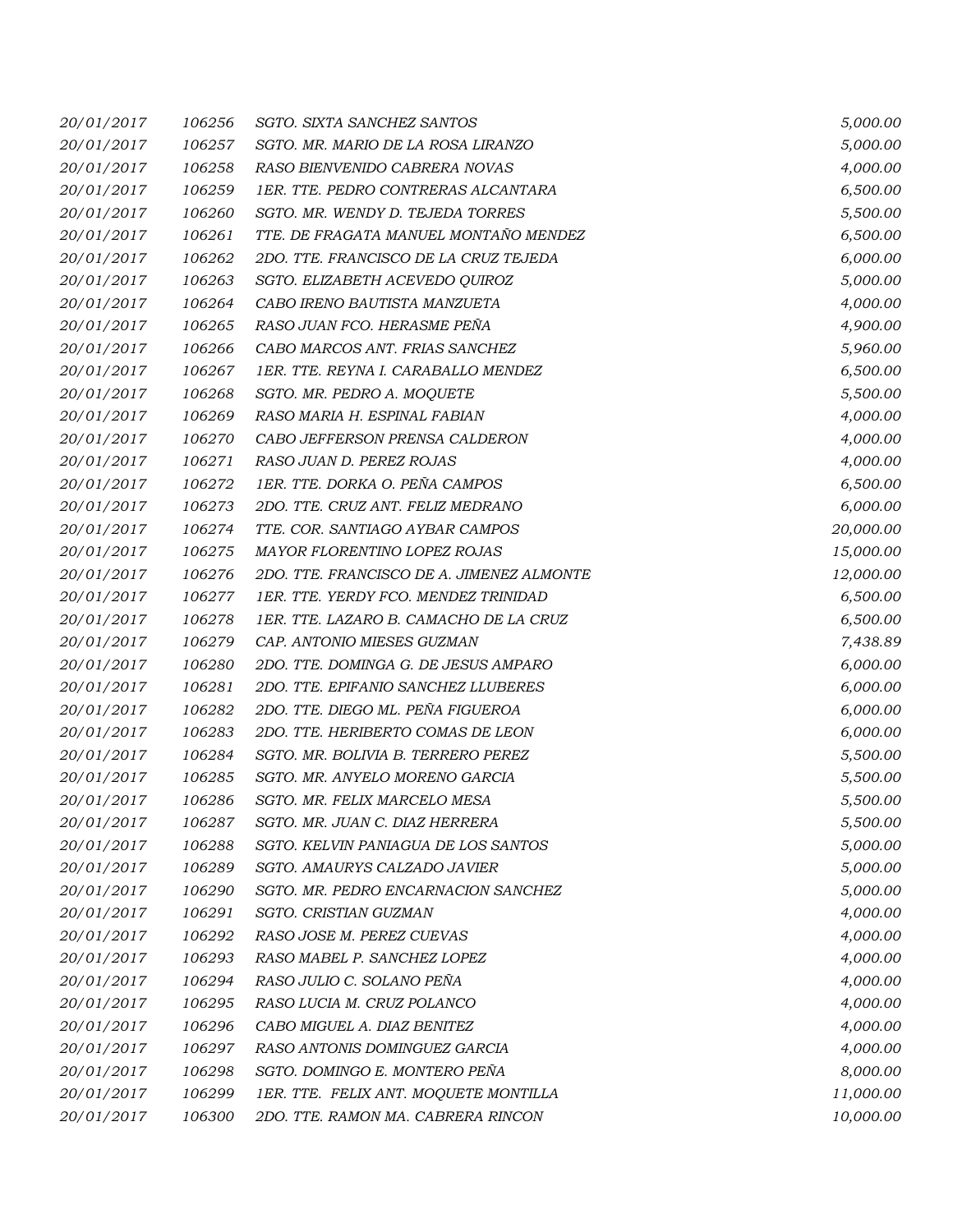| | | | |
|---|---|---|---|
| 20/01/2017 | 106256 | SGTO. SIXTA SANCHEZ SANTOS | 5,000.00 |
| 20/01/2017 | 106257 | SGTO. MR. MARIO DE LA ROSA LIRANZO | 5,000.00 |
| 20/01/2017 | 106258 | RASO BIENVENIDO CABRERA NOVAS | 4,000.00 |
| 20/01/2017 | 106259 | 1ER. TTE. PEDRO CONTRERAS ALCANTARA | 6,500.00 |
| 20/01/2017 | 106260 | SGTO. MR. WENDY D. TEJEDA TORRES | 5,500.00 |
| 20/01/2017 | 106261 | TTE. DE FRAGATA MANUEL MONTAÑO MENDEZ | 6,500.00 |
| 20/01/2017 | 106262 | 2DO. TTE. FRANCISCO DE LA CRUZ TEJEDA | 6,000.00 |
| 20/01/2017 | 106263 | SGTO. ELIZABETH ACEVEDO QUIROZ | 5,000.00 |
| 20/01/2017 | 106264 | CABO IRENO BAUTISTA MANZUETA | 4,000.00 |
| 20/01/2017 | 106265 | RASO JUAN FCO. HERASME PEÑA | 4,900.00 |
| 20/01/2017 | 106266 | CABO MARCOS ANT. FRIAS SANCHEZ | 5,960.00 |
| 20/01/2017 | 106267 | 1ER. TTE. REYNA I. CARABALLO MENDEZ | 6,500.00 |
| 20/01/2017 | 106268 | SGTO. MR. PEDRO A. MOQUETE | 5,500.00 |
| 20/01/2017 | 106269 | RASO MARIA H. ESPINAL FABIAN | 4,000.00 |
| 20/01/2017 | 106270 | CABO JEFFERSON PRENSA CALDERON | 4,000.00 |
| 20/01/2017 | 106271 | RASO JUAN D. PEREZ ROJAS | 4,000.00 |
| 20/01/2017 | 106272 | 1ER. TTE. DORKA O. PEÑA CAMPOS | 6,500.00 |
| 20/01/2017 | 106273 | 2DO. TTE. CRUZ ANT. FELIZ MEDRANO | 6,000.00 |
| 20/01/2017 | 106274 | TTE. COR. SANTIAGO AYBAR CAMPOS | 20,000.00 |
| 20/01/2017 | 106275 | MAYOR FLORENTINO LOPEZ ROJAS | 15,000.00 |
| 20/01/2017 | 106276 | 2DO. TTE. FRANCISCO DE A. JIMENEZ ALMONTE | 12,000.00 |
| 20/01/2017 | 106277 | 1ER. TTE. YERDY FCO. MENDEZ TRINIDAD | 6,500.00 |
| 20/01/2017 | 106278 | 1ER. TTE. LAZARO B. CAMACHO DE LA CRUZ | 6,500.00 |
| 20/01/2017 | 106279 | CAP. ANTONIO MIESES GUZMAN | 7,438.89 |
| 20/01/2017 | 106280 | 2DO. TTE. DOMINGA G. DE JESUS AMPARO | 6,000.00 |
| 20/01/2017 | 106281 | 2DO. TTE. EPIFANIO SANCHEZ LLUBERES | 6,000.00 |
| 20/01/2017 | 106282 | 2DO. TTE. DIEGO ML. PEÑA FIGUEROA | 6,000.00 |
| 20/01/2017 | 106283 | 2DO. TTE. HERIBERTO COMAS DE LEON | 6,000.00 |
| 20/01/2017 | 106284 | SGTO. MR. BOLIVIA B. TERRERO PEREZ | 5,500.00 |
| 20/01/2017 | 106285 | SGTO. MR. ANYELO MORENO GARCIA | 5,500.00 |
| 20/01/2017 | 106286 | SGTO. MR. FELIX MARCELO MESA | 5,500.00 |
| 20/01/2017 | 106287 | SGTO. MR. JUAN C. DIAZ HERRERA | 5,500.00 |
| 20/01/2017 | 106288 | SGTO. KELVIN PANIAGUA DE LOS SANTOS | 5,000.00 |
| 20/01/2017 | 106289 | SGTO. AMAURYS CALZADO JAVIER | 5,000.00 |
| 20/01/2017 | 106290 | SGTO. MR. PEDRO ENCARNACION SANCHEZ | 5,000.00 |
| 20/01/2017 | 106291 | SGTO. CRISTIAN GUZMAN | 4,000.00 |
| 20/01/2017 | 106292 | RASO JOSE M. PEREZ CUEVAS | 4,000.00 |
| 20/01/2017 | 106293 | RASO MABEL P. SANCHEZ LOPEZ | 4,000.00 |
| 20/01/2017 | 106294 | RASO JULIO C. SOLANO PEÑA | 4,000.00 |
| 20/01/2017 | 106295 | RASO LUCIA M. CRUZ POLANCO | 4,000.00 |
| 20/01/2017 | 106296 | CABO MIGUEL A. DIAZ BENITEZ | 4,000.00 |
| 20/01/2017 | 106297 | RASO ANTONIS DOMINGUEZ GARCIA | 4,000.00 |
| 20/01/2017 | 106298 | SGTO. DOMINGO E. MONTERO PEÑA | 8,000.00 |
| 20/01/2017 | 106299 | 1ER. TTE. FELIX ANT. MOQUETE MONTILLA | 11,000.00 |
| 20/01/2017 | 106300 | 2DO. TTE. RAMON MA. CABRERA RINCON | 10,000.00 |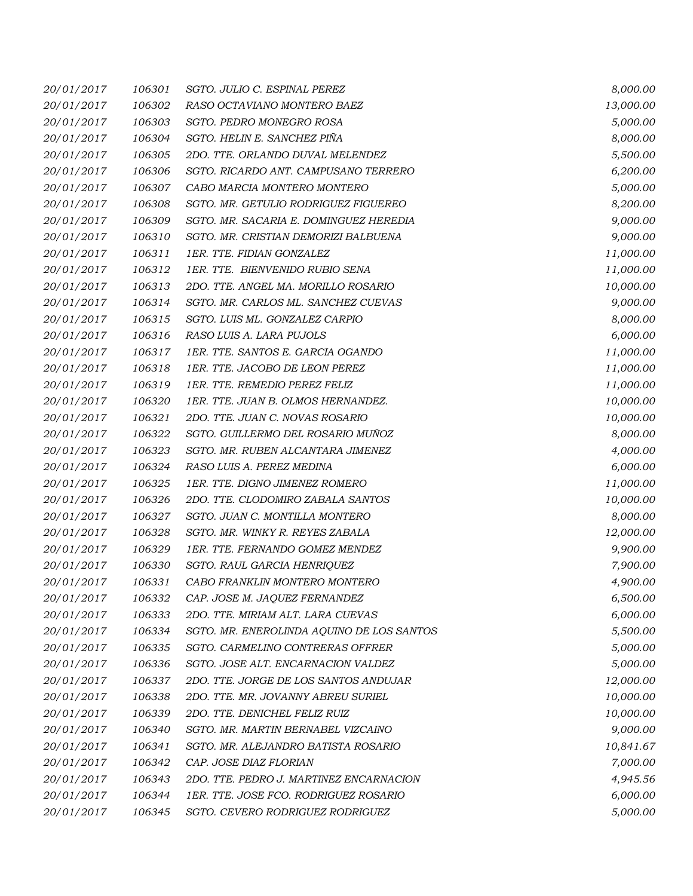| | | | |
|---|---|---|---|
| 20/01/2017 | 106301 | SGTO. JULIO C. ESPINAL PEREZ | 8,000.00 |
| 20/01/2017 | 106302 | RASO OCTAVIANO MONTERO BAEZ | 13,000.00 |
| 20/01/2017 | 106303 | SGTO. PEDRO MONEGRO ROSA | 5,000.00 |
| 20/01/2017 | 106304 | SGTO. HELIN E. SANCHEZ PIÑA | 8,000.00 |
| 20/01/2017 | 106305 | 2DO. TTE. ORLANDO DUVAL MELENDEZ | 5,500.00 |
| 20/01/2017 | 106306 | SGTO. RICARDO ANT. CAMPUSANO TERRERO | 6,200.00 |
| 20/01/2017 | 106307 | CABO MARCIA MONTERO MONTERO | 5,000.00 |
| 20/01/2017 | 106308 | SGTO. MR. GETULIO RODRIGUEZ FIGUEREO | 8,200.00 |
| 20/01/2017 | 106309 | SGTO. MR. SACARIA E. DOMINGUEZ HEREDIA | 9,000.00 |
| 20/01/2017 | 106310 | SGTO. MR. CRISTIAN DEMORIZI BALBUENA | 9,000.00 |
| 20/01/2017 | 106311 | 1ER. TTE. FIDIAN GONZALEZ | 11,000.00 |
| 20/01/2017 | 106312 | 1ER. TTE. BIENVENIDO RUBIO SENA | 11,000.00 |
| 20/01/2017 | 106313 | 2DO. TTE. ANGEL MA. MORILLO ROSARIO | 10,000.00 |
| 20/01/2017 | 106314 | SGTO. MR. CARLOS ML. SANCHEZ CUEVAS | 9,000.00 |
| 20/01/2017 | 106315 | SGTO. LUIS ML. GONZALEZ CARPIO | 8,000.00 |
| 20/01/2017 | 106316 | RASO LUIS A. LARA PUJOLS | 6,000.00 |
| 20/01/2017 | 106317 | 1ER. TTE. SANTOS E. GARCIA OGANDO | 11,000.00 |
| 20/01/2017 | 106318 | 1ER. TTE. JACOBO DE LEON PEREZ | 11,000.00 |
| 20/01/2017 | 106319 | 1ER. TTE. REMEDIO PEREZ FELIZ | 11,000.00 |
| 20/01/2017 | 106320 | 1ER. TTE. JUAN B. OLMOS HERNANDEZ. | 10,000.00 |
| 20/01/2017 | 106321 | 2DO. TTE. JUAN C. NOVAS ROSARIO | 10,000.00 |
| 20/01/2017 | 106322 | SGTO. GUILLERMO DEL ROSARIO MUÑOZ | 8,000.00 |
| 20/01/2017 | 106323 | SGTO. MR. RUBEN ALCANTARA JIMENEZ | 4,000.00 |
| 20/01/2017 | 106324 | RASO LUIS A. PEREZ MEDINA | 6,000.00 |
| 20/01/2017 | 106325 | 1ER. TTE. DIGNO JIMENEZ ROMERO | 11,000.00 |
| 20/01/2017 | 106326 | 2DO. TTE. CLODOMIRO ZABALA SANTOS | 10,000.00 |
| 20/01/2017 | 106327 | SGTO. JUAN C. MONTILLA MONTERO | 8,000.00 |
| 20/01/2017 | 106328 | SGTO. MR. WINKY R. REYES ZABALA | 12,000.00 |
| 20/01/2017 | 106329 | 1ER. TTE. FERNANDO GOMEZ MENDEZ | 9,900.00 |
| 20/01/2017 | 106330 | SGTO. RAUL GARCIA HENRIQUEZ | 7,900.00 |
| 20/01/2017 | 106331 | CABO FRANKLIN MONTERO MONTERO | 4,900.00 |
| 20/01/2017 | 106332 | CAP. JOSE M. JAQUEZ FERNANDEZ | 6,500.00 |
| 20/01/2017 | 106333 | 2DO. TTE. MIRIAM ALT. LARA CUEVAS | 6,000.00 |
| 20/01/2017 | 106334 | SGTO. MR. ENEROLINDA AQUINO DE LOS SANTOS | 5,500.00 |
| 20/01/2017 | 106335 | SGTO. CARMELINO CONTRERAS OFFRER | 5,000.00 |
| 20/01/2017 | 106336 | SGTO. JOSE ALT. ENCARNACION VALDEZ | 5,000.00 |
| 20/01/2017 | 106337 | 2DO. TTE. JORGE DE LOS SANTOS ANDUJAR | 12,000.00 |
| 20/01/2017 | 106338 | 2DO. TTE. MR. JOVANNY ABREU SURIEL | 10,000.00 |
| 20/01/2017 | 106339 | 2DO. TTE. DENICHEL FELIZ RUIZ | 10,000.00 |
| 20/01/2017 | 106340 | SGTO. MR. MARTIN BERNABEL VIZCAINO | 9,000.00 |
| 20/01/2017 | 106341 | SGTO. MR. ALEJANDRO BATISTA ROSARIO | 10,841.67 |
| 20/01/2017 | 106342 | CAP. JOSE DIAZ FLORIAN | 7,000.00 |
| 20/01/2017 | 106343 | 2DO. TTE. PEDRO J. MARTINEZ ENCARNACION | 4,945.56 |
| 20/01/2017 | 106344 | 1ER. TTE. JOSE FCO. RODRIGUEZ ROSARIO | 6,000.00 |
| 20/01/2017 | 106345 | SGTO. CEVERO RODRIGUEZ RODRIGUEZ | 5,000.00 |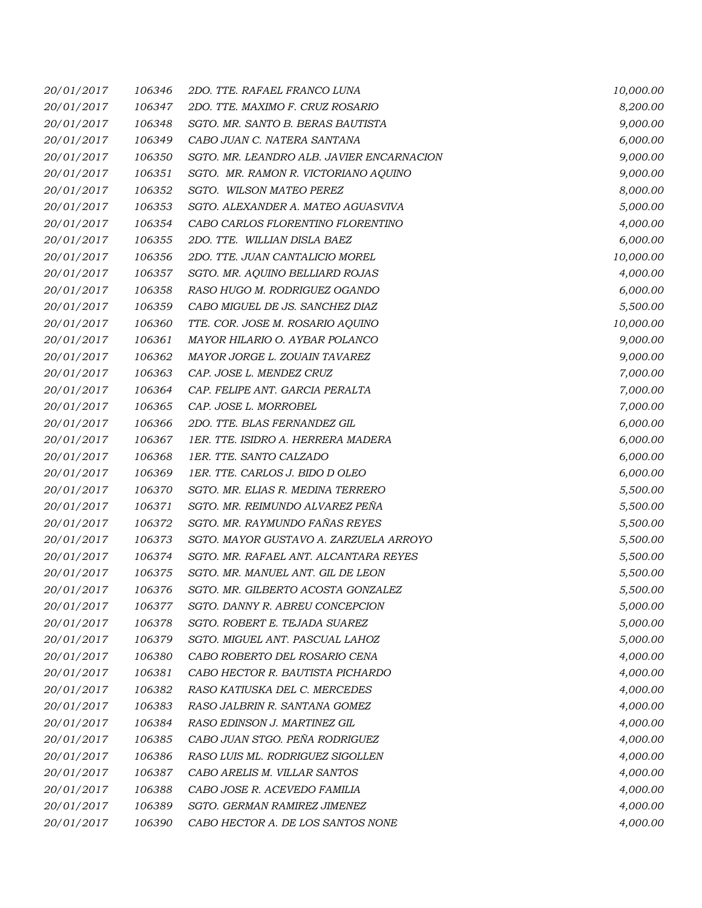| | | | |
|---|---|---|---|
| 20/01/2017 | 106346 | 2DO. TTE. RAFAEL FRANCO LUNA | 10,000.00 |
| 20/01/2017 | 106347 | 2DO. TTE. MAXIMO F. CRUZ ROSARIO | 8,200.00 |
| 20/01/2017 | 106348 | SGTO. MR. SANTO B. BERAS BAUTISTA | 9,000.00 |
| 20/01/2017 | 106349 | CABO JUAN C. NATERA SANTANA | 6,000.00 |
| 20/01/2017 | 106350 | SGTO. MR. LEANDRO ALB. JAVIER ENCARNACION | 9,000.00 |
| 20/01/2017 | 106351 | SGTO. MR. RAMON R. VICTORIANO AQUINO | 9,000.00 |
| 20/01/2017 | 106352 | SGTO. WILSON MATEO PEREZ | 8,000.00 |
| 20/01/2017 | 106353 | SGTO. ALEXANDER A. MATEO AGUASVIVA | 5,000.00 |
| 20/01/2017 | 106354 | CABO CARLOS FLORENTINO FLORENTINO | 4,000.00 |
| 20/01/2017 | 106355 | 2DO. TTE. WILLIAN DISLA BAEZ | 6,000.00 |
| 20/01/2017 | 106356 | 2DO. TTE. JUAN CANTALICIO MOREL | 10,000.00 |
| 20/01/2017 | 106357 | SGTO. MR. AQUINO BELLIARD ROJAS | 4,000.00 |
| 20/01/2017 | 106358 | RASO HUGO M. RODRIGUEZ OGANDO | 6,000.00 |
| 20/01/2017 | 106359 | CABO MIGUEL DE JS. SANCHEZ DIAZ | 5,500.00 |
| 20/01/2017 | 106360 | TTE. COR. JOSE M. ROSARIO AQUINO | 10,000.00 |
| 20/01/2017 | 106361 | MAYOR HILARIO O. AYBAR POLANCO | 9,000.00 |
| 20/01/2017 | 106362 | MAYOR JORGE L. ZOUAIN TAVAREZ | 9,000.00 |
| 20/01/2017 | 106363 | CAP. JOSE L. MENDEZ CRUZ | 7,000.00 |
| 20/01/2017 | 106364 | CAP. FELIPE ANT. GARCIA PERALTA | 7,000.00 |
| 20/01/2017 | 106365 | CAP. JOSE L. MORROBEL | 7,000.00 |
| 20/01/2017 | 106366 | 2DO. TTE. BLAS FERNANDEZ GIL | 6,000.00 |
| 20/01/2017 | 106367 | 1ER. TTE. ISIDRO A. HERRERA MADERA | 6,000.00 |
| 20/01/2017 | 106368 | 1ER. TTE. SANTO CALZADO | 6,000.00 |
| 20/01/2017 | 106369 | 1ER. TTE. CARLOS J. BIDO D OLEO | 6,000.00 |
| 20/01/2017 | 106370 | SGTO. MR. ELIAS R. MEDINA TERRERO | 5,500.00 |
| 20/01/2017 | 106371 | SGTO. MR. REIMUNDO ALVAREZ PEÑA | 5,500.00 |
| 20/01/2017 | 106372 | SGTO. MR. RAYMUNDO FAÑAS REYES | 5,500.00 |
| 20/01/2017 | 106373 | SGTO. MAYOR GUSTAVO A. ZARZUELA ARROYO | 5,500.00 |
| 20/01/2017 | 106374 | SGTO. MR. RAFAEL ANT. ALCANTARA REYES | 5,500.00 |
| 20/01/2017 | 106375 | SGTO. MR. MANUEL ANT. GIL DE LEON | 5,500.00 |
| 20/01/2017 | 106376 | SGTO. MR. GILBERTO ACOSTA GONZALEZ | 5,500.00 |
| 20/01/2017 | 106377 | SGTO. DANNY R. ABREU CONCEPCION | 5,000.00 |
| 20/01/2017 | 106378 | SGTO. ROBERT E. TEJADA SUAREZ | 5,000.00 |
| 20/01/2017 | 106379 | SGTO. MIGUEL ANT. PASCUAL LAHOZ | 5,000.00 |
| 20/01/2017 | 106380 | CABO ROBERTO DEL ROSARIO CENA | 4,000.00 |
| 20/01/2017 | 106381 | CABO HECTOR R. BAUTISTA PICHARDO | 4,000.00 |
| 20/01/2017 | 106382 | RASO KATIUSKA DEL C. MERCEDES | 4,000.00 |
| 20/01/2017 | 106383 | RASO JALBRIN R. SANTANA GOMEZ | 4,000.00 |
| 20/01/2017 | 106384 | RASO EDINSON J. MARTINEZ GIL | 4,000.00 |
| 20/01/2017 | 106385 | CABO JUAN STGO. PEÑA RODRIGUEZ | 4,000.00 |
| 20/01/2017 | 106386 | RASO LUIS ML. RODRIGUEZ SIGOLLEN | 4,000.00 |
| 20/01/2017 | 106387 | CABO ARELIS M. VILLAR SANTOS | 4,000.00 |
| 20/01/2017 | 106388 | CABO JOSE R. ACEVEDO FAMILIA | 4,000.00 |
| 20/01/2017 | 106389 | SGTO. GERMAN RAMIREZ JIMENEZ | 4,000.00 |
| 20/01/2017 | 106390 | CABO HECTOR A. DE LOS SANTOS NONE | 4,000.00 |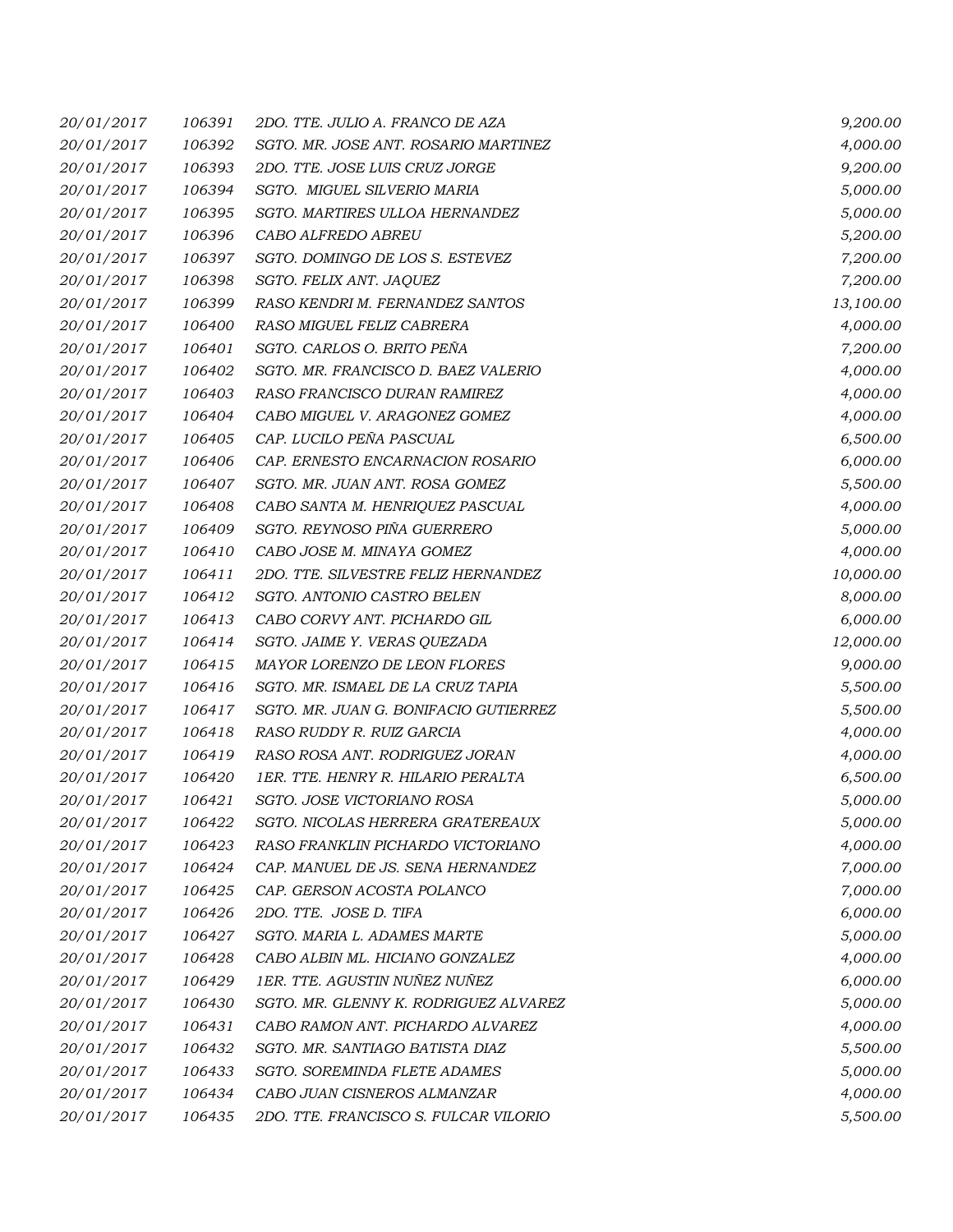| | | | |
|---|---|---|---|
| *20/01/2017* | *106391* | *2DO. TTE. JULIO A. FRANCO DE AZA* | *9,200.00* |
| *20/01/2017* | *106392* | *SGTO. MR. JOSE ANT. ROSARIO MARTINEZ* | *4,000.00* |
| *20/01/2017* | *106393* | *2DO. TTE. JOSE LUIS CRUZ JORGE* | *9,200.00* |
| *20/01/2017* | *106394* | *SGTO. MIGUEL SILVERIO MARIA* | *5,000.00* |
| *20/01/2017* | *106395* | *SGTO. MARTIRES ULLOA HERNANDEZ* | *5,000.00* |
| *20/01/2017* | *106396* | *CABO ALFREDO ABREU* | *5,200.00* |
| *20/01/2017* | *106397* | *SGTO. DOMINGO DE LOS S. ESTEVEZ* | *7,200.00* |
| *20/01/2017* | *106398* | *SGTO. FELIX ANT. JAQUEZ* | *7,200.00* |
| *20/01/2017* | *106399* | *RASO KENDRI M. FERNANDEZ SANTOS* | *13,100.00* |
| *20/01/2017* | *106400* | *RASO MIGUEL FELIZ CABRERA* | *4,000.00* |
| *20/01/2017* | *106401* | *SGTO. CARLOS O. BRITO PEÑA* | *7,200.00* |
| *20/01/2017* | *106402* | *SGTO. MR. FRANCISCO D. BAEZ VALERIO* | *4,000.00* |
| *20/01/2017* | *106403* | *RASO FRANCISCO DURAN RAMIREZ* | *4,000.00* |
| *20/01/2017* | *106404* | *CABO MIGUEL V. ARAGONEZ GOMEZ* | *4,000.00* |
| *20/01/2017* | *106405* | *CAP. LUCILO PEÑA PASCUAL* | *6,500.00* |
| *20/01/2017* | *106406* | *CAP. ERNESTO ENCARNACION ROSARIO* | *6,000.00* |
| *20/01/2017* | *106407* | *SGTO. MR. JUAN ANT. ROSA GOMEZ* | *5,500.00* |
| *20/01/2017* | *106408* | *CABO SANTA M. HENRIQUEZ PASCUAL* | *4,000.00* |
| *20/01/2017* | *106409* | *SGTO. REYNOSO PIÑA GUERRERO* | *5,000.00* |
| *20/01/2017* | *106410* | *CABO JOSE M. MINAYA GOMEZ* | *4,000.00* |
| *20/01/2017* | *106411* | *2DO. TTE. SILVESTRE FELIZ HERNANDEZ* | *10,000.00* |
| *20/01/2017* | *106412* | *SGTO. ANTONIO CASTRO BELEN* | *8,000.00* |
| *20/01/2017* | *106413* | *CABO CORVY ANT. PICHARDO GIL* | *6,000.00* |
| *20/01/2017* | *106414* | *SGTO. JAIME Y. VERAS QUEZADA* | *12,000.00* |
| *20/01/2017* | *106415* | *MAYOR LORENZO DE LEON FLORES* | *9,000.00* |
| *20/01/2017* | *106416* | *SGTO. MR. ISMAEL DE LA CRUZ TAPIA* | *5,500.00* |
| *20/01/2017* | *106417* | *SGTO. MR. JUAN G. BONIFACIO GUTIERREZ* | *5,500.00* |
| *20/01/2017* | *106418* | *RASO RUDDY R. RUIZ GARCIA* | *4,000.00* |
| *20/01/2017* | *106419* | *RASO ROSA ANT. RODRIGUEZ JORAN* | *4,000.00* |
| *20/01/2017* | *106420* | *1ER. TTE. HENRY R. HILARIO PERALTA* | *6,500.00* |
| *20/01/2017* | *106421* | *SGTO. JOSE VICTORIANO ROSA* | *5,000.00* |
| *20/01/2017* | *106422* | *SGTO. NICOLAS HERRERA GRATEREAUX* | *5,000.00* |
| *20/01/2017* | *106423* | *RASO FRANKLIN PICHARDO VICTORIANO* | *4,000.00* |
| *20/01/2017* | *106424* | *CAP. MANUEL DE JS. SENA HERNANDEZ* | *7,000.00* |
| *20/01/2017* | *106425* | *CAP. GERSON ACOSTA POLANCO* | *7,000.00* |
| *20/01/2017* | *106426* | *2DO. TTE. JOSE D. TIFA* | *6,000.00* |
| *20/01/2017* | *106427* | *SGTO. MARIA L. ADAMES MARTE* | *5,000.00* |
| *20/01/2017* | *106428* | *CABO ALBIN ML. HICIANO GONZALEZ* | *4,000.00* |
| *20/01/2017* | *106429* | *1ER. TTE. AGUSTIN NUÑEZ NUÑEZ* | *6,000.00* |
| *20/01/2017* | *106430* | *SGTO. MR. GLENNY K. RODRIGUEZ ALVAREZ* | *5,000.00* |
| *20/01/2017* | *106431* | *CABO RAMON ANT. PICHARDO ALVAREZ* | *4,000.00* |
| *20/01/2017* | *106432* | *SGTO. MR. SANTIAGO BATISTA DIAZ* | *5,500.00* |
| *20/01/2017* | *106433* | *SGTO. SOREMINDA FLETE ADAMES* | *5,000.00* |
| *20/01/2017* | *106434* | *CABO JUAN CISNEROS ALMANZAR* | *4,000.00* |
| *20/01/2017* | *106435* | *2DO. TTE. FRANCISCO S. FULCAR VILORIO* | *5,500.00* |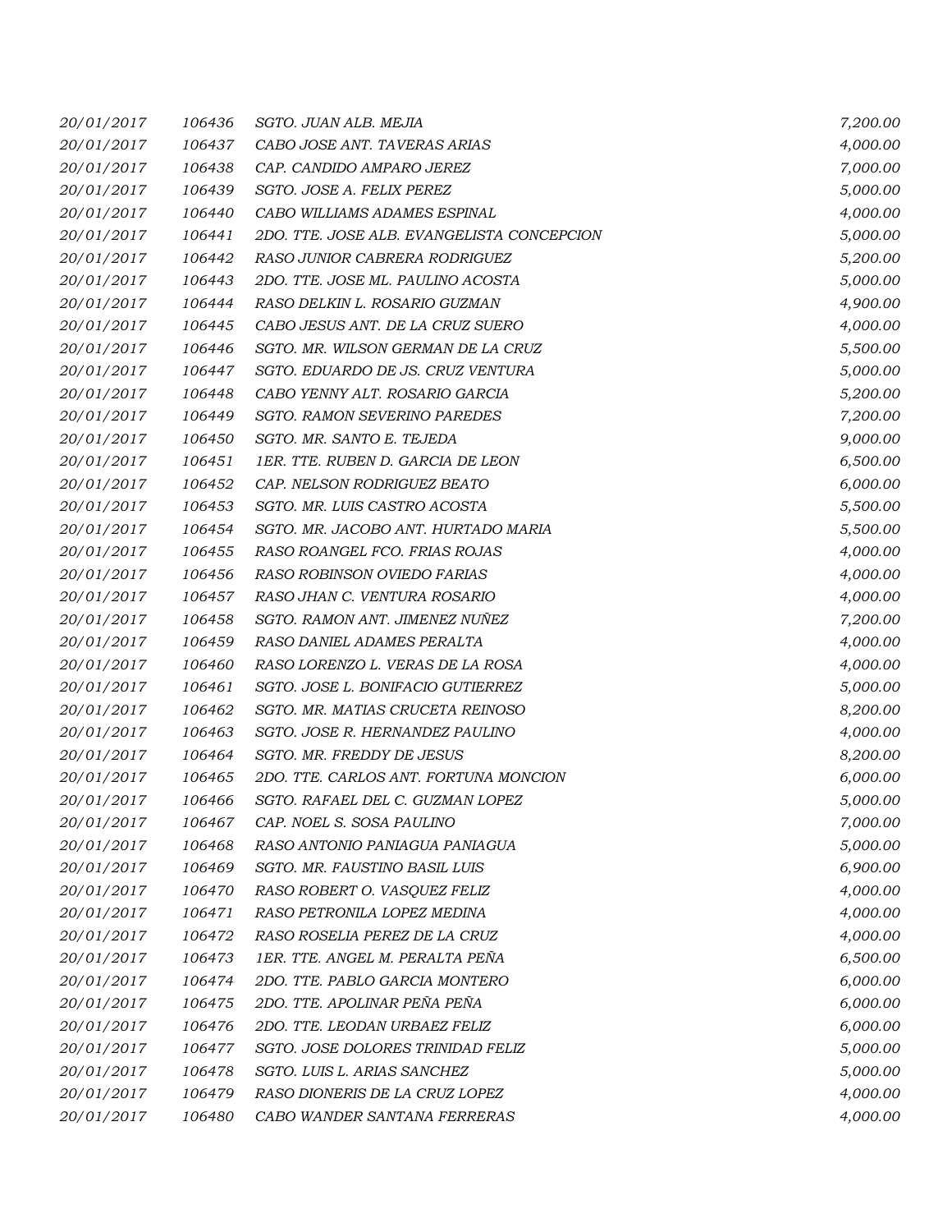| | | | |
|---|---|---|---|
| 20/01/2017 | 106436 | SGTO. JUAN ALB. MEJIA | 7,200.00 |
| 20/01/2017 | 106437 | CABO JOSE ANT. TAVERAS ARIAS | 4,000.00 |
| 20/01/2017 | 106438 | CAP. CANDIDO AMPARO JEREZ | 7,000.00 |
| 20/01/2017 | 106439 | SGTO. JOSE A. FELIX PEREZ | 5,000.00 |
| 20/01/2017 | 106440 | CABO WILLIAMS ADAMES ESPINAL | 4,000.00 |
| 20/01/2017 | 106441 | 2DO. TTE. JOSE ALB. EVANGELISTA CONCEPCION | 5,000.00 |
| 20/01/2017 | 106442 | RASO JUNIOR CABRERA RODRIGUEZ | 5,200.00 |
| 20/01/2017 | 106443 | 2DO. TTE. JOSE ML. PAULINO ACOSTA | 5,000.00 |
| 20/01/2017 | 106444 | RASO DELKIN L. ROSARIO GUZMAN | 4,900.00 |
| 20/01/2017 | 106445 | CABO JESUS ANT. DE LA CRUZ SUERO | 4,000.00 |
| 20/01/2017 | 106446 | SGTO. MR. WILSON GERMAN DE LA CRUZ | 5,500.00 |
| 20/01/2017 | 106447 | SGTO. EDUARDO DE JS. CRUZ VENTURA | 5,000.00 |
| 20/01/2017 | 106448 | CABO YENNY ALT. ROSARIO GARCIA | 5,200.00 |
| 20/01/2017 | 106449 | SGTO. RAMON SEVERINO PAREDES | 7,200.00 |
| 20/01/2017 | 106450 | SGTO. MR. SANTO E. TEJEDA | 9,000.00 |
| 20/01/2017 | 106451 | 1ER. TTE. RUBEN D. GARCIA DE LEON | 6,500.00 |
| 20/01/2017 | 106452 | CAP. NELSON RODRIGUEZ BEATO | 6,000.00 |
| 20/01/2017 | 106453 | SGTO. MR. LUIS CASTRO ACOSTA | 5,500.00 |
| 20/01/2017 | 106454 | SGTO. MR. JACOBO ANT. HURTADO MARIA | 5,500.00 |
| 20/01/2017 | 106455 | RASO ROANGEL FCO. FRIAS ROJAS | 4,000.00 |
| 20/01/2017 | 106456 | RASO ROBINSON OVIEDO FARIAS | 4,000.00 |
| 20/01/2017 | 106457 | RASO JHAN C. VENTURA ROSARIO | 4,000.00 |
| 20/01/2017 | 106458 | SGTO. RAMON ANT. JIMENEZ NUÑEZ | 7,200.00 |
| 20/01/2017 | 106459 | RASO DANIEL ADAMES PERALTA | 4,000.00 |
| 20/01/2017 | 106460 | RASO LORENZO L. VERAS DE LA ROSA | 4,000.00 |
| 20/01/2017 | 106461 | SGTO. JOSE L. BONIFACIO GUTIERREZ | 5,000.00 |
| 20/01/2017 | 106462 | SGTO. MR. MATIAS CRUCETA REINOSO | 8,200.00 |
| 20/01/2017 | 106463 | SGTO. JOSE R. HERNANDEZ PAULINO | 4,000.00 |
| 20/01/2017 | 106464 | SGTO. MR. FREDDY DE JESUS | 8,200.00 |
| 20/01/2017 | 106465 | 2DO. TTE. CARLOS ANT. FORTUNA MONCION | 6,000.00 |
| 20/01/2017 | 106466 | SGTO. RAFAEL DEL C. GUZMAN LOPEZ | 5,000.00 |
| 20/01/2017 | 106467 | CAP. NOEL S. SOSA PAULINO | 7,000.00 |
| 20/01/2017 | 106468 | RASO ANTONIO PANIAGUA PANIAGUA | 5,000.00 |
| 20/01/2017 | 106469 | SGTO. MR. FAUSTINO BASIL LUIS | 6,900.00 |
| 20/01/2017 | 106470 | RASO ROBERT O. VASQUEZ FELIZ | 4,000.00 |
| 20/01/2017 | 106471 | RASO PETRONILA LOPEZ MEDINA | 4,000.00 |
| 20/01/2017 | 106472 | RASO ROSELIA PEREZ DE LA CRUZ | 4,000.00 |
| 20/01/2017 | 106473 | 1ER. TTE. ANGEL M. PERALTA PEÑA | 6,500.00 |
| 20/01/2017 | 106474 | 2DO. TTE. PABLO GARCIA MONTERO | 6,000.00 |
| 20/01/2017 | 106475 | 2DO. TTE. APOLINAR PEÑA PEÑA | 6,000.00 |
| 20/01/2017 | 106476 | 2DO. TTE. LEODAN URBAEZ FELIZ | 6,000.00 |
| 20/01/2017 | 106477 | SGTO. JOSE DOLORES TRINIDAD FELIZ | 5,000.00 |
| 20/01/2017 | 106478 | SGTO. LUIS L. ARIAS SANCHEZ | 5,000.00 |
| 20/01/2017 | 106479 | RASO DIONERIS DE LA CRUZ LOPEZ | 4,000.00 |
| 20/01/2017 | 106480 | CABO WANDER SANTANA FERRERAS | 4,000.00 |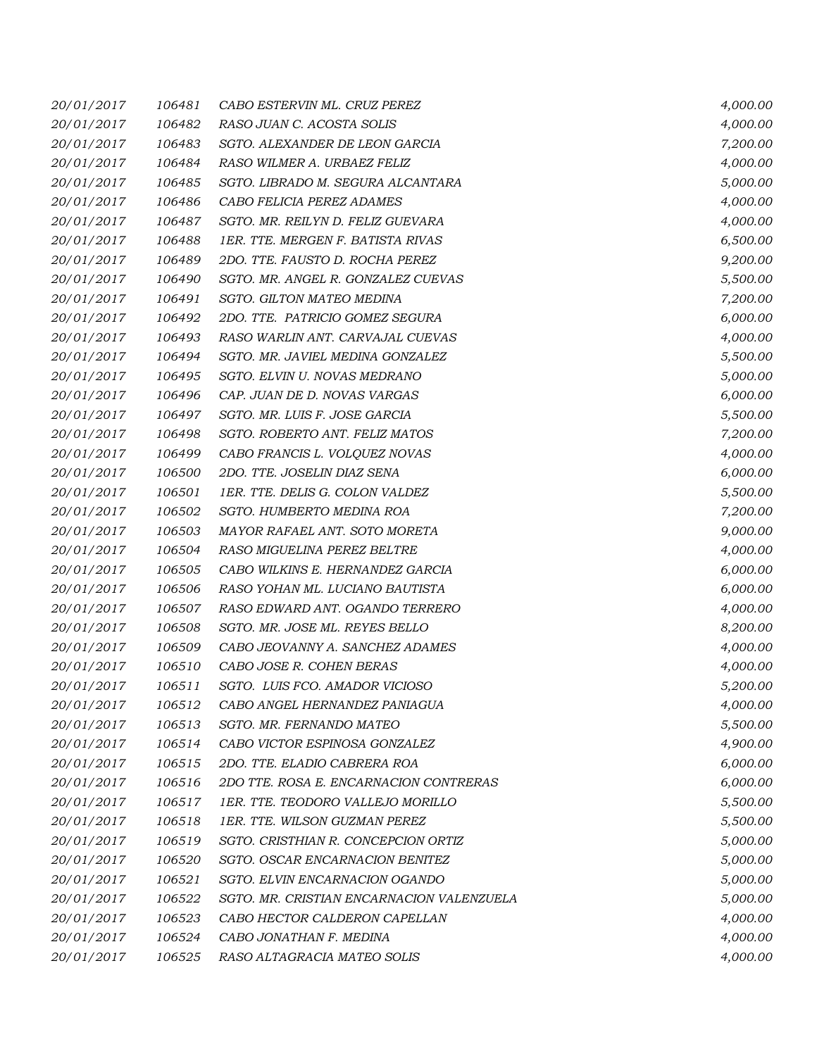| | | | |
|---|---|---|---|
| 20/01/2017 | 106481 | CABO ESTERVIN ML. CRUZ PEREZ | 4,000.00 |
| 20/01/2017 | 106482 | RASO JUAN C. ACOSTA SOLIS | 4,000.00 |
| 20/01/2017 | 106483 | SGTO. ALEXANDER DE LEON GARCIA | 7,200.00 |
| 20/01/2017 | 106484 | RASO WILMER A. URBAEZ FELIZ | 4,000.00 |
| 20/01/2017 | 106485 | SGTO. LIBRADO M. SEGURA ALCANTARA | 5,000.00 |
| 20/01/2017 | 106486 | CABO FELICIA PEREZ ADAMES | 4,000.00 |
| 20/01/2017 | 106487 | SGTO. MR. REILYN D. FELIZ GUEVARA | 4,000.00 |
| 20/01/2017 | 106488 | 1ER. TTE. MERGEN F. BATISTA RIVAS | 6,500.00 |
| 20/01/2017 | 106489 | 2DO. TTE. FAUSTO D. ROCHA PEREZ | 9,200.00 |
| 20/01/2017 | 106490 | SGTO. MR. ANGEL R. GONZALEZ CUEVAS | 5,500.00 |
| 20/01/2017 | 106491 | SGTO. GILTON MATEO MEDINA | 7,200.00 |
| 20/01/2017 | 106492 | 2DO. TTE. PATRICIO GOMEZ SEGURA | 6,000.00 |
| 20/01/2017 | 106493 | RASO WARLIN ANT. CARVAJAL CUEVAS | 4,000.00 |
| 20/01/2017 | 106494 | SGTO. MR. JAVIEL MEDINA GONZALEZ | 5,500.00 |
| 20/01/2017 | 106495 | SGTO. ELVIN U. NOVAS MEDRANO | 5,000.00 |
| 20/01/2017 | 106496 | CAP. JUAN DE D. NOVAS VARGAS | 6,000.00 |
| 20/01/2017 | 106497 | SGTO. MR. LUIS F. JOSE GARCIA | 5,500.00 |
| 20/01/2017 | 106498 | SGTO. ROBERTO ANT. FELIZ MATOS | 7,200.00 |
| 20/01/2017 | 106499 | CABO FRANCIS L. VOLQUEZ NOVAS | 4,000.00 |
| 20/01/2017 | 106500 | 2DO. TTE. JOSELIN DIAZ SENA | 6,000.00 |
| 20/01/2017 | 106501 | 1ER. TTE. DELIS G. COLON VALDEZ | 5,500.00 |
| 20/01/2017 | 106502 | SGTO. HUMBERTO MEDINA ROA | 7,200.00 |
| 20/01/2017 | 106503 | MAYOR RAFAEL ANT. SOTO MORETA | 9,000.00 |
| 20/01/2017 | 106504 | RASO MIGUELINA PEREZ BELTRE | 4,000.00 |
| 20/01/2017 | 106505 | CABO WILKINS E. HERNANDEZ GARCIA | 6,000.00 |
| 20/01/2017 | 106506 | RASO YOHAN ML. LUCIANO BAUTISTA | 6,000.00 |
| 20/01/2017 | 106507 | RASO EDWARD ANT. OGANDO TERRERO | 4,000.00 |
| 20/01/2017 | 106508 | SGTO. MR. JOSE ML. REYES BELLO | 8,200.00 |
| 20/01/2017 | 106509 | CABO JEOVANNY A. SANCHEZ ADAMES | 4,000.00 |
| 20/01/2017 | 106510 | CABO JOSE R. COHEN BERAS | 4,000.00 |
| 20/01/2017 | 106511 | SGTO. LUIS FCO. AMADOR VICIOSO | 5,200.00 |
| 20/01/2017 | 106512 | CABO ANGEL HERNANDEZ PANIAGUA | 4,000.00 |
| 20/01/2017 | 106513 | SGTO. MR. FERNANDO MATEO | 5,500.00 |
| 20/01/2017 | 106514 | CABO VICTOR ESPINOSA GONZALEZ | 4,900.00 |
| 20/01/2017 | 106515 | 2DO. TTE. ELADIO CABRERA ROA | 6,000.00 |
| 20/01/2017 | 106516 | 2DO TTE. ROSA E. ENCARNACION CONTRERAS | 6,000.00 |
| 20/01/2017 | 106517 | 1ER. TTE. TEODORO VALLEJO MORILLO | 5,500.00 |
| 20/01/2017 | 106518 | 1ER. TTE. WILSON GUZMAN PEREZ | 5,500.00 |
| 20/01/2017 | 106519 | SGTO. CRISTHIAN R. CONCEPCION ORTIZ | 5,000.00 |
| 20/01/2017 | 106520 | SGTO. OSCAR ENCARNACION BENITEZ | 5,000.00 |
| 20/01/2017 | 106521 | SGTO. ELVIN ENCARNACION OGANDO | 5,000.00 |
| 20/01/2017 | 106522 | SGTO. MR. CRISTIAN ENCARNACION VALENZUELA | 5,000.00 |
| 20/01/2017 | 106523 | CABO HECTOR CALDERON CAPELLAN | 4,000.00 |
| 20/01/2017 | 106524 | CABO JONATHAN F. MEDINA | 4,000.00 |
| 20/01/2017 | 106525 | RASO ALTAGRACIA MATEO SOLIS | 4,000.00 |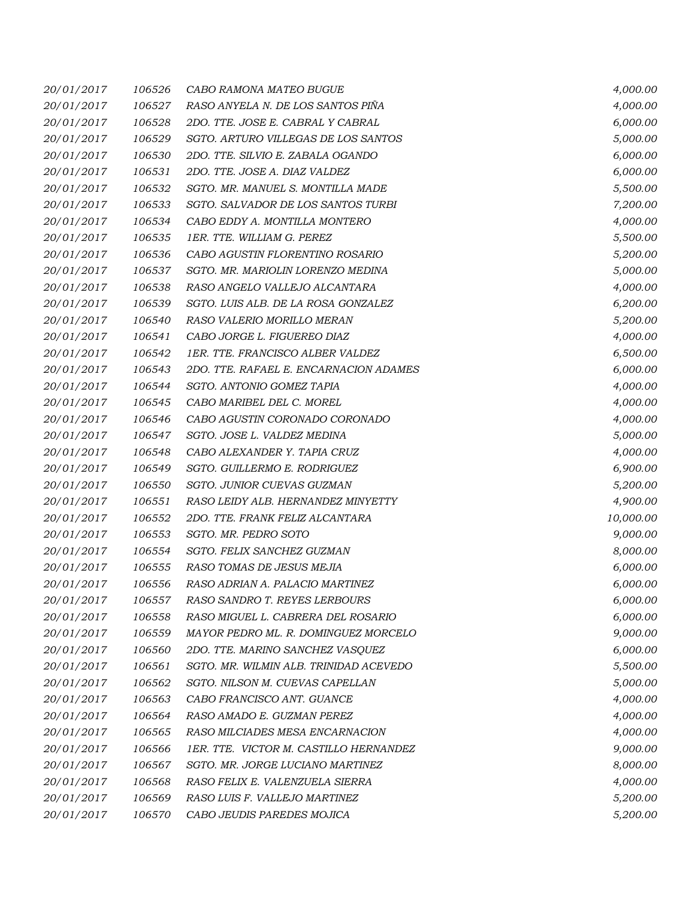| | | | |
|---|---|---|---|
| 20/01/2017 | 106526 | CABO RAMONA MATEO BUGUE | 4,000.00 |
| 20/01/2017 | 106527 | RASO ANYELA N. DE LOS SANTOS PIÑA | 4,000.00 |
| 20/01/2017 | 106528 | 2DO. TTE. JOSE E. CABRAL Y CABRAL | 6,000.00 |
| 20/01/2017 | 106529 | SGTO. ARTURO VILLEGAS DE LOS SANTOS | 5,000.00 |
| 20/01/2017 | 106530 | 2DO. TTE. SILVIO E. ZABALA OGANDO | 6,000.00 |
| 20/01/2017 | 106531 | 2DO. TTE. JOSE A. DIAZ VALDEZ | 6,000.00 |
| 20/01/2017 | 106532 | SGTO. MR. MANUEL S. MONTILLA MADE | 5,500.00 |
| 20/01/2017 | 106533 | SGTO. SALVADOR DE LOS SANTOS TURBI | 7,200.00 |
| 20/01/2017 | 106534 | CABO EDDY A. MONTILLA MONTERO | 4,000.00 |
| 20/01/2017 | 106535 | 1ER. TTE. WILLIAM G. PEREZ | 5,500.00 |
| 20/01/2017 | 106536 | CABO AGUSTIN FLORENTINO ROSARIO | 5,200.00 |
| 20/01/2017 | 106537 | SGTO. MR. MARIOLIN LORENZO MEDINA | 5,000.00 |
| 20/01/2017 | 106538 | RASO ANGELO VALLEJO ALCANTARA | 4,000.00 |
| 20/01/2017 | 106539 | SGTO. LUIS ALB. DE LA ROSA GONZALEZ | 6,200.00 |
| 20/01/2017 | 106540 | RASO VALERIO MORILLO MERAN | 5,200.00 |
| 20/01/2017 | 106541 | CABO JORGE L. FIGUEREO DIAZ | 4,000.00 |
| 20/01/2017 | 106542 | 1ER. TTE. FRANCISCO ALBER VALDEZ | 6,500.00 |
| 20/01/2017 | 106543 | 2DO. TTE. RAFAEL E. ENCARNACION ADAMES | 6,000.00 |
| 20/01/2017 | 106544 | SGTO. ANTONIO GOMEZ TAPIA | 4,000.00 |
| 20/01/2017 | 106545 | CABO MARIBEL DEL C. MOREL | 4,000.00 |
| 20/01/2017 | 106546 | CABO AGUSTIN CORONADO CORONADO | 4,000.00 |
| 20/01/2017 | 106547 | SGTO. JOSE L. VALDEZ MEDINA | 5,000.00 |
| 20/01/2017 | 106548 | CABO ALEXANDER Y. TAPIA CRUZ | 4,000.00 |
| 20/01/2017 | 106549 | SGTO. GUILLERMO E. RODRIGUEZ | 6,900.00 |
| 20/01/2017 | 106550 | SGTO. JUNIOR CUEVAS GUZMAN | 5,200.00 |
| 20/01/2017 | 106551 | RASO LEIDY ALB. HERNANDEZ MINYETTY | 4,900.00 |
| 20/01/2017 | 106552 | 2DO. TTE. FRANK FELIZ ALCANTARA | 10,000.00 |
| 20/01/2017 | 106553 | SGTO. MR. PEDRO SOTO | 9,000.00 |
| 20/01/2017 | 106554 | SGTO. FELIX SANCHEZ GUZMAN | 8,000.00 |
| 20/01/2017 | 106555 | RASO TOMAS DE JESUS MEJIA | 6,000.00 |
| 20/01/2017 | 106556 | RASO ADRIAN A. PALACIO MARTINEZ | 6,000.00 |
| 20/01/2017 | 106557 | RASO SANDRO T. REYES LERBOURS | 6,000.00 |
| 20/01/2017 | 106558 | RASO MIGUEL L. CABRERA DEL ROSARIO | 6,000.00 |
| 20/01/2017 | 106559 | MAYOR PEDRO ML. R. DOMINGUEZ MORCELO | 9,000.00 |
| 20/01/2017 | 106560 | 2DO. TTE. MARINO SANCHEZ VASQUEZ | 6,000.00 |
| 20/01/2017 | 106561 | SGTO. MR. WILMIN ALB. TRINIDAD ACEVEDO | 5,500.00 |
| 20/01/2017 | 106562 | SGTO. NILSON M. CUEVAS CAPELLAN | 5,000.00 |
| 20/01/2017 | 106563 | CABO FRANCISCO ANT. GUANCE | 4,000.00 |
| 20/01/2017 | 106564 | RASO AMADO E. GUZMAN PEREZ | 4,000.00 |
| 20/01/2017 | 106565 | RASO MILCIADES MESA ENCARNACION | 4,000.00 |
| 20/01/2017 | 106566 | 1ER. TTE. VICTOR M. CASTILLO HERNANDEZ | 9,000.00 |
| 20/01/2017 | 106567 | SGTO. MR. JORGE LUCIANO MARTINEZ | 8,000.00 |
| 20/01/2017 | 106568 | RASO FELIX E. VALENZUELA SIERRA | 4,000.00 |
| 20/01/2017 | 106569 | RASO LUIS F. VALLEJO MARTINEZ | 5,200.00 |
| 20/01/2017 | 106570 | CABO JEUDIS PAREDES MOJICA | 5,200.00 |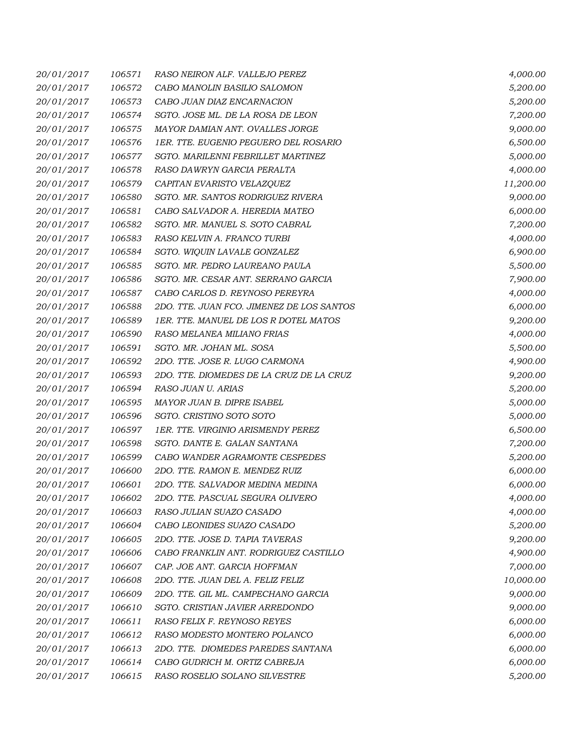| | | | |
|---|---|---|---|
| *20/01/2017* | *106571* | *RASO NEIRON ALF. VALLEJO PEREZ* | *4,000.00* |
| *20/01/2017* | *106572* | *CABO MANOLIN BASILIO SALOMON* | *5,200.00* |
| *20/01/2017* | *106573* | *CABO JUAN DIAZ ENCARNACION* | *5,200.00* |
| *20/01/2017* | *106574* | *SGTO. JOSE ML. DE LA ROSA DE LEON* | *7,200.00* |
| *20/01/2017* | *106575* | *MAYOR DAMIAN ANT. OVALLES JORGE* | *9,000.00* |
| *20/01/2017* | *106576* | *1ER. TTE. EUGENIO PEGUERO DEL ROSARIO* | *6,500.00* |
| *20/01/2017* | *106577* | *SGTO. MARILENNI FEBRILLET MARTINEZ* | *5,000.00* |
| *20/01/2017* | *106578* | *RASO DAWRYN GARCIA PERALTA* | *4,000.00* |
| *20/01/2017* | *106579* | *CAPITAN EVARISTO VELAZQUEZ* | *11,200.00* |
| *20/01/2017* | *106580* | *SGTO. MR. SANTOS RODRIGUEZ RIVERA* | *9,000.00* |
| *20/01/2017* | *106581* | *CABO SALVADOR A. HEREDIA MATEO* | *6,000.00* |
| *20/01/2017* | *106582* | *SGTO. MR. MANUEL S. SOTO CABRAL* | *7,200.00* |
| *20/01/2017* | *106583* | *RASO KELVIN A. FRANCO TURBI* | *4,000.00* |
| *20/01/2017* | *106584* | *SGTO. WIQUIN LAVALE GONZALEZ* | *6,900.00* |
| *20/01/2017* | *106585* | *SGTO. MR. PEDRO LAUREANO PAULA* | *5,500.00* |
| *20/01/2017* | *106586* | *SGTO. MR. CESAR ANT. SERRANO GARCIA* | *7,900.00* |
| *20/01/2017* | *106587* | *CABO CARLOS D. REYNOSO PEREYRA* | *4,000.00* |
| *20/01/2017* | *106588* | *2DO. TTE. JUAN FCO. JIMENEZ DE LOS SANTOS* | *6,000.00* |
| *20/01/2017* | *106589* | *1ER. TTE. MANUEL DE LOS R DOTEL MATOS* | *9,200.00* |
| *20/01/2017* | *106590* | *RASO MELANEA MILIANO FRIAS* | *4,000.00* |
| *20/01/2017* | *106591* | *SGTO. MR. JOHAN ML. SOSA* | *5,500.00* |
| *20/01/2017* | *106592* | *2DO. TTE. JOSE R. LUGO CARMONA* | *4,900.00* |
| *20/01/2017* | *106593* | *2DO. TTE. DIOMEDES DE LA CRUZ DE LA CRUZ* | *9,200.00* |
| *20/01/2017* | *106594* | *RASO JUAN U. ARIAS* | *5,200.00* |
| *20/01/2017* | *106595* | *MAYOR JUAN B. DIPRE ISABEL* | *5,000.00* |
| *20/01/2017* | *106596* | *SGTO. CRISTINO SOTO SOTO* | *5,000.00* |
| *20/01/2017* | *106597* | *1ER. TTE. VIRGINIO ARISMENDY PEREZ* | *6,500.00* |
| *20/01/2017* | *106598* | *SGTO. DANTE E. GALAN SANTANA* | *7,200.00* |
| *20/01/2017* | *106599* | *CABO WANDER AGRAMONTE CESPEDES* | *5,200.00* |
| *20/01/2017* | *106600* | *2DO. TTE. RAMON E. MENDEZ RUIZ* | *6,000.00* |
| *20/01/2017* | *106601* | *2DO. TTE. SALVADOR MEDINA MEDINA* | *6,000.00* |
| *20/01/2017* | *106602* | *2DO. TTE. PASCUAL SEGURA OLIVERO* | *4,000.00* |
| *20/01/2017* | *106603* | *RASO JULIAN SUAZO CASADO* | *4,000.00* |
| *20/01/2017* | *106604* | *CABO LEONIDES SUAZO CASADO* | *5,200.00* |
| *20/01/2017* | *106605* | *2DO. TTE. JOSE D. TAPIA TAVERAS* | *9,200.00* |
| *20/01/2017* | *106606* | *CABO FRANKLIN ANT. RODRIGUEZ CASTILLO* | *4,900.00* |
| *20/01/2017* | *106607* | *CAP. JOE ANT. GARCIA HOFFMAN* | *7,000.00* |
| *20/01/2017* | *106608* | *2DO. TTE. JUAN DEL A. FELIZ FELIZ* | *10,000.00* |
| *20/01/2017* | *106609* | *2DO. TTE. GIL ML. CAMPECHANO GARCIA* | *9,000.00* |
| *20/01/2017* | *106610* | *SGTO. CRISTIAN JAVIER ARREDONDO* | *9,000.00* |
| *20/01/2017* | *106611* | *RASO FELIX F. REYNOSO REYES* | *6,000.00* |
| *20/01/2017* | *106612* | *RASO MODESTO MONTERO POLANCO* | *6,000.00* |
| *20/01/2017* | *106613* | *2DO. TTE. DIOMEDES PAREDES SANTANA* | *6,000.00* |
| *20/01/2017* | *106614* | *CABO GUDRICH M. ORTIZ CABREJA* | *6,000.00* |
| *20/01/2017* | *106615* | *RASO ROSELIO SOLANO SILVESTRE* | *5,200.00* |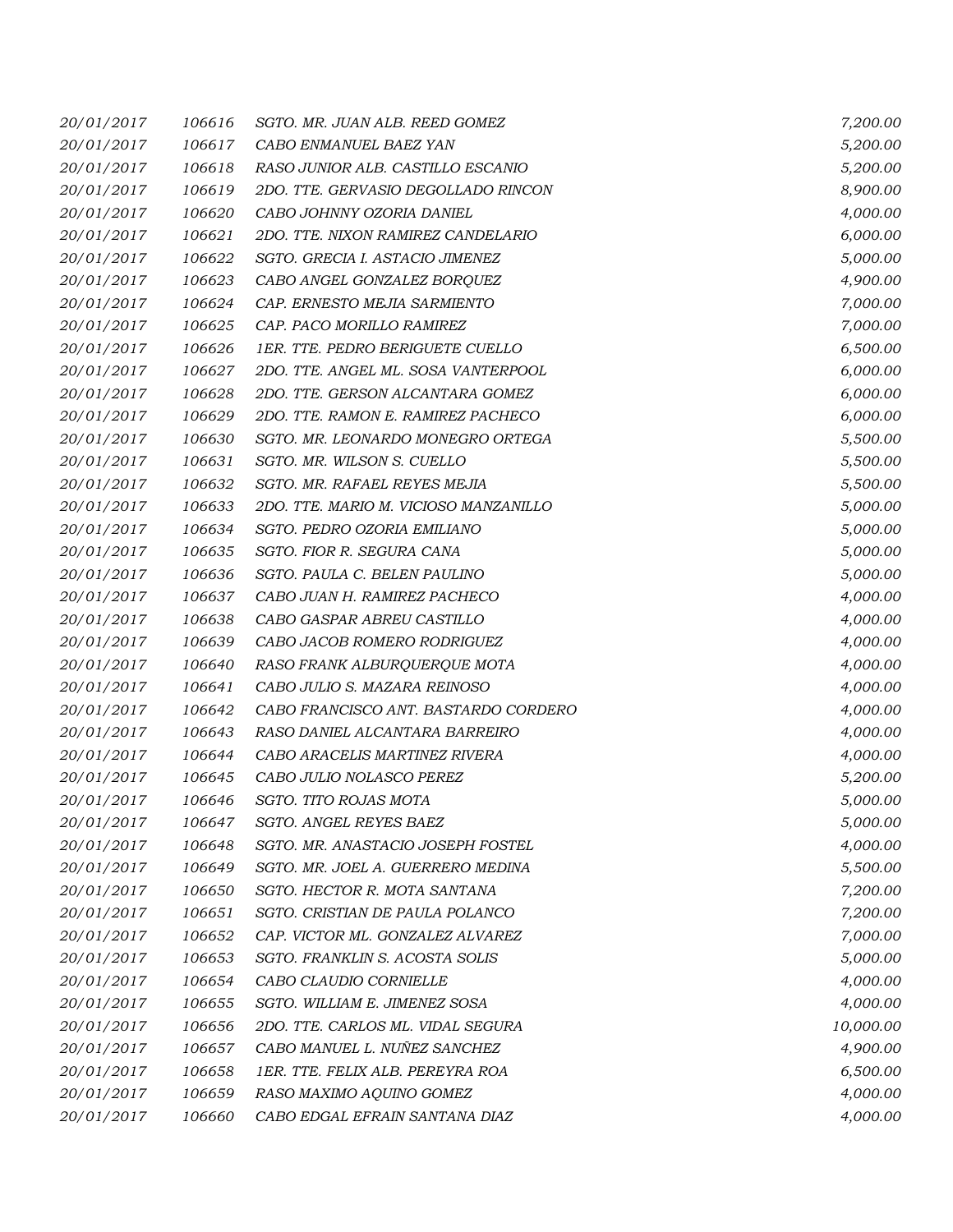| | | | |
|---|---|---|---|
| 20/01/2017 | 106616 | SGTO. MR. JUAN ALB. REED GOMEZ | 7,200.00 |
| 20/01/2017 | 106617 | CABO ENMANUEL BAEZ YAN | 5,200.00 |
| 20/01/2017 | 106618 | RASO JUNIOR ALB. CASTILLO ESCANIO | 5,200.00 |
| 20/01/2017 | 106619 | 2DO. TTE. GERVASIO DEGOLLADO RINCON | 8,900.00 |
| 20/01/2017 | 106620 | CABO JOHNNY OZORIA DANIEL | 4,000.00 |
| 20/01/2017 | 106621 | 2DO. TTE. NIXON RAMIREZ CANDELARIO | 6,000.00 |
| 20/01/2017 | 106622 | SGTO. GRECIA I. ASTACIO JIMENEZ | 5,000.00 |
| 20/01/2017 | 106623 | CABO ANGEL GONZALEZ BORQUEZ | 4,900.00 |
| 20/01/2017 | 106624 | CAP. ERNESTO MEJIA SARMIENTO | 7,000.00 |
| 20/01/2017 | 106625 | CAP. PACO MORILLO RAMIREZ | 7,000.00 |
| 20/01/2017 | 106626 | 1ER. TTE. PEDRO BERIGUETE CUELLO | 6,500.00 |
| 20/01/2017 | 106627 | 2DO. TTE. ANGEL ML. SOSA VANTERPOOL | 6,000.00 |
| 20/01/2017 | 106628 | 2DO. TTE. GERSON ALCANTARA GOMEZ | 6,000.00 |
| 20/01/2017 | 106629 | 2DO. TTE. RAMON E. RAMIREZ PACHECO | 6,000.00 |
| 20/01/2017 | 106630 | SGTO. MR. LEONARDO MONEGRO ORTEGA | 5,500.00 |
| 20/01/2017 | 106631 | SGTO. MR. WILSON S. CUELLO | 5,500.00 |
| 20/01/2017 | 106632 | SGTO. MR. RAFAEL REYES MEJIA | 5,500.00 |
| 20/01/2017 | 106633 | 2DO. TTE. MARIO M. VICIOSO MANZANILLO | 5,000.00 |
| 20/01/2017 | 106634 | SGTO. PEDRO OZORIA EMILIANO | 5,000.00 |
| 20/01/2017 | 106635 | SGTO. FIOR R. SEGURA CANA | 5,000.00 |
| 20/01/2017 | 106636 | SGTO. PAULA C. BELEN PAULINO | 5,000.00 |
| 20/01/2017 | 106637 | CABO JUAN H. RAMIREZ PACHECO | 4,000.00 |
| 20/01/2017 | 106638 | CABO GASPAR ABREU CASTILLO | 4,000.00 |
| 20/01/2017 | 106639 | CABO JACOB ROMERO RODRIGUEZ | 4,000.00 |
| 20/01/2017 | 106640 | RASO FRANK ALBURQUERQUE MOTA | 4,000.00 |
| 20/01/2017 | 106641 | CABO JULIO S. MAZARA REINOSO | 4,000.00 |
| 20/01/2017 | 106642 | CABO FRANCISCO ANT. BASTARDO CORDERO | 4,000.00 |
| 20/01/2017 | 106643 | RASO DANIEL ALCANTARA BARREIRO | 4,000.00 |
| 20/01/2017 | 106644 | CABO ARACELIS MARTINEZ RIVERA | 4,000.00 |
| 20/01/2017 | 106645 | CABO JULIO NOLASCO PEREZ | 5,200.00 |
| 20/01/2017 | 106646 | SGTO. TITO ROJAS MOTA | 5,000.00 |
| 20/01/2017 | 106647 | SGTO. ANGEL REYES BAEZ | 5,000.00 |
| 20/01/2017 | 106648 | SGTO. MR. ANASTACIO JOSEPH FOSTEL | 4,000.00 |
| 20/01/2017 | 106649 | SGTO. MR. JOEL A. GUERRERO MEDINA | 5,500.00 |
| 20/01/2017 | 106650 | SGTO. HECTOR R. MOTA SANTANA | 7,200.00 |
| 20/01/2017 | 106651 | SGTO. CRISTIAN DE PAULA POLANCO | 7,200.00 |
| 20/01/2017 | 106652 | CAP. VICTOR ML. GONZALEZ ALVAREZ | 7,000.00 |
| 20/01/2017 | 106653 | SGTO. FRANKLIN S. ACOSTA SOLIS | 5,000.00 |
| 20/01/2017 | 106654 | CABO CLAUDIO CORNIELLE | 4,000.00 |
| 20/01/2017 | 106655 | SGTO. WILLIAM E. JIMENEZ SOSA | 4,000.00 |
| 20/01/2017 | 106656 | 2DO. TTE. CARLOS ML. VIDAL SEGURA | 10,000.00 |
| 20/01/2017 | 106657 | CABO MANUEL L. NUÑEZ SANCHEZ | 4,900.00 |
| 20/01/2017 | 106658 | 1ER. TTE. FELIX ALB. PEREYRA ROA | 6,500.00 |
| 20/01/2017 | 106659 | RASO MAXIMO AQUINO GOMEZ | 4,000.00 |
| 20/01/2017 | 106660 | CABO EDGAL EFRAIN SANTANA DIAZ | 4,000.00 |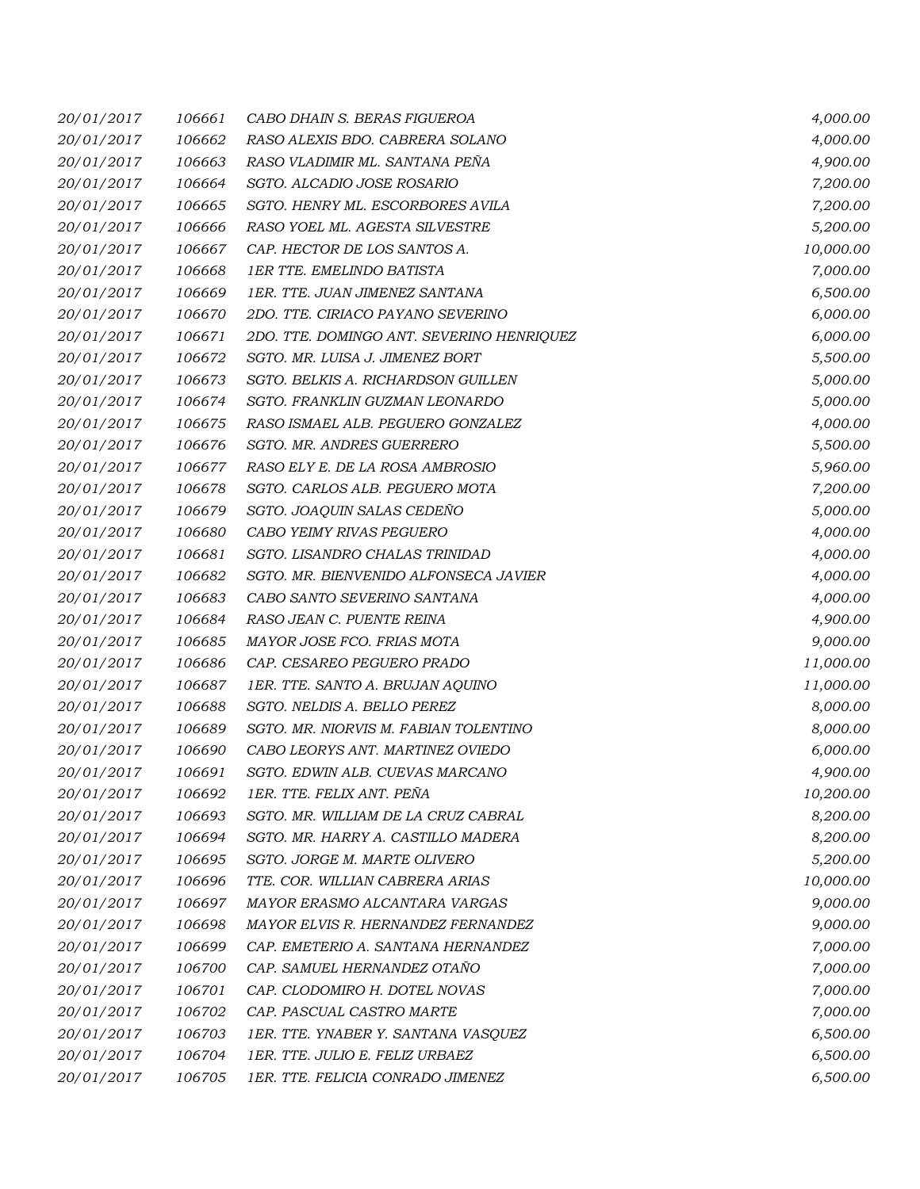| | | | |
|---|---|---|---|
| 20/01/2017 | 106661 | CABO DHAIN S. BERAS FIGUEROA | 4,000.00 |
| 20/01/2017 | 106662 | RASO ALEXIS BDO. CABRERA SOLANO | 4,000.00 |
| 20/01/2017 | 106663 | RASO VLADIMIR ML. SANTANA PEÑA | 4,900.00 |
| 20/01/2017 | 106664 | SGTO. ALCADIO JOSE ROSARIO | 7,200.00 |
| 20/01/2017 | 106665 | SGTO. HENRY ML. ESCORBORES AVILA | 7,200.00 |
| 20/01/2017 | 106666 | RASO YOEL ML. AGESTA SILVESTRE | 5,200.00 |
| 20/01/2017 | 106667 | CAP. HECTOR DE LOS SANTOS A. | 10,000.00 |
| 20/01/2017 | 106668 | 1ER TTE. EMELINDO BATISTA | 7,000.00 |
| 20/01/2017 | 106669 | 1ER. TTE. JUAN JIMENEZ SANTANA | 6,500.00 |
| 20/01/2017 | 106670 | 2DO. TTE. CIRIACO PAYANO SEVERINO | 6,000.00 |
| 20/01/2017 | 106671 | 2DO. TTE. DOMINGO ANT. SEVERINO HENRIQUEZ | 6,000.00 |
| 20/01/2017 | 106672 | SGTO. MR. LUISA J. JIMENEZ BORT | 5,500.00 |
| 20/01/2017 | 106673 | SGTO. BELKIS A. RICHARDSON GUILLEN | 5,000.00 |
| 20/01/2017 | 106674 | SGTO. FRANKLIN GUZMAN LEONARDO | 5,000.00 |
| 20/01/2017 | 106675 | RASO ISMAEL ALB. PEGUERO GONZALEZ | 4,000.00 |
| 20/01/2017 | 106676 | SGTO. MR. ANDRES GUERRERO | 5,500.00 |
| 20/01/2017 | 106677 | RASO ELY E. DE LA ROSA AMBROSIO | 5,960.00 |
| 20/01/2017 | 106678 | SGTO. CARLOS ALB. PEGUERO MOTA | 7,200.00 |
| 20/01/2017 | 106679 | SGTO. JOAQUIN SALAS CEDEÑO | 5,000.00 |
| 20/01/2017 | 106680 | CABO YEIMY RIVAS PEGUERO | 4,000.00 |
| 20/01/2017 | 106681 | SGTO. LISANDRO CHALAS TRINIDAD | 4,000.00 |
| 20/01/2017 | 106682 | SGTO. MR. BIENVENIDO ALFONSECA JAVIER | 4,000.00 |
| 20/01/2017 | 106683 | CABO SANTO SEVERINO SANTANA | 4,000.00 |
| 20/01/2017 | 106684 | RASO JEAN C. PUENTE REINA | 4,900.00 |
| 20/01/2017 | 106685 | MAYOR JOSE FCO. FRIAS MOTA | 9,000.00 |
| 20/01/2017 | 106686 | CAP. CESAREO PEGUERO PRADO | 11,000.00 |
| 20/01/2017 | 106687 | 1ER. TTE. SANTO A. BRUJAN AQUINO | 11,000.00 |
| 20/01/2017 | 106688 | SGTO. NELDIS A. BELLO PEREZ | 8,000.00 |
| 20/01/2017 | 106689 | SGTO. MR. NIORVIS M. FABIAN TOLENTINO | 8,000.00 |
| 20/01/2017 | 106690 | CABO LEORYS ANT. MARTINEZ OVIEDO | 6,000.00 |
| 20/01/2017 | 106691 | SGTO. EDWIN ALB. CUEVAS MARCANO | 4,900.00 |
| 20/01/2017 | 106692 | 1ER. TTE. FELIX ANT. PEÑA | 10,200.00 |
| 20/01/2017 | 106693 | SGTO. MR. WILLIAM DE LA CRUZ CABRAL | 8,200.00 |
| 20/01/2017 | 106694 | SGTO. MR. HARRY A. CASTILLO MADERA | 8,200.00 |
| 20/01/2017 | 106695 | SGTO. JORGE M. MARTE OLIVERO | 5,200.00 |
| 20/01/2017 | 106696 | TTE. COR. WILLIAN CABRERA ARIAS | 10,000.00 |
| 20/01/2017 | 106697 | MAYOR ERASMO ALCANTARA VARGAS | 9,000.00 |
| 20/01/2017 | 106698 | MAYOR ELVIS R. HERNANDEZ FERNANDEZ | 9,000.00 |
| 20/01/2017 | 106699 | CAP. EMETERIO A. SANTANA HERNANDEZ | 7,000.00 |
| 20/01/2017 | 106700 | CAP. SAMUEL HERNANDEZ OTAÑO | 7,000.00 |
| 20/01/2017 | 106701 | CAP. CLODOMIRO H. DOTEL NOVAS | 7,000.00 |
| 20/01/2017 | 106702 | CAP. PASCUAL CASTRO MARTE | 7,000.00 |
| 20/01/2017 | 106703 | 1ER. TTE. YNABER Y. SANTANA VASQUEZ | 6,500.00 |
| 20/01/2017 | 106704 | 1ER. TTE. JULIO E. FELIZ URBAEZ | 6,500.00 |
| 20/01/2017 | 106705 | 1ER. TTE. FELICIA CONRADO JIMENEZ | 6,500.00 |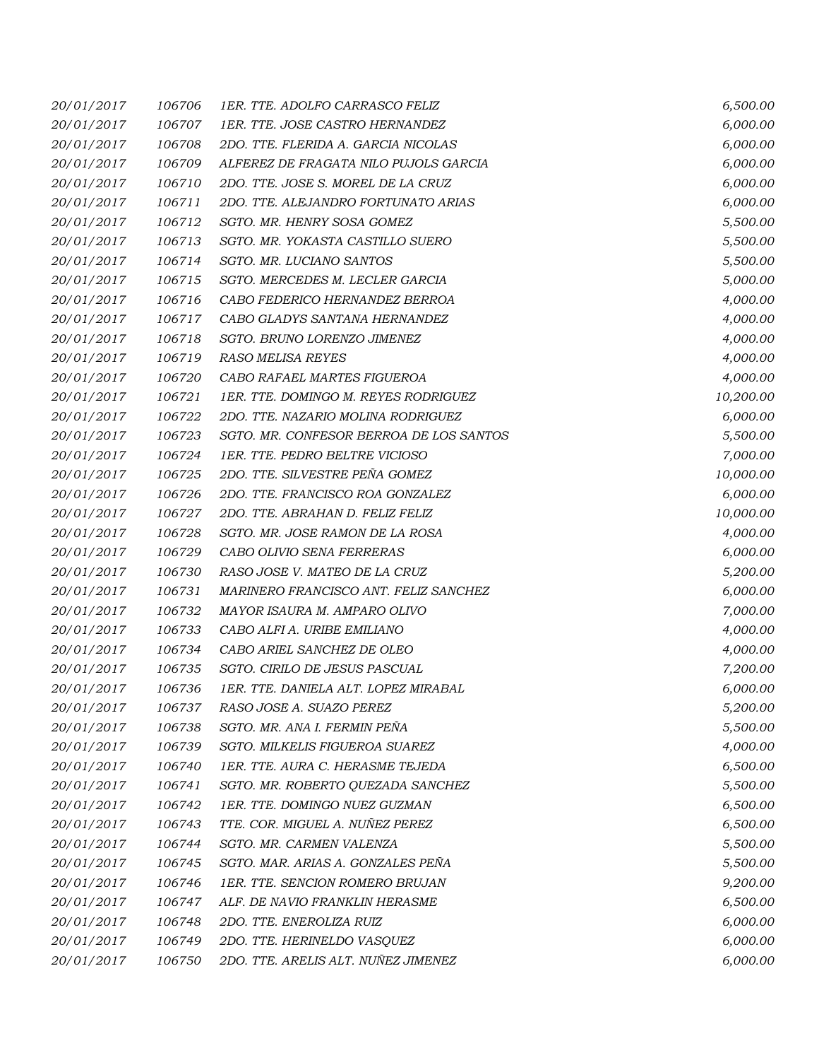| | | | |
|---|---|---|---|
| 20/01/2017 | 106706 | 1ER. TTE. ADOLFO CARRASCO FELIZ | 6,500.00 |
| 20/01/2017 | 106707 | 1ER. TTE. JOSE CASTRO HERNANDEZ | 6,000.00 |
| 20/01/2017 | 106708 | 2DO. TTE. FLERIDA A. GARCIA NICOLAS | 6,000.00 |
| 20/01/2017 | 106709 | ALFEREZ DE FRAGATA NILO PUJOLS GARCIA | 6,000.00 |
| 20/01/2017 | 106710 | 2DO. TTE. JOSE S. MOREL DE LA CRUZ | 6,000.00 |
| 20/01/2017 | 106711 | 2DO. TTE. ALEJANDRO FORTUNATO ARIAS | 6,000.00 |
| 20/01/2017 | 106712 | SGTO. MR. HENRY SOSA GOMEZ | 5,500.00 |
| 20/01/2017 | 106713 | SGTO. MR. YOKASTA CASTILLO SUERO | 5,500.00 |
| 20/01/2017 | 106714 | SGTO. MR. LUCIANO SANTOS | 5,500.00 |
| 20/01/2017 | 106715 | SGTO. MERCEDES M. LECLER GARCIA | 5,000.00 |
| 20/01/2017 | 106716 | CABO FEDERICO HERNANDEZ BERROA | 4,000.00 |
| 20/01/2017 | 106717 | CABO GLADYS SANTANA HERNANDEZ | 4,000.00 |
| 20/01/2017 | 106718 | SGTO. BRUNO LORENZO JIMENEZ | 4,000.00 |
| 20/01/2017 | 106719 | RASO MELISA REYES | 4,000.00 |
| 20/01/2017 | 106720 | CABO RAFAEL MARTES FIGUEROA | 4,000.00 |
| 20/01/2017 | 106721 | 1ER. TTE. DOMINGO M. REYES RODRIGUEZ | 10,200.00 |
| 20/01/2017 | 106722 | 2DO. TTE. NAZARIO MOLINA RODRIGUEZ | 6,000.00 |
| 20/01/2017 | 106723 | SGTO. MR. CONFESOR BERROA DE LOS SANTOS | 5,500.00 |
| 20/01/2017 | 106724 | 1ER. TTE. PEDRO BELTRE VICIOSO | 7,000.00 |
| 20/01/2017 | 106725 | 2DO. TTE. SILVESTRE PEÑA GOMEZ | 10,000.00 |
| 20/01/2017 | 106726 | 2DO. TTE. FRANCISCO ROA GONZALEZ | 6,000.00 |
| 20/01/2017 | 106727 | 2DO. TTE. ABRAHAN D. FELIZ FELIZ | 10,000.00 |
| 20/01/2017 | 106728 | SGTO. MR. JOSE RAMON DE LA ROSA | 4,000.00 |
| 20/01/2017 | 106729 | CABO OLIVIO SENA FERRERAS | 6,000.00 |
| 20/01/2017 | 106730 | RASO JOSE V. MATEO DE LA CRUZ | 5,200.00 |
| 20/01/2017 | 106731 | MARINERO FRANCISCO ANT. FELIZ SANCHEZ | 6,000.00 |
| 20/01/2017 | 106732 | MAYOR ISAURA M. AMPARO OLIVO | 7,000.00 |
| 20/01/2017 | 106733 | CABO ALFI A. URIBE EMILIANO | 4,000.00 |
| 20/01/2017 | 106734 | CABO ARIEL SANCHEZ DE OLEO | 4,000.00 |
| 20/01/2017 | 106735 | SGTO. CIRILO DE JESUS PASCUAL | 7,200.00 |
| 20/01/2017 | 106736 | 1ER. TTE. DANIELA ALT. LOPEZ MIRABAL | 6,000.00 |
| 20/01/2017 | 106737 | RASO JOSE A. SUAZO PEREZ | 5,200.00 |
| 20/01/2017 | 106738 | SGTO. MR. ANA I. FERMIN PEÑA | 5,500.00 |
| 20/01/2017 | 106739 | SGTO. MILKELIS FIGUEROA SUAREZ | 4,000.00 |
| 20/01/2017 | 106740 | 1ER. TTE. AURA C. HERASME TEJEDA | 6,500.00 |
| 20/01/2017 | 106741 | SGTO. MR. ROBERTO QUEZADA SANCHEZ | 5,500.00 |
| 20/01/2017 | 106742 | 1ER. TTE. DOMINGO NUEZ GUZMAN | 6,500.00 |
| 20/01/2017 | 106743 | TTE. COR. MIGUEL A. NUÑEZ PEREZ | 6,500.00 |
| 20/01/2017 | 106744 | SGTO. MR. CARMEN VALENZA | 5,500.00 |
| 20/01/2017 | 106745 | SGTO. MAR. ARIAS A. GONZALES PEÑA | 5,500.00 |
| 20/01/2017 | 106746 | 1ER. TTE. SENCION ROMERO BRUJAN | 9,200.00 |
| 20/01/2017 | 106747 | ALF. DE NAVIO FRANKLIN HERASME | 6,500.00 |
| 20/01/2017 | 106748 | 2DO. TTE. ENEROLIZA RUIZ | 6,000.00 |
| 20/01/2017 | 106749 | 2DO. TTE. HERINELDO VASQUEZ | 6,000.00 |
| 20/01/2017 | 106750 | 2DO. TTE. ARELIS ALT. NUÑEZ JIMENEZ | 6,000.00 |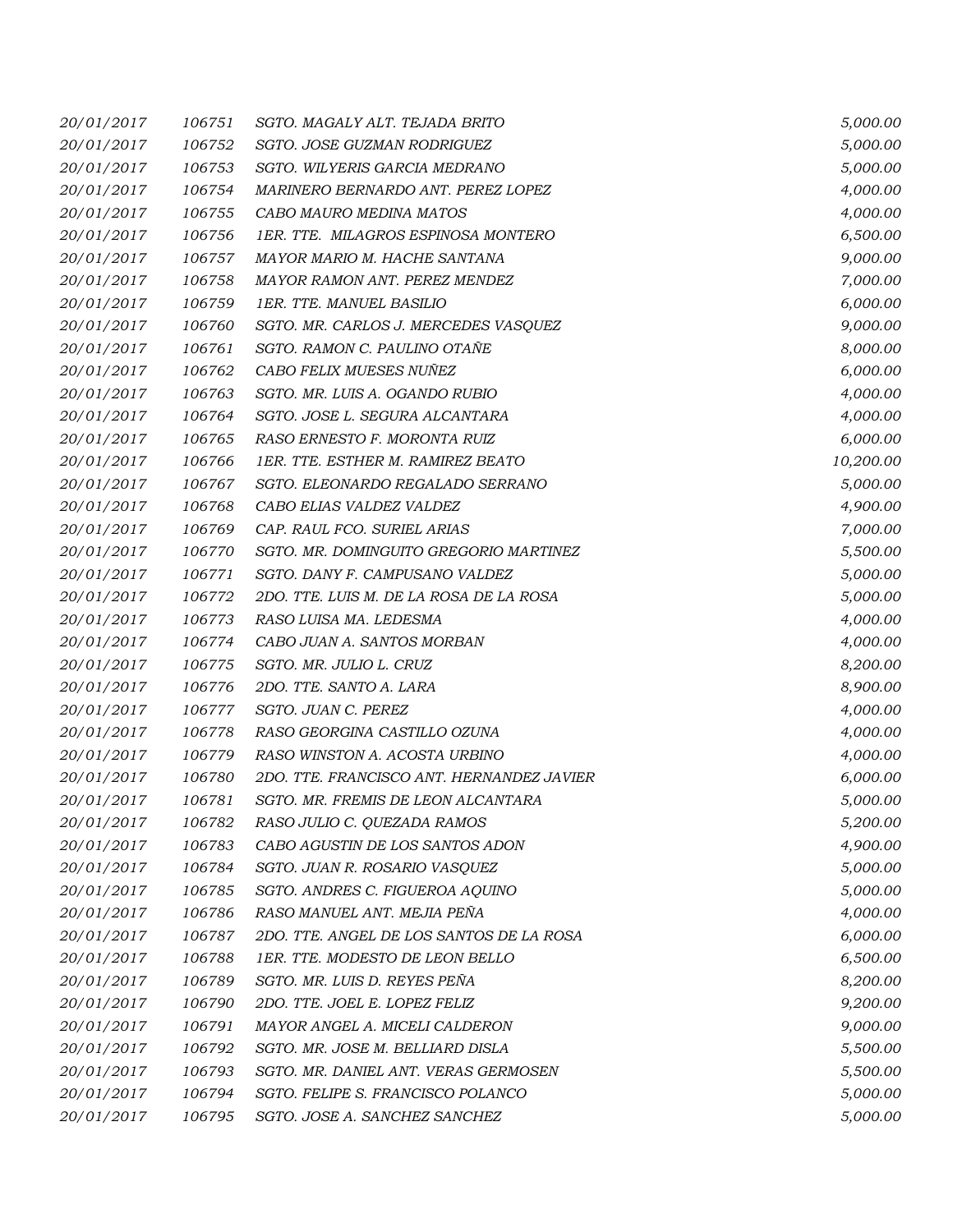| | | | |
|---|---|---|---|
| 20/01/2017 | 106751 | SGTO. MAGALY ALT. TEJADA BRITO | 5,000.00 |
| 20/01/2017 | 106752 | SGTO. JOSE GUZMAN RODRIGUEZ | 5,000.00 |
| 20/01/2017 | 106753 | SGTO. WILYERIS GARCIA MEDRANO | 5,000.00 |
| 20/01/2017 | 106754 | MARINERO BERNARDO ANT. PEREZ LOPEZ | 4,000.00 |
| 20/01/2017 | 106755 | CABO MAURO MEDINA MATOS | 4,000.00 |
| 20/01/2017 | 106756 | 1ER. TTE. MILAGROS ESPINOSA MONTERO | 6,500.00 |
| 20/01/2017 | 106757 | MAYOR MARIO M. HACHE SANTANA | 9,000.00 |
| 20/01/2017 | 106758 | MAYOR RAMON ANT. PEREZ MENDEZ | 7,000.00 |
| 20/01/2017 | 106759 | 1ER. TTE. MANUEL BASILIO | 6,000.00 |
| 20/01/2017 | 106760 | SGTO. MR. CARLOS J. MERCEDES VASQUEZ | 9,000.00 |
| 20/01/2017 | 106761 | SGTO. RAMON C. PAULINO OTAÑE | 8,000.00 |
| 20/01/2017 | 106762 | CABO FELIX MUESES NUÑEZ | 6,000.00 |
| 20/01/2017 | 106763 | SGTO. MR. LUIS A. OGANDO RUBIO | 4,000.00 |
| 20/01/2017 | 106764 | SGTO. JOSE L. SEGURA ALCANTARA | 4,000.00 |
| 20/01/2017 | 106765 | RASO ERNESTO F. MORONTA RUIZ | 6,000.00 |
| 20/01/2017 | 106766 | 1ER. TTE. ESTHER M. RAMIREZ BEATO | 10,200.00 |
| 20/01/2017 | 106767 | SGTO. ELEONARDO REGALADO SERRANO | 5,000.00 |
| 20/01/2017 | 106768 | CABO ELIAS VALDEZ VALDEZ | 4,900.00 |
| 20/01/2017 | 106769 | CAP. RAUL FCO. SURIEL ARIAS | 7,000.00 |
| 20/01/2017 | 106770 | SGTO. MR. DOMINGUITO GREGORIO MARTINEZ | 5,500.00 |
| 20/01/2017 | 106771 | SGTO. DANY F. CAMPUSANO VALDEZ | 5,000.00 |
| 20/01/2017 | 106772 | 2DO. TTE. LUIS M. DE LA ROSA DE LA ROSA | 5,000.00 |
| 20/01/2017 | 106773 | RASO LUISA MA. LEDESMA | 4,000.00 |
| 20/01/2017 | 106774 | CABO JUAN A. SANTOS MORBAN | 4,000.00 |
| 20/01/2017 | 106775 | SGTO. MR. JULIO L. CRUZ | 8,200.00 |
| 20/01/2017 | 106776 | 2DO. TTE. SANTO A. LARA | 8,900.00 |
| 20/01/2017 | 106777 | SGTO. JUAN C. PEREZ | 4,000.00 |
| 20/01/2017 | 106778 | RASO GEORGINA CASTILLO OZUNA | 4,000.00 |
| 20/01/2017 | 106779 | RASO WINSTON A. ACOSTA URBINO | 4,000.00 |
| 20/01/2017 | 106780 | 2DO. TTE. FRANCISCO ANT. HERNANDEZ JAVIER | 6,000.00 |
| 20/01/2017 | 106781 | SGTO. MR. FREMIS DE LEON ALCANTARA | 5,000.00 |
| 20/01/2017 | 106782 | RASO JULIO C. QUEZADA RAMOS | 5,200.00 |
| 20/01/2017 | 106783 | CABO AGUSTIN DE LOS SANTOS ADON | 4,900.00 |
| 20/01/2017 | 106784 | SGTO. JUAN R. ROSARIO VASQUEZ | 5,000.00 |
| 20/01/2017 | 106785 | SGTO. ANDRES C. FIGUEROA AQUINO | 5,000.00 |
| 20/01/2017 | 106786 | RASO MANUEL ANT. MEJIA PEÑA | 4,000.00 |
| 20/01/2017 | 106787 | 2DO. TTE. ANGEL DE LOS SANTOS DE LA ROSA | 6,000.00 |
| 20/01/2017 | 106788 | 1ER. TTE. MODESTO DE LEON BELLO | 6,500.00 |
| 20/01/2017 | 106789 | SGTO. MR. LUIS D. REYES PEÑA | 8,200.00 |
| 20/01/2017 | 106790 | 2DO. TTE. JOEL E. LOPEZ FELIZ | 9,200.00 |
| 20/01/2017 | 106791 | MAYOR ANGEL A. MICELI CALDERON | 9,000.00 |
| 20/01/2017 | 106792 | SGTO. MR. JOSE M. BELLIARD DISLA | 5,500.00 |
| 20/01/2017 | 106793 | SGTO. MR. DANIEL ANT. VERAS GERMOSEN | 5,500.00 |
| 20/01/2017 | 106794 | SGTO. FELIPE S. FRANCISCO POLANCO | 5,000.00 |
| 20/01/2017 | 106795 | SGTO. JOSE A. SANCHEZ SANCHEZ | 5,000.00 |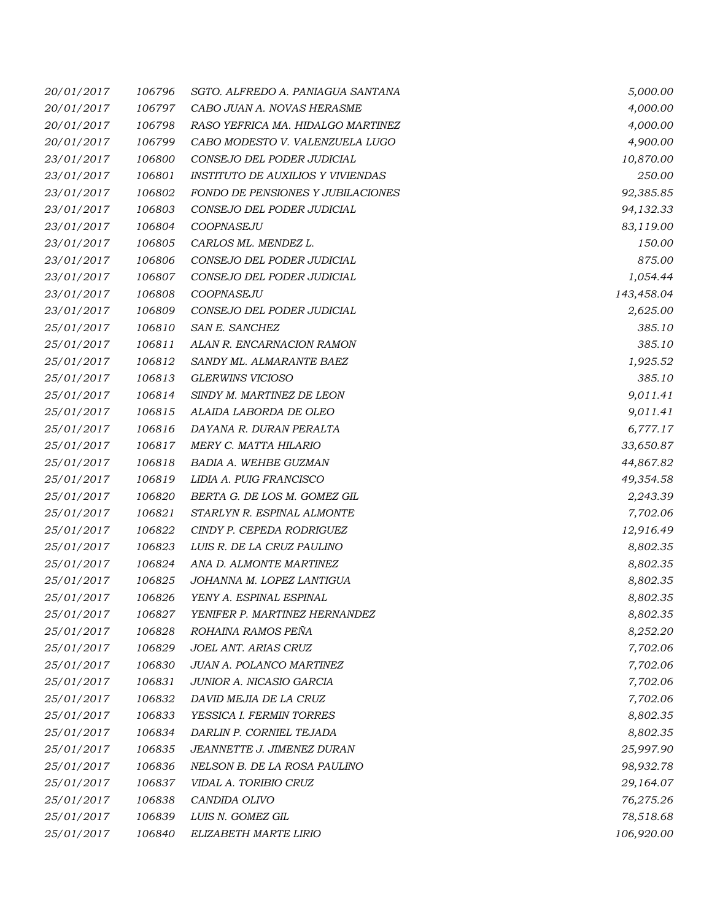| | | | |
|---|---|---|---|
| 20/01/2017 | 106796 | SGTO. ALFREDO A. PANIAGUA SANTANA | 5,000.00 |
| 20/01/2017 | 106797 | CABO JUAN A. NOVAS HERASME | 4,000.00 |
| 20/01/2017 | 106798 | RASO YEFRICA MA. HIDALGO MARTINEZ | 4,000.00 |
| 20/01/2017 | 106799 | CABO MODESTO V. VALENZUELA LUGO | 4,900.00 |
| 23/01/2017 | 106800 | CONSEJO DEL PODER JUDICIAL | 10,870.00 |
| 23/01/2017 | 106801 | INSTITUTO DE AUXILIOS Y VIVIENDAS | 250.00 |
| 23/01/2017 | 106802 | FONDO DE PENSIONES Y JUBILACIONES | 92,385.85 |
| 23/01/2017 | 106803 | CONSEJO DEL PODER JUDICIAL | 94,132.33 |
| 23/01/2017 | 106804 | COOPNASEJU | 83,119.00 |
| 23/01/2017 | 106805 | CARLOS ML. MENDEZ L. | 150.00 |
| 23/01/2017 | 106806 | CONSEJO DEL PODER JUDICIAL | 875.00 |
| 23/01/2017 | 106807 | CONSEJO DEL PODER JUDICIAL | 1,054.44 |
| 23/01/2017 | 106808 | COOPNASEJU | 143,458.04 |
| 23/01/2017 | 106809 | CONSEJO DEL PODER JUDICIAL | 2,625.00 |
| 25/01/2017 | 106810 | SAN E. SANCHEZ | 385.10 |
| 25/01/2017 | 106811 | ALAN R. ENCARNACION RAMON | 385.10 |
| 25/01/2017 | 106812 | SANDY ML. ALMARANTE BAEZ | 1,925.52 |
| 25/01/2017 | 106813 | GLERWINS VICIOSO | 385.10 |
| 25/01/2017 | 106814 | SINDY M. MARTINEZ DE LEON | 9,011.41 |
| 25/01/2017 | 106815 | ALAIDA LABORDA DE OLEO | 9,011.41 |
| 25/01/2017 | 106816 | DAYANA R. DURAN PERALTA | 6,777.17 |
| 25/01/2017 | 106817 | MERY C. MATTA HILARIO | 33,650.87 |
| 25/01/2017 | 106818 | BADIA A. WEHBE GUZMAN | 44,867.82 |
| 25/01/2017 | 106819 | LIDIA A. PUIG FRANCISCO | 49,354.58 |
| 25/01/2017 | 106820 | BERTA G. DE LOS M. GOMEZ GIL | 2,243.39 |
| 25/01/2017 | 106821 | STARLYN R. ESPINAL ALMONTE | 7,702.06 |
| 25/01/2017 | 106822 | CINDY P. CEPEDA RODRIGUEZ | 12,916.49 |
| 25/01/2017 | 106823 | LUIS R. DE LA CRUZ PAULINO | 8,802.35 |
| 25/01/2017 | 106824 | ANA D. ALMONTE MARTINEZ | 8,802.35 |
| 25/01/2017 | 106825 | JOHANNA M. LOPEZ LANTIGUA | 8,802.35 |
| 25/01/2017 | 106826 | YENY A. ESPINAL ESPINAL | 8,802.35 |
| 25/01/2017 | 106827 | YENIFER P. MARTINEZ HERNANDEZ | 8,802.35 |
| 25/01/2017 | 106828 | ROHAINA RAMOS PEÑA | 8,252.20 |
| 25/01/2017 | 106829 | JOEL ANT. ARIAS CRUZ | 7,702.06 |
| 25/01/2017 | 106830 | JUAN A. POLANCO MARTINEZ | 7,702.06 |
| 25/01/2017 | 106831 | JUNIOR A. NICASIO GARCIA | 7,702.06 |
| 25/01/2017 | 106832 | DAVID MEJIA DE LA CRUZ | 7,702.06 |
| 25/01/2017 | 106833 | YESSICA I. FERMIN TORRES | 8,802.35 |
| 25/01/2017 | 106834 | DARLIN P. CORNIEL TEJADA | 8,802.35 |
| 25/01/2017 | 106835 | JEANNETTE J. JIMENEZ DURAN | 25,997.90 |
| 25/01/2017 | 106836 | NELSON B. DE LA ROSA PAULINO | 98,932.78 |
| 25/01/2017 | 106837 | VIDAL A. TORIBIO CRUZ | 29,164.07 |
| 25/01/2017 | 106838 | CANDIDA OLIVO | 76,275.26 |
| 25/01/2017 | 106839 | LUIS N. GOMEZ GIL | 78,518.68 |
| 25/01/2017 | 106840 | ELIZABETH MARTE LIRIO | 106,920.00 |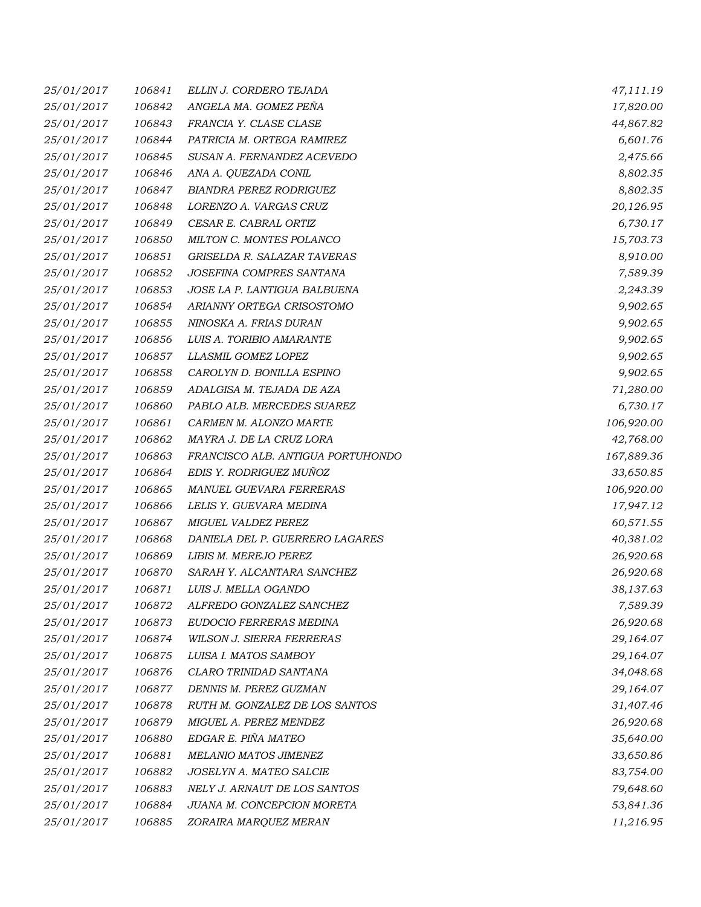| | | | |
|---|---|---|---|
| 25/01/2017 | 106841 | ELLIN J. CORDERO TEJADA | 47,111.19 |
| 25/01/2017 | 106842 | ANGELA MA. GOMEZ PEÑA | 17,820.00 |
| 25/01/2017 | 106843 | FRANCIA Y. CLASE CLASE | 44,867.82 |
| 25/01/2017 | 106844 | PATRICIA M. ORTEGA RAMIREZ | 6,601.76 |
| 25/01/2017 | 106845 | SUSAN A. FERNANDEZ ACEVEDO | 2,475.66 |
| 25/01/2017 | 106846 | ANA A. QUEZADA CONIL | 8,802.35 |
| 25/01/2017 | 106847 | BIANDRA PEREZ RODRIGUEZ | 8,802.35 |
| 25/01/2017 | 106848 | LORENZO A. VARGAS CRUZ | 20,126.95 |
| 25/01/2017 | 106849 | CESAR E. CABRAL ORTIZ | 6,730.17 |
| 25/01/2017 | 106850 | MILTON C. MONTES POLANCO | 15,703.73 |
| 25/01/2017 | 106851 | GRISELDA R. SALAZAR TAVERAS | 8,910.00 |
| 25/01/2017 | 106852 | JOSEFINA COMPRES SANTANA | 7,589.39 |
| 25/01/2017 | 106853 | JOSE LA P. LANTIGUA BALBUENA | 2,243.39 |
| 25/01/2017 | 106854 | ARIANNY ORTEGA CRISOSTOMO | 9,902.65 |
| 25/01/2017 | 106855 | NINOSKA A. FRIAS DURAN | 9,902.65 |
| 25/01/2017 | 106856 | LUIS A. TORIBIO AMARANTE | 9,902.65 |
| 25/01/2017 | 106857 | LLASMIL GOMEZ LOPEZ | 9,902.65 |
| 25/01/2017 | 106858 | CAROLYN D. BONILLA ESPINO | 9,902.65 |
| 25/01/2017 | 106859 | ADALGISA M. TEJADA DE AZA | 71,280.00 |
| 25/01/2017 | 106860 | PABLO ALB. MERCEDES SUAREZ | 6,730.17 |
| 25/01/2017 | 106861 | CARMEN M. ALONZO MARTE | 106,920.00 |
| 25/01/2017 | 106862 | MAYRA J. DE LA CRUZ LORA | 42,768.00 |
| 25/01/2017 | 106863 | FRANCISCO ALB. ANTIGUA PORTUHONDO | 167,889.36 |
| 25/01/2017 | 106864 | EDIS Y. RODRIGUEZ MUÑOZ | 33,650.85 |
| 25/01/2017 | 106865 | MANUEL GUEVARA FERRERAS | 106,920.00 |
| 25/01/2017 | 106866 | LELIS Y. GUEVARA MEDINA | 17,947.12 |
| 25/01/2017 | 106867 | MIGUEL VALDEZ PEREZ | 60,571.55 |
| 25/01/2017 | 106868 | DANIELA DEL P. GUERRERO LAGARES | 40,381.02 |
| 25/01/2017 | 106869 | LIBIS M. MEREJO PEREZ | 26,920.68 |
| 25/01/2017 | 106870 | SARAH Y. ALCANTARA SANCHEZ | 26,920.68 |
| 25/01/2017 | 106871 | LUIS J. MELLA OGANDO | 38,137.63 |
| 25/01/2017 | 106872 | ALFREDO GONZALEZ SANCHEZ | 7,589.39 |
| 25/01/2017 | 106873 | EUDOCIO FERRERAS MEDINA | 26,920.68 |
| 25/01/2017 | 106874 | WILSON J. SIERRA FERRERAS | 29,164.07 |
| 25/01/2017 | 106875 | LUISA I. MATOS SAMBOY | 29,164.07 |
| 25/01/2017 | 106876 | CLARO TRINIDAD SANTANA | 34,048.68 |
| 25/01/2017 | 106877 | DENNIS M. PEREZ GUZMAN | 29,164.07 |
| 25/01/2017 | 106878 | RUTH M. GONZALEZ DE LOS SANTOS | 31,407.46 |
| 25/01/2017 | 106879 | MIGUEL A. PEREZ MENDEZ | 26,920.68 |
| 25/01/2017 | 106880 | EDGAR E. PIÑA MATEO | 35,640.00 |
| 25/01/2017 | 106881 | MELANIO MATOS JIMENEZ | 33,650.86 |
| 25/01/2017 | 106882 | JOSELYN A. MATEO SALCIE | 83,754.00 |
| 25/01/2017 | 106883 | NELY J. ARNAUT DE LOS SANTOS | 79,648.60 |
| 25/01/2017 | 106884 | JUANA M. CONCEPCION MORETA | 53,841.36 |
| 25/01/2017 | 106885 | ZORAIRA MARQUEZ MERAN | 11,216.95 |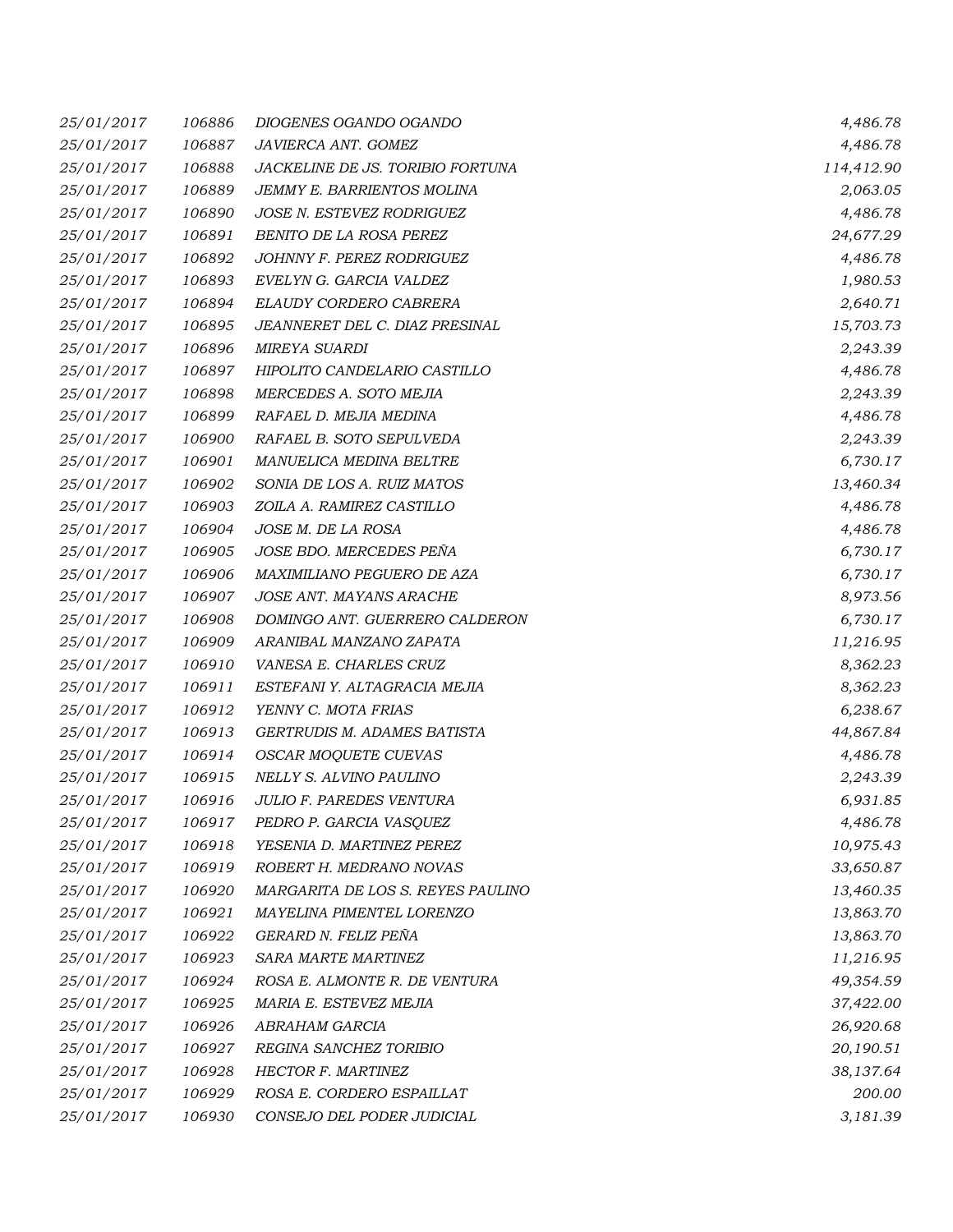| | | | |
|---|---|---|---|
| 25/01/2017 | 106886 | DIOGENES OGANDO OGANDO | 4,486.78 |
| 25/01/2017 | 106887 | JAVIERCA ANT. GOMEZ | 4,486.78 |
| 25/01/2017 | 106888 | JACKELINE DE JS. TORIBIO FORTUNA | 114,412.90 |
| 25/01/2017 | 106889 | JEMMY E. BARRIENTOS MOLINA | 2,063.05 |
| 25/01/2017 | 106890 | JOSE N. ESTEVEZ RODRIGUEZ | 4,486.78 |
| 25/01/2017 | 106891 | BENITO DE LA ROSA PEREZ | 24,677.29 |
| 25/01/2017 | 106892 | JOHNNY F. PEREZ RODRIGUEZ | 4,486.78 |
| 25/01/2017 | 106893 | EVELYN G. GARCIA VALDEZ | 1,980.53 |
| 25/01/2017 | 106894 | ELAUDY CORDERO CABRERA | 2,640.71 |
| 25/01/2017 | 106895 | JEANNERET DEL C. DIAZ PRESINAL | 15,703.73 |
| 25/01/2017 | 106896 | MIREYA SUARDI | 2,243.39 |
| 25/01/2017 | 106897 | HIPOLITO CANDELARIO CASTILLO | 4,486.78 |
| 25/01/2017 | 106898 | MERCEDES A. SOTO MEJIA | 2,243.39 |
| 25/01/2017 | 106899 | RAFAEL D. MEJIA MEDINA | 4,486.78 |
| 25/01/2017 | 106900 | RAFAEL B. SOTO SEPULVEDA | 2,243.39 |
| 25/01/2017 | 106901 | MANUELICA MEDINA BELTRE | 6,730.17 |
| 25/01/2017 | 106902 | SONIA DE LOS A. RUIZ MATOS | 13,460.34 |
| 25/01/2017 | 106903 | ZOILA A. RAMIREZ CASTILLO | 4,486.78 |
| 25/01/2017 | 106904 | JOSE M. DE LA ROSA | 4,486.78 |
| 25/01/2017 | 106905 | JOSE BDO. MERCEDES PEÑA | 6,730.17 |
| 25/01/2017 | 106906 | MAXIMILIANO PEGUERO DE AZA | 6,730.17 |
| 25/01/2017 | 106907 | JOSE ANT. MAYANS ARACHE | 8,973.56 |
| 25/01/2017 | 106908 | DOMINGO ANT. GUERRERO CALDERON | 6,730.17 |
| 25/01/2017 | 106909 | ARANIBAL MANZANO ZAPATA | 11,216.95 |
| 25/01/2017 | 106910 | VANESA E. CHARLES CRUZ | 8,362.23 |
| 25/01/2017 | 106911 | ESTEFANI Y. ALTAGRACIA MEJIA | 8,362.23 |
| 25/01/2017 | 106912 | YENNY C. MOTA FRIAS | 6,238.67 |
| 25/01/2017 | 106913 | GERTRUDIS M. ADAMES BATISTA | 44,867.84 |
| 25/01/2017 | 106914 | OSCAR MOQUETE CUEVAS | 4,486.78 |
| 25/01/2017 | 106915 | NELLY S. ALVINO PAULINO | 2,243.39 |
| 25/01/2017 | 106916 | JULIO F. PAREDES VENTURA | 6,931.85 |
| 25/01/2017 | 106917 | PEDRO P. GARCIA VASQUEZ | 4,486.78 |
| 25/01/2017 | 106918 | YESENIA D. MARTINEZ PEREZ | 10,975.43 |
| 25/01/2017 | 106919 | ROBERT H. MEDRANO NOVAS | 33,650.87 |
| 25/01/2017 | 106920 | MARGARITA DE LOS S. REYES PAULINO | 13,460.35 |
| 25/01/2017 | 106921 | MAYELINA PIMENTEL LORENZO | 13,863.70 |
| 25/01/2017 | 106922 | GERARD N. FELIZ PEÑA | 13,863.70 |
| 25/01/2017 | 106923 | SARA MARTE MARTINEZ | 11,216.95 |
| 25/01/2017 | 106924 | ROSA E. ALMONTE R. DE VENTURA | 49,354.59 |
| 25/01/2017 | 106925 | MARIA E. ESTEVEZ MEJIA | 37,422.00 |
| 25/01/2017 | 106926 | ABRAHAM GARCIA | 26,920.68 |
| 25/01/2017 | 106927 | REGINA SANCHEZ TORIBIO | 20,190.51 |
| 25/01/2017 | 106928 | HECTOR F. MARTINEZ | 38,137.64 |
| 25/01/2017 | 106929 | ROSA E. CORDERO ESPAILLAT | 200.00 |
| 25/01/2017 | 106930 | CONSEJO DEL PODER JUDICIAL | 3,181.39 |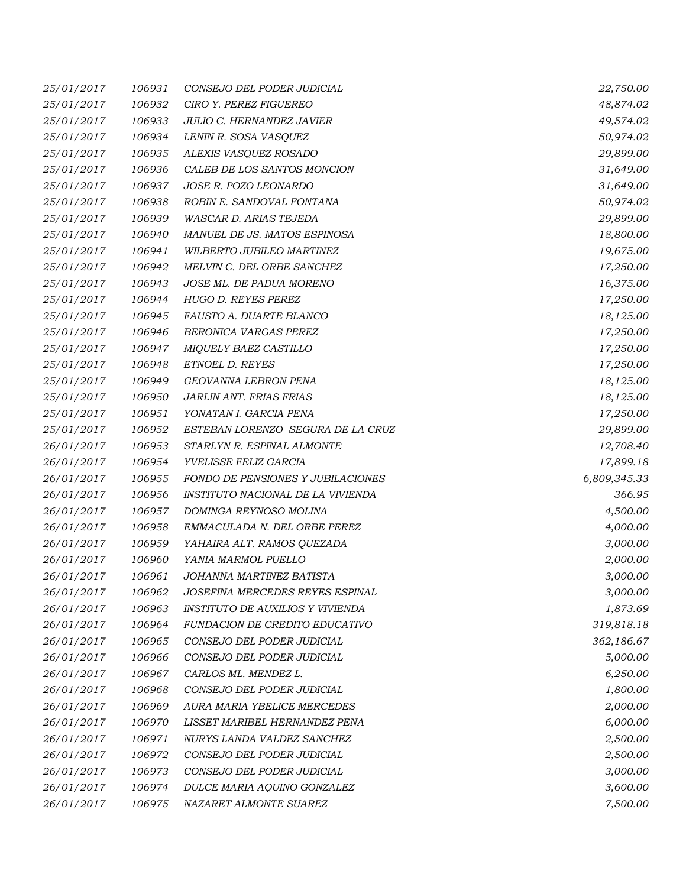| | | | |
|---|---|---|---|
| 25/01/2017 | 106931 | CONSEJO DEL PODER JUDICIAL | 22,750.00 |
| 25/01/2017 | 106932 | CIRO Y. PEREZ FIGUEREO | 48,874.02 |
| 25/01/2017 | 106933 | JULIO C. HERNANDEZ JAVIER | 49,574.02 |
| 25/01/2017 | 106934 | LENIN R. SOSA VASQUEZ | 50,974.02 |
| 25/01/2017 | 106935 | ALEXIS VASQUEZ ROSADO | 29,899.00 |
| 25/01/2017 | 106936 | CALEB DE LOS SANTOS MONCION | 31,649.00 |
| 25/01/2017 | 106937 | JOSE R. POZO LEONARDO | 31,649.00 |
| 25/01/2017 | 106938 | ROBIN E. SANDOVAL FONTANA | 50,974.02 |
| 25/01/2017 | 106939 | WASCAR D. ARIAS TEJEDA | 29,899.00 |
| 25/01/2017 | 106940 | MANUEL DE JS. MATOS ESPINOSA | 18,800.00 |
| 25/01/2017 | 106941 | WILBERTO JUBILEO MARTINEZ | 19,675.00 |
| 25/01/2017 | 106942 | MELVIN C. DEL ORBE SANCHEZ | 17,250.00 |
| 25/01/2017 | 106943 | JOSE ML. DE PADUA MORENO | 16,375.00 |
| 25/01/2017 | 106944 | HUGO D. REYES PEREZ | 17,250.00 |
| 25/01/2017 | 106945 | FAUSTO A. DUARTE BLANCO | 18,125.00 |
| 25/01/2017 | 106946 | BERONICA VARGAS PEREZ | 17,250.00 |
| 25/01/2017 | 106947 | MIQUELY BAEZ CASTILLO | 17,250.00 |
| 25/01/2017 | 106948 | ETNOEL D. REYES | 17,250.00 |
| 25/01/2017 | 106949 | GEOVANNA LEBRON PENA | 18,125.00 |
| 25/01/2017 | 106950 | JARLIN ANT. FRIAS FRIAS | 18,125.00 |
| 25/01/2017 | 106951 | YONATAN I. GARCIA PENA | 17,250.00 |
| 25/01/2017 | 106952 | ESTEBAN LORENZO SEGURA DE LA CRUZ | 29,899.00 |
| 26/01/2017 | 106953 | STARLYN R. ESPINAL ALMONTE | 12,708.40 |
| 26/01/2017 | 106954 | YVELISSE FELIZ GARCIA | 17,899.18 |
| 26/01/2017 | 106955 | FONDO DE PENSIONES Y JUBILACIONES | 6,809,345.33 |
| 26/01/2017 | 106956 | INSTITUTO NACIONAL DE LA VIVIENDA | 366.95 |
| 26/01/2017 | 106957 | DOMINGA REYNOSO MOLINA | 4,500.00 |
| 26/01/2017 | 106958 | EMMACULADA N. DEL ORBE PEREZ | 4,000.00 |
| 26/01/2017 | 106959 | YAHAIRA ALT. RAMOS QUEZADA | 3,000.00 |
| 26/01/2017 | 106960 | YANIA MARMOL PUELLO | 2,000.00 |
| 26/01/2017 | 106961 | JOHANNA MARTINEZ BATISTA | 3,000.00 |
| 26/01/2017 | 106962 | JOSEFINA MERCEDES REYES ESPINAL | 3,000.00 |
| 26/01/2017 | 106963 | INSTITUTO DE AUXILIOS Y VIVIENDA | 1,873.69 |
| 26/01/2017 | 106964 | FUNDACION DE CREDITO EDUCATIVO | 319,818.18 |
| 26/01/2017 | 106965 | CONSEJO DEL PODER JUDICIAL | 362,186.67 |
| 26/01/2017 | 106966 | CONSEJO DEL PODER JUDICIAL | 5,000.00 |
| 26/01/2017 | 106967 | CARLOS ML. MENDEZ L. | 6,250.00 |
| 26/01/2017 | 106968 | CONSEJO DEL PODER JUDICIAL | 1,800.00 |
| 26/01/2017 | 106969 | AURA MARIA YBELICE MERCEDES | 2,000.00 |
| 26/01/2017 | 106970 | LISSET MARIBEL HERNANDEZ PENA | 6,000.00 |
| 26/01/2017 | 106971 | NURYS LANDA VALDEZ SANCHEZ | 2,500.00 |
| 26/01/2017 | 106972 | CONSEJO DEL PODER JUDICIAL | 2,500.00 |
| 26/01/2017 | 106973 | CONSEJO DEL PODER JUDICIAL | 3,000.00 |
| 26/01/2017 | 106974 | DULCE MARIA AQUINO GONZALEZ | 3,600.00 |
| 26/01/2017 | 106975 | NAZARET ALMONTE SUAREZ | 7,500.00 |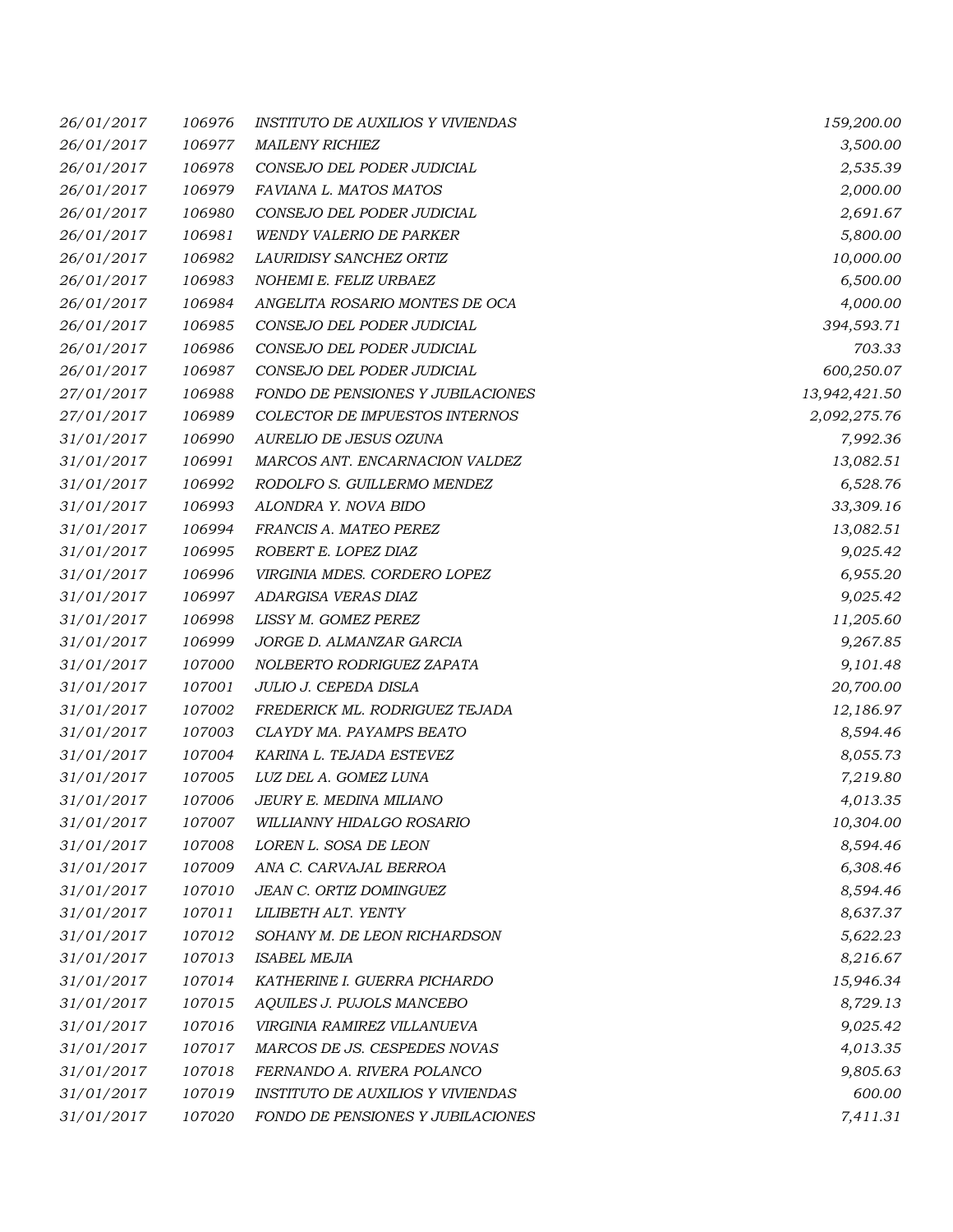| | | | |
|---|---|---|---|
| *26/01/2017* | *106976* | *INSTITUTO DE AUXILIOS Y VIVIENDAS* | *159,200.00* |
| *26/01/2017* | *106977* | *MAILENY RICHIEZ* | *3,500.00* |
| *26/01/2017* | *106978* | *CONSEJO DEL PODER JUDICIAL* | *2,535.39* |
| *26/01/2017* | *106979* | *FAVIANA L. MATOS MATOS* | *2,000.00* |
| *26/01/2017* | *106980* | *CONSEJO DEL PODER JUDICIAL* | *2,691.67* |
| *26/01/2017* | *106981* | *WENDY VALERIO DE PARKER* | *5,800.00* |
| *26/01/2017* | *106982* | *LAURIDISY SANCHEZ ORTIZ* | *10,000.00* |
| *26/01/2017* | *106983* | *NOHEMI E. FELIZ URBAEZ* | *6,500.00* |
| *26/01/2017* | *106984* | *ANGELITA ROSARIO MONTES DE OCA* | *4,000.00* |
| *26/01/2017* | *106985* | *CONSEJO DEL PODER JUDICIAL* | *394,593.71* |
| *26/01/2017* | *106986* | *CONSEJO DEL PODER JUDICIAL* | *703.33* |
| *26/01/2017* | *106987* | *CONSEJO DEL PODER JUDICIAL* | *600,250.07* |
| *27/01/2017* | *106988* | *FONDO DE PENSIONES Y JUBILACIONES* | *13,942,421.50* |
| *27/01/2017* | *106989* | *COLECTOR DE IMPUESTOS INTERNOS* | *2,092,275.76* |
| *31/01/2017* | *106990* | *AURELIO DE JESUS OZUNA* | *7,992.36* |
| *31/01/2017* | *106991* | *MARCOS ANT. ENCARNACION VALDEZ* | *13,082.51* |
| *31/01/2017* | *106992* | *RODOLFO S. GUILLERMO MENDEZ* | *6,528.76* |
| *31/01/2017* | *106993* | *ALONDRA Y. NOVA BIDO* | *33,309.16* |
| *31/01/2017* | *106994* | *FRANCIS A. MATEO PEREZ* | *13,082.51* |
| *31/01/2017* | *106995* | *ROBERT E. LOPEZ DIAZ* | *9,025.42* |
| *31/01/2017* | *106996* | *VIRGINIA MDES. CORDERO LOPEZ* | *6,955.20* |
| *31/01/2017* | *106997* | *ADARGISA VERAS DIAZ* | *9,025.42* |
| *31/01/2017* | *106998* | *LISSY M. GOMEZ PEREZ* | *11,205.60* |
| *31/01/2017* | *106999* | *JORGE D. ALMANZAR GARCIA* | *9,267.85* |
| *31/01/2017* | *107000* | *NOLBERTO RODRIGUEZ ZAPATA* | *9,101.48* |
| *31/01/2017* | *107001* | *JULIO J. CEPEDA DISLA* | *20,700.00* |
| *31/01/2017* | *107002* | *FREDERICK ML. RODRIGUEZ TEJADA* | *12,186.97* |
| *31/01/2017* | *107003* | *CLAYDY MA. PAYAMPS BEATO* | *8,594.46* |
| *31/01/2017* | *107004* | *KARINA L. TEJADA ESTEVEZ* | *8,055.73* |
| *31/01/2017* | *107005* | *LUZ DEL A. GOMEZ LUNA* | *7,219.80* |
| *31/01/2017* | *107006* | *JEURY E. MEDINA MILIANO* | *4,013.35* |
| *31/01/2017* | *107007* | *WILLIANNY HIDALGO ROSARIO* | *10,304.00* |
| *31/01/2017* | *107008* | *LOREN L. SOSA DE LEON* | *8,594.46* |
| *31/01/2017* | *107009* | *ANA C. CARVAJAL BERROA* | *6,308.46* |
| *31/01/2017* | *107010* | *JEAN C. ORTIZ DOMINGUEZ* | *8,594.46* |
| *31/01/2017* | *107011* | *LILIBETH ALT. YENTY* | *8,637.37* |
| *31/01/2017* | *107012* | *SOHANY M. DE LEON RICHARDSON* | *5,622.23* |
| *31/01/2017* | *107013* | *ISABEL MEJIA* | *8,216.67* |
| *31/01/2017* | *107014* | *KATHERINE I. GUERRA PICHARDO* | *15,946.34* |
| *31/01/2017* | *107015* | *AQUILES J. PUJOLS MANCEBO* | *8,729.13* |
| *31/01/2017* | *107016* | *VIRGINIA RAMIREZ VILLANUEVA* | *9,025.42* |
| *31/01/2017* | *107017* | *MARCOS DE JS. CESPEDES NOVAS* | *4,013.35* |
| *31/01/2017* | *107018* | *FERNANDO A. RIVERA POLANCO* | *9,805.63* |
| *31/01/2017* | *107019* | *INSTITUTO DE AUXILIOS Y VIVIENDAS* | *600.00* |
| *31/01/2017* | *107020* | *FONDO DE PENSIONES Y JUBILACIONES* | *7,411.31* |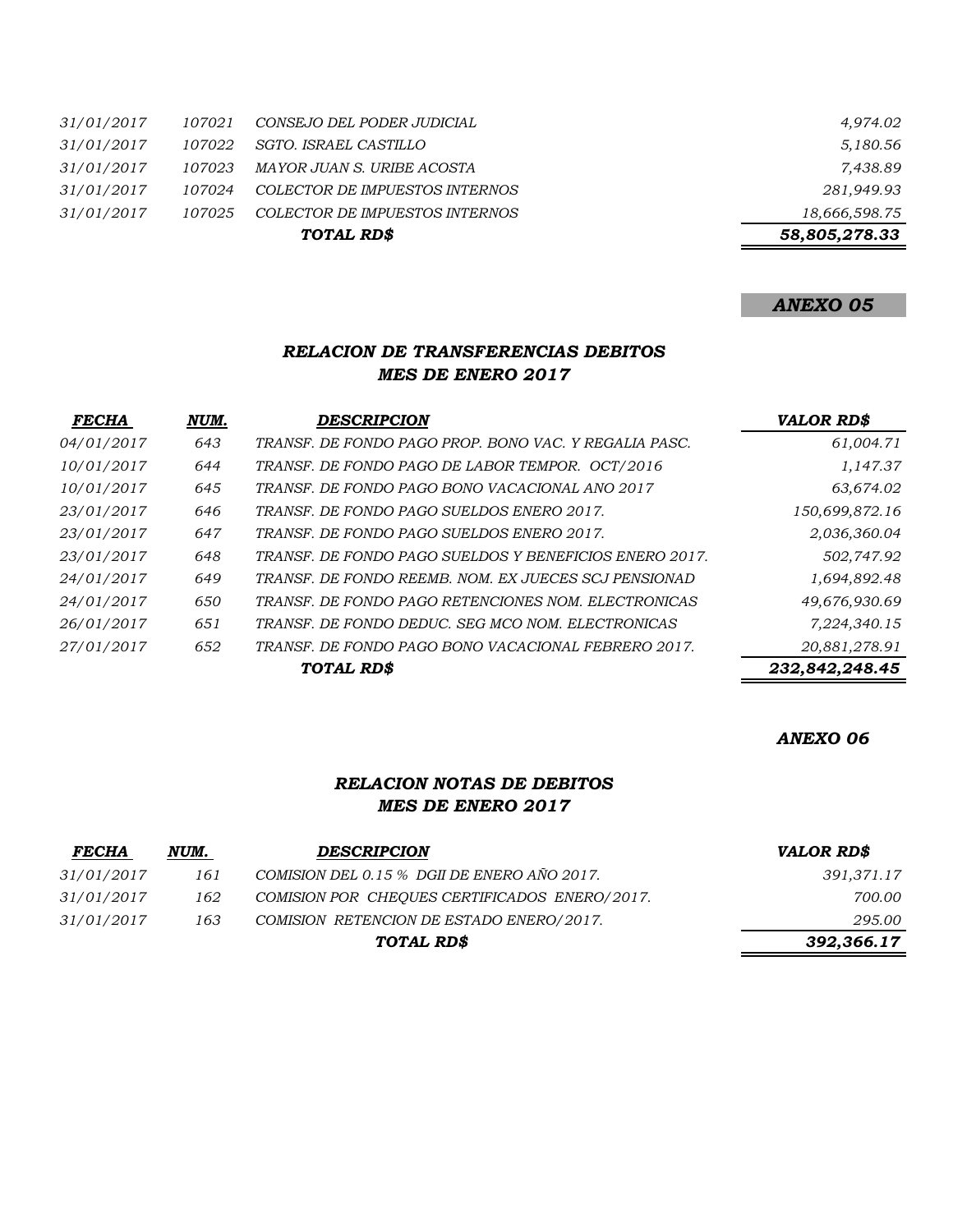| | | | |
|---|---|---|---|
| 31/01/2017 | 107021 | CONSEJO DEL PODER JUDICIAL | 4,974.02 |
| 31/01/2017 | 107022 | SGTO. ISRAEL CASTILLO | 5,180.56 |
| 31/01/2017 | 107023 | MAYOR JUAN S. URIBE ACOSTA | 7,438.89 |
| 31/01/2017 | 107024 | COLECTOR DE IMPUESTOS INTERNOS | 281,949.93 |
| 31/01/2017 | 107025 | COLECTOR DE IMPUESTOS INTERNOS | 18,666,598.75 |
| | | **TOTAL RD$** | **58,805,278.33** |

***ANEXO 05***

### *RELACION DE TRANSFERENCIAS DEBITOS*
### *MES DE ENERO 2017*

| *FECHA* | *NUM.* | *DESCRIPCION* | *VALOR RD$* |
|---|---|---|---|
| 04/01/2017 | 643 | TRANSF. DE FONDO PAGO PROP. BONO VAC. Y REGALIA PASC. | 61,004.71 |
| 10/01/2017 | 644 | TRANSF. DE FONDO PAGO DE LABOR TEMPOR. OCT/2016 | 1,147.37 |
| 10/01/2017 | 645 | TRANSF. DE FONDO PAGO BONO VACACIONAL ANO 2017 | 63,674.02 |
| 23/01/2017 | 646 | TRANSF. DE FONDO PAGO SUELDOS ENERO 2017. | 150,699,872.16 |
| 23/01/2017 | 647 | TRANSF. DE FONDO PAGO SUELDOS ENERO 2017. | 2,036,360.04 |
| 23/01/2017 | 648 | TRANSF. DE FONDO PAGO SUELDOS Y BENEFICIOS ENERO 2017. | 502,747.92 |
| 24/01/2017 | 649 | TRANSF. DE FONDO REEMB. NOM. EX JUECES SCJ PENSIONAD | 1,694,892.48 |
| 24/01/2017 | 650 | TRANSF. DE FONDO PAGO RETENCIONES NOM. ELECTRONICAS | 49,676,930.69 |
| 26/01/2017 | 651 | TRANSF. DE FONDO DEDUC. SEG MCO NOM. ELECTRONICAS | 7,224,340.15 |
| 27/01/2017 | 652 | TRANSF. DE FONDO PAGO BONO VACACIONAL FEBRERO 2017. | 20,881,278.91 |
| | | **TOTAL RD$** | **232,842,248.45** |

***ANEXO 06***

### *RELACION NOTAS DE DEBITOS*
### *MES DE ENERO 2017*

| *FECHA* | *NUM.* | *DESCRIPCION* | *VALOR RD$* |
|---|---|---|---|
| 31/01/2017 | 161 | COMISION DEL 0.15 % DGII DE ENERO AÑO 2017. | 391,371.17 |
| 31/01/2017 | 162 | COMISION POR CHEQUES CERTIFICADOS ENERO/2017. | 700.00 |
| 31/01/2017 | 163 | COMISION RETENCION DE ESTADO ENERO/2017. | 295.00 |
| | | **TOTAL RD$** | **392,366.17** |